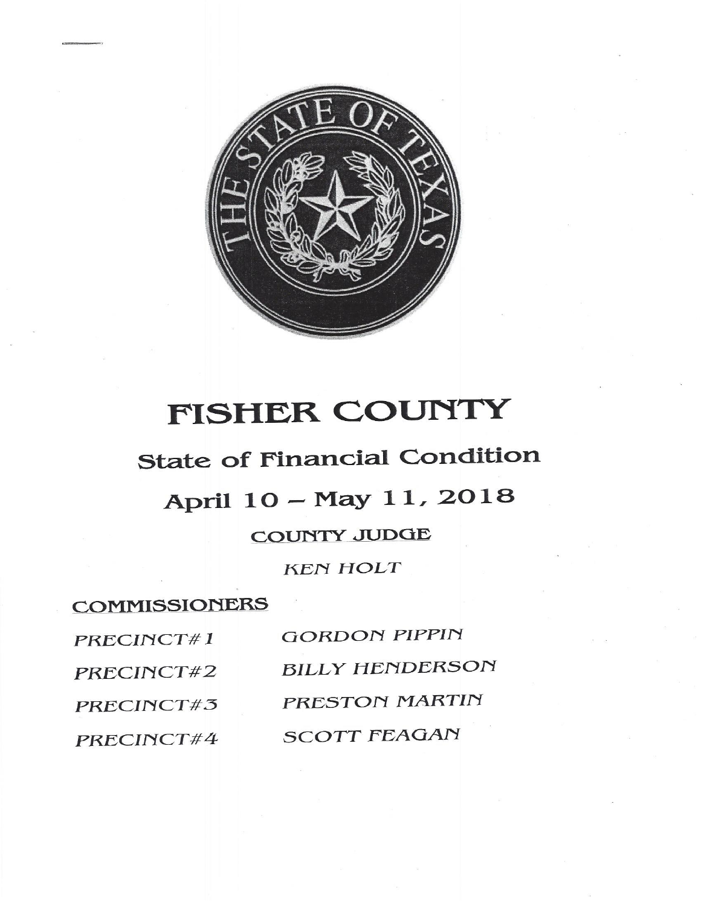# FISHER COUNTY

## State of Financial Condition

## April 10 – May 11, 2018

### COUNTY JUDGE

*KEN HOLT*

### COMMISSIONERS

| | |
|---|---|
| *PRECINCT#1* | *GORDON PIPPIN* |
| *PRECINCT#2* | *BILLY HENDERSON* |
| *PRECINCT#3* | *PRESTON MARTIN* |
| *PRECINCT#4* | *SCOTT FEAGAN* |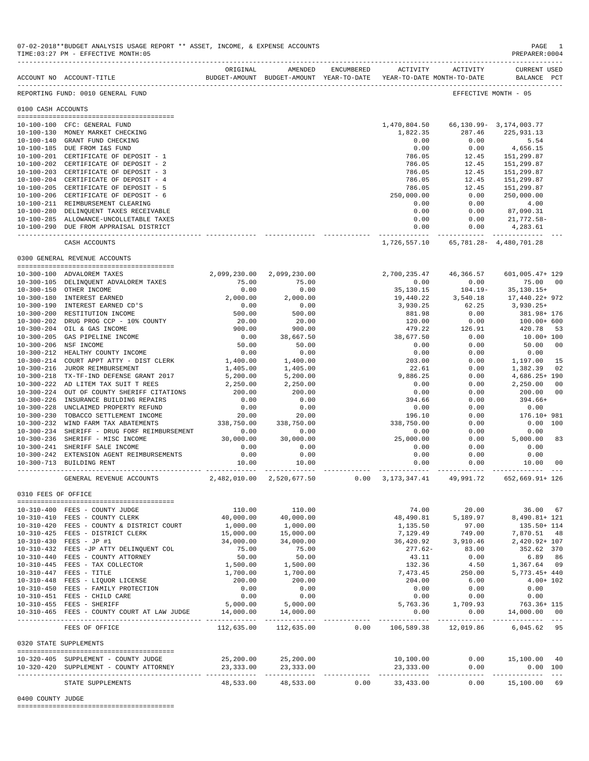07-02-2018**BUDGET ANALYSIS USAGE REPORT ** ASSET, INCOME, & EXPENSE ACCOUNTS
TIME:03:27 PM - EFFECTIVE MONTH:05

PREPARER:0004

| ACCOUNT NO | ACCOUNT-TITLE | ORIGINAL BUDGET-AMOUNT | AMENDED BUDGET-AMOUNT | ENCUMBERED YEAR-TO-DATE | ACTIVITY YEAR-TO-DATE | ACTIVITY MONTH-TO-DATE | CURRENT BALANCE | USED PCT |
|---|---|---|---|---|---|---|---|---|
| REPORTING FUND: 0010 GENERAL FUND | | | | | | EFFECTIVE MONTH - 05 | | |
| **0100 CASH ACCOUNTS** | | | | | | | | |
| 10-100-100 | CFC: GENERAL FUND | | | | 1,470,804.50 | 66,130.99- | 3,174,003.77 | |
| 10-100-130 | MONEY MARKET CHECKING | | | | 1,822.35 | 287.46 | 225,931.13 | |
| 10-100-140 | GRANT FUND CHECKING | | | | 0.00 | 0.00 | 5.54 | |
| 10-100-185 | DUE FROM I&S FUND | | | | 0.00 | 0.00 | 4,656.15 | |
| 10-100-201 | CERTIFICATE OF DEPOSIT - 1 | | | | 786.05 | 12.45 | 151,299.87 | |
| 10-100-202 | CERTIFICATE OF DEPOSIT - 2 | | | | 786.05 | 12.45 | 151,299.87 | |
| 10-100-203 | CERTIFICATE OF DEPOSIT - 3 | | | | 786.05 | 12.45 | 151,299.87 | |
| 10-100-204 | CERTIFICATE OF DEPOSIT - 4 | | | | 786.05 | 12.45 | 151,299.87 | |
| 10-100-205 | CERTIFICATE OF DEPOSIT - 5 | | | | 786.05 | 12.45 | 151,299.87 | |
| 10-100-206 | CERTIFICATE OF DEPOSIT - 6 | | | | 250,000.00 | 0.00 | 250,000.00 | |
| 10-100-211 | REIMBURSEMENT CLEARING | | | | 0.00 | 0.00 | 4.00 | |
| 10-100-280 | DELINQUENT TAXES RECEIVABLE | | | | 0.00 | 0.00 | 87,090.31 | |
| 10-100-285 | ALLOWANCE-UNCOLLETABLE TAXES | | | | 0.00 | 0.00 | 21,772.58- | |
| 10-100-290 | DUE FROM APPRAISAL DISTRICT | | | | 0.00 | 0.00 | 4,283.61 | |
| | CASH ACCOUNTS | | | | 1,726,557.10 | 65,781.28- | 4,480,701.28 | |
| **0300 GENERAL REVENUE ACCOUNTS** | | | | | | | | |
| 10-300-100 | ADVALOREM TAXES | 2,099,230.00 | 2,099,230.00 | | 2,700,235.47 | 46,366.57 | 601,005.47+ | 129 |
| 10-300-105 | DELINQUENT ADVALOREM TAXES | 75.00 | 75.00 | | 0.00 | 0.00 | 75.00 | 00 |
| 10-300-150 | OTHER INCOME | 0.00 | 0.00 | | 35,130.15 | 104.19- | 35,130.15+ | |
| 10-300-180 | INTEREST EARNED | 2,000.00 | 2,000.00 | | 19,440.22 | 3,540.18 | 17,440.22+ | 972 |
| 10-300-190 | INTEREST EARNED CD'S | 0.00 | 0.00 | | 3,930.25 | 62.25 | 3,930.25+ | |
| 10-300-200 | RESTITUTION INCOME | 500.00 | 500.00 | | 881.98 | 0.00 | 381.98+ | 176 |
| 10-300-202 | DRUG PROG CCP - 10% COUNTY | 20.00 | 20.00 | | 120.00 | 0.00 | 100.00+ | 600 |
| 10-300-204 | OIL & GAS INCOME | 900.00 | 900.00 | | 479.22 | 126.91 | 420.78 | 53 |
| 10-300-205 | GAS PIPELINE INCOME | 0.00 | 38,667.50 | | 38,677.50 | 0.00 | 10.00+ | 100 |
| 10-300-206 | NSF INCOME | 50.00 | 50.00 | | 0.00 | 0.00 | 50.00 | 00 |
| 10-300-212 | HEALTHY COUNTY INCOME | 0.00 | 0.00 | | 0.00 | 0.00 | 0.00 | |
| 10-300-214 | COURT APPT ATTY - DIST CLERK | 1,400.00 | 1,400.00 | | 203.00 | 0.00 | 1,197.00 | 15 |
| 10-300-216 | JUROR REIMBURSEMENT | 1,405.00 | 1,405.00 | | 22.61 | 0.00 | 1,382.39 | 02 |
| 10-300-218 | TX-TF-IND DEFENSE GRANT 2017 | 5,200.00 | 5,200.00 | | 9,886.25 | 0.00 | 4,686.25+ | 190 |
| 10-300-222 | AD LITEM TAX SUIT T REES | 2,250.00 | 2,250.00 | | 0.00 | 0.00 | 2,250.00 | 00 |
| 10-300-224 | OUT OF COUNTY SHERIFF CITATIONS | 200.00 | 200.00 | | 0.00 | 0.00 | 200.00 | 00 |
| 10-300-226 | INSURANCE BUILDING REPAIRS | 0.00 | 0.00 | | 394.66 | 0.00 | 394.66+ | |
| 10-300-228 | UNCLAIMED PROPERTY REFUND | 0.00 | 0.00 | | 0.00 | 0.00 | 0.00 | |
| 10-300-230 | TOBACCO SETTLEMENT INCOME | 20.00 | 20.00 | | 196.10 | 0.00 | 176.10+ | 981 |
| 10-300-232 | WIND FARM TAX ABATEMENTS | 338,750.00 | 338,750.00 | | 338,750.00 | 0.00 | 0.00 | 100 |
| 10-300-234 | SHERIFF - DRUG FORF REIMBURSEMENT | 0.00 | 0.00 | | 0.00 | 0.00 | 0.00 | |
| 10-300-236 | SHERIFF - MISC INCOME | 30,000.00 | 30,000.00 | | 25,000.00 | 0.00 | 5,000.00 | 83 |
| 10-300-241 | SHERIFF SALE INCOME | 0.00 | 0.00 | | 0.00 | 0.00 | 0.00 | |
| 10-300-242 | EXTENSION AGENT REIMBURSEMENTS | 0.00 | 0.00 | | 0.00 | 0.00 | 0.00 | |
| 10-300-713 | BUILDING RENT | 10.00 | 10.00 | | 0.00 | 0.00 | 10.00 | 00 |
| | GENERAL REVENUE ACCOUNTS | 2,482,010.00 | 2,520,677.50 | 0.00 | 3,173,347.41 | 49,991.72 | 652,669.91+ | 126 |
| **0310 FEES OF OFFICE** | | | | | | | | |
| 10-310-400 | FEES - COUNTY JUDGE | 110.00 | 110.00 | | 74.00 | 20.00 | 36.00 | 67 |
| 10-310-410 | FEES - COUNTY CLERK | 40,000.00 | 40,000.00 | | 48,490.81 | 5,189.97 | 8,490.81+ | 121 |
| 10-310-420 | FEES - COUNTY & DISTRICT COURT | 1,000.00 | 1,000.00 | | 1,135.50 | 97.00 | 135.50+ | 114 |
| 10-310-425 | FEES - DISTRICT CLERK | 15,000.00 | 15,000.00 | | 7,129.49 | 749.00 | 7,870.51 | 48 |
| 10-310-430 | FEES - JP #1 | 34,000.00 | 34,000.00 | | 36,420.92 | 3,910.46 | 2,420.92+ | 107 |
| 10-310-432 | FEES -JP ATTY DELINQUENT COL | 75.00 | 75.00 | | 277.62- | 83.00 | 352.62 | 370 |
| 10-310-440 | FEES - COUNTY ATTORNEY | 50.00 | 50.00 | | 43.11 | 0.00 | 6.89 | 86 |
| 10-310-445 | FEES - TAX COLLECTOR | 1,500.00 | 1,500.00 | | 132.36 | 4.50 | 1,367.64 | 09 |
| 10-310-447 | FEES - TITLE | 1,700.00 | 1,700.00 | | 7,473.45 | 250.00 | 5,773.45+ | 440 |
| 10-310-448 | FEES - LIQUOR LICENSE | 200.00 | 200.00 | | 204.00 | 6.00 | 4.00+ | 102 |
| 10-310-450 | FEES - FAMILY PROTECTION | 0.00 | 0.00 | | 0.00 | 0.00 | 0.00 | |
| 10-310-451 | FEES - CHILD CARE | 0.00 | 0.00 | | 0.00 | 0.00 | 0.00 | |
| 10-310-455 | FEES - SHERIFF | 5,000.00 | 5,000.00 | | 5,763.36 | 1,709.93 | 763.36+ | 115 |
| 10-310-465 | FEES - COUNTY COURT AT LAW JUDGE | 14,000.00 | 14,000.00 | | 0.00 | 0.00 | 14,000.00 | 00 |
| | FEES OF OFFICE | 112,635.00 | 112,635.00 | 0.00 | 106,589.38 | 12,019.86 | 6,045.62 | 95 |
| **0320 STATE SUPPLEMENTS** | | | | | | | | |
| 10-320-405 | SUPPLEMENT - COUNTY JUDGE | 25,200.00 | 25,200.00 | | 10,100.00 | 0.00 | 15,100.00 | 40 |
| 10-320-420 | SUPPLEMENT - COUNTY ATTORNEY | 23,333.00 | 23,333.00 | | 23,333.00 | 0.00 | 0.00 | 100 |
| | STATE SUPPLEMENTS | 48,533.00 | 48,533.00 | 0.00 | 33,433.00 | 0.00 | 15,100.00 | 69 |

0400 COUNTY JUDGE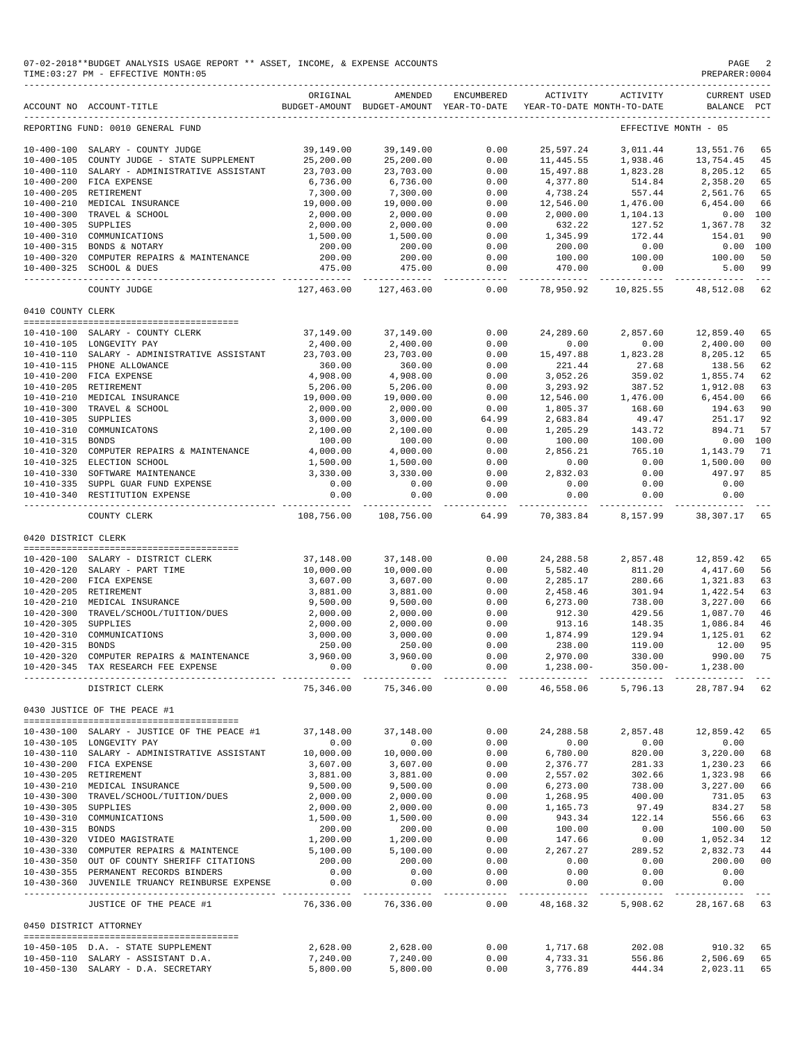07-02-2018**BUDGET ANALYSIS USAGE REPORT ** ASSET, INCOME, & EXPENSE ACCOUNTS
TIME:03:27 PM - EFFECTIVE MONTH:05
PREPARER:0004

| ACCOUNT NO | ACCOUNT-TITLE | ORIGINAL BUDGET-AMOUNT | AMENDED BUDGET-AMOUNT | ENCUMBERED YEAR-TO-DATE | ACTIVITY YEAR-TO-DATE | ACTIVITY MONTH-TO-DATE | CURRENT BALANCE | USED PCT |
|---|---|---|---|---|---|---|---|---|
| REPORTING FUND: 0010 GENERAL FUND | | | | | | EFFECTIVE MONTH - 05 | | |
| 10-400-100 | SALARY - COUNTY JUDGE | 39,149.00 | 39,149.00 | 0.00 | 25,597.24 | 3,011.44 | 13,551.76 | 65 |
| 10-400-105 | COUNTY JUDGE - STATE SUPPLEMENT | 25,200.00 | 25,200.00 | 0.00 | 11,445.55 | 1,938.46 | 13,754.45 | 45 |
| 10-400-110 | SALARY - ADMINISTRATIVE ASSISTANT | 23,703.00 | 23,703.00 | 0.00 | 15,497.88 | 1,823.28 | 8,205.12 | 65 |
| 10-400-200 | FICA EXPENSE | 6,736.00 | 6,736.00 | 0.00 | 4,377.80 | 514.84 | 2,358.20 | 65 |
| 10-400-205 | RETIREMENT | 7,300.00 | 7,300.00 | 0.00 | 4,738.24 | 557.44 | 2,561.76 | 65 |
| 10-400-210 | MEDICAL INSURANCE | 19,000.00 | 19,000.00 | 0.00 | 12,546.00 | 1,476.00 | 6,454.00 | 66 |
| 10-400-300 | TRAVEL & SCHOOL | 2,000.00 | 2,000.00 | 0.00 | 2,000.00 | 1,104.13 | 0.00 | 100 |
| 10-400-305 | SUPPLIES | 2,000.00 | 2,000.00 | 0.00 | 632.22 | 127.52 | 1,367.78 | 32 |
| 10-400-310 | COMMUNICATIONS | 1,500.00 | 1,500.00 | 0.00 | 1,345.99 | 172.44 | 154.01 | 90 |
| 10-400-315 | BONDS & NOTARY | 200.00 | 200.00 | 0.00 | 200.00 | 0.00 | 0.00 | 100 |
| 10-400-320 | COMPUTER REPAIRS & MAINTENANCE | 200.00 | 200.00 | 0.00 | 100.00 | 100.00 | 100.00 | 50 |
| 10-400-325 | SCHOOL & DUES | 475.00 | 475.00 | 0.00 | 470.00 | 0.00 | 5.00 | 99 |
| | COUNTY JUDGE | 127,463.00 | 127,463.00 | 0.00 | 78,950.92 | 10,825.55 | 48,512.08 | 62 |
| 0410 COUNTY CLERK | | | | | | | | |
| 10-410-100 | SALARY - COUNTY CLERK | 37,149.00 | 37,149.00 | 0.00 | 24,289.60 | 2,857.60 | 12,859.40 | 65 |
| 10-410-105 | LONGEVITY PAY | 2,400.00 | 2,400.00 | 0.00 | 0.00 | 0.00 | 2,400.00 | 00 |
| 10-410-110 | SALARY - ADMINISTRATIVE ASSISTANT | 23,703.00 | 23,703.00 | 0.00 | 15,497.88 | 1,823.28 | 8,205.12 | 65 |
| 10-410-115 | PHONE ALLOWANCE | 360.00 | 360.00 | 0.00 | 221.44 | 27.68 | 138.56 | 62 |
| 10-410-200 | FICA EXPENSE | 4,908.00 | 4,908.00 | 0.00 | 3,052.26 | 359.02 | 1,855.74 | 62 |
| 10-410-205 | RETIREMENT | 5,206.00 | 5,206.00 | 0.00 | 3,293.92 | 387.52 | 1,912.08 | 63 |
| 10-410-210 | MEDICAL INSURANCE | 19,000.00 | 19,000.00 | 0.00 | 12,546.00 | 1,476.00 | 6,454.00 | 66 |
| 10-410-300 | TRAVEL & SCHOOL | 2,000.00 | 2,000.00 | 0.00 | 1,805.37 | 168.60 | 194.63 | 90 |
| 10-410-305 | SUPPLIES | 3,000.00 | 3,000.00 | 64.99 | 2,683.84 | 49.47 | 251.17 | 92 |
| 10-410-310 | COMMUNICATONS | 2,100.00 | 2,100.00 | 0.00 | 1,205.29 | 143.72 | 894.71 | 57 |
| 10-410-315 | BONDS | 100.00 | 100.00 | 0.00 | 100.00 | 100.00 | 0.00 | 100 |
| 10-410-320 | COMPUTER REPAIRS & MAINTENANCE | 4,000.00 | 4,000.00 | 0.00 | 2,856.21 | 765.10 | 1,143.79 | 71 |
| 10-410-325 | ELECTION SCHOOL | 1,500.00 | 1,500.00 | 0.00 | 0.00 | 0.00 | 1,500.00 | 00 |
| 10-410-330 | SOFTWARE MAINTENANCE | 3,330.00 | 3,330.00 | 0.00 | 2,832.03 | 0.00 | 497.97 | 85 |
| 10-410-335 | SUPPL GUAR FUND EXPENSE | 0.00 | 0.00 | 0.00 | 0.00 | 0.00 | 0.00 | |
| 10-410-340 | RESTITUTION EXPENSE | 0.00 | 0.00 | 0.00 | 0.00 | 0.00 | 0.00 | |
| | COUNTY CLERK | 108,756.00 | 108,756.00 | 64.99 | 70,383.84 | 8,157.99 | 38,307.17 | 65 |
| 0420 DISTRICT CLERK | | | | | | | | |
| 10-420-100 | SALARY - DISTRICT CLERK | 37,148.00 | 37,148.00 | 0.00 | 24,288.58 | 2,857.48 | 12,859.42 | 65 |
| 10-420-120 | SALARY - PART TIME | 10,000.00 | 10,000.00 | 0.00 | 5,582.40 | 811.20 | 4,417.60 | 56 |
| 10-420-200 | FICA EXPENSE | 3,607.00 | 3,607.00 | 0.00 | 2,285.17 | 280.66 | 1,321.83 | 63 |
| 10-420-205 | RETIREMENT | 3,881.00 | 3,881.00 | 0.00 | 2,458.46 | 301.94 | 1,422.54 | 63 |
| 10-420-210 | MEDICAL INSURANCE | 9,500.00 | 9,500.00 | 0.00 | 6,273.00 | 738.00 | 3,227.00 | 66 |
| 10-420-300 | TRAVEL/SCHOOL/TUITION/DUES | 2,000.00 | 2,000.00 | 0.00 | 912.30 | 429.56 | 1,087.70 | 46 |
| 10-420-305 | SUPPLIES | 2,000.00 | 2,000.00 | 0.00 | 913.16 | 148.35 | 1,086.84 | 46 |
| 10-420-310 | COMMUNICATIONS | 3,000.00 | 3,000.00 | 0.00 | 1,874.99 | 129.94 | 1,125.01 | 62 |
| 10-420-315 | BONDS | 250.00 | 250.00 | 0.00 | 238.00 | 119.00 | 12.00 | 95 |
| 10-420-320 | COMPUTER REPAIRS & MAINTENANCE | 3,960.00 | 3,960.00 | 0.00 | 2,970.00 | 330.00 | 990.00 | 75 |
| 10-420-345 | TAX RESEARCH FEE EXPENSE | 0.00 | 0.00 | 0.00 | 1,238.00- | 350.00- | 1,238.00 | |
| | DISTRICT CLERK | 75,346.00 | 75,346.00 | 0.00 | 46,558.06 | 5,796.13 | 28,787.94 | 62 |
| 0430 JUSTICE OF THE PEACE #1 | | | | | | | | |
| 10-430-100 | SALARY - JUSTICE OF THE PEACE #1 | 37,148.00 | 37,148.00 | 0.00 | 24,288.58 | 2,857.48 | 12,859.42 | 65 |
| 10-430-105 | LONGEVITY PAY | 0.00 | 0.00 | 0.00 | 0.00 | 0.00 | 0.00 | |
| 10-430-110 | SALARY - ADMINISTRATIVE ASSISTANT | 10,000.00 | 10,000.00 | 0.00 | 6,780.00 | 820.00 | 3,220.00 | 68 |
| 10-430-200 | FICA EXPENSE | 3,607.00 | 3,607.00 | 0.00 | 2,376.77 | 281.33 | 1,230.23 | 66 |
| 10-430-205 | RETIREMENT | 3,881.00 | 3,881.00 | 0.00 | 2,557.02 | 302.66 | 1,323.98 | 66 |
| 10-430-210 | MEDICAL INSURANCE | 9,500.00 | 9,500.00 | 0.00 | 6,273.00 | 738.00 | 3,227.00 | 66 |
| 10-430-300 | TRAVEL/SCHOOL/TUITION/DUES | 2,000.00 | 2,000.00 | 0.00 | 1,268.95 | 400.00 | 731.05 | 63 |
| 10-430-305 | SUPPLIES | 2,000.00 | 2,000.00 | 0.00 | 1,165.73 | 97.49 | 834.27 | 58 |
| 10-430-310 | COMMUNICATIONS | 1,500.00 | 1,500.00 | 0.00 | 943.34 | 122.14 | 556.66 | 63 |
| 10-430-315 | BONDS | 200.00 | 200.00 | 0.00 | 100.00 | 0.00 | 100.00 | 50 |
| 10-430-320 | VIDEO MAGISTRATE | 1,200.00 | 1,200.00 | 0.00 | 147.66 | 0.00 | 1,052.34 | 12 |
| 10-430-330 | COMPUTER REPAIRS & MAINTENCE | 5,100.00 | 5,100.00 | 0.00 | 2,267.27 | 289.52 | 2,832.73 | 44 |
| 10-430-350 | OUT OF COUNTY SHERIFF CITATIONS | 200.00 | 200.00 | 0.00 | 0.00 | 0.00 | 200.00 | 00 |
| 10-430-355 | PERMANENT RECORDS BINDERS | 0.00 | 0.00 | 0.00 | 0.00 | 0.00 | 0.00 | |
| 10-430-360 | JUVENILE TRUANCY REINBURSE EXPENSE | 0.00 | 0.00 | 0.00 | 0.00 | 0.00 | 0.00 | |
| | JUSTICE OF THE PEACE #1 | 76,336.00 | 76,336.00 | 0.00 | 48,168.32 | 5,908.62 | 28,167.68 | 63 |
| 0450 DISTRICT ATTORNEY | | | | | | | | |
| 10-450-105 | D.A. - STATE SUPPLEMENT | 2,628.00 | 2,628.00 | 0.00 | 1,717.68 | 202.08 | 910.32 | 65 |
| 10-450-110 | SALARY - ASSISTANT D.A. | 7,240.00 | 7,240.00 | 0.00 | 4,733.31 | 556.86 | 2,506.69 | 65 |
| 10-450-130 | SALARY - D.A. SECRETARY | 5,800.00 | 5,800.00 | 0.00 | 3,776.89 | 444.34 | 2,023.11 | 65 |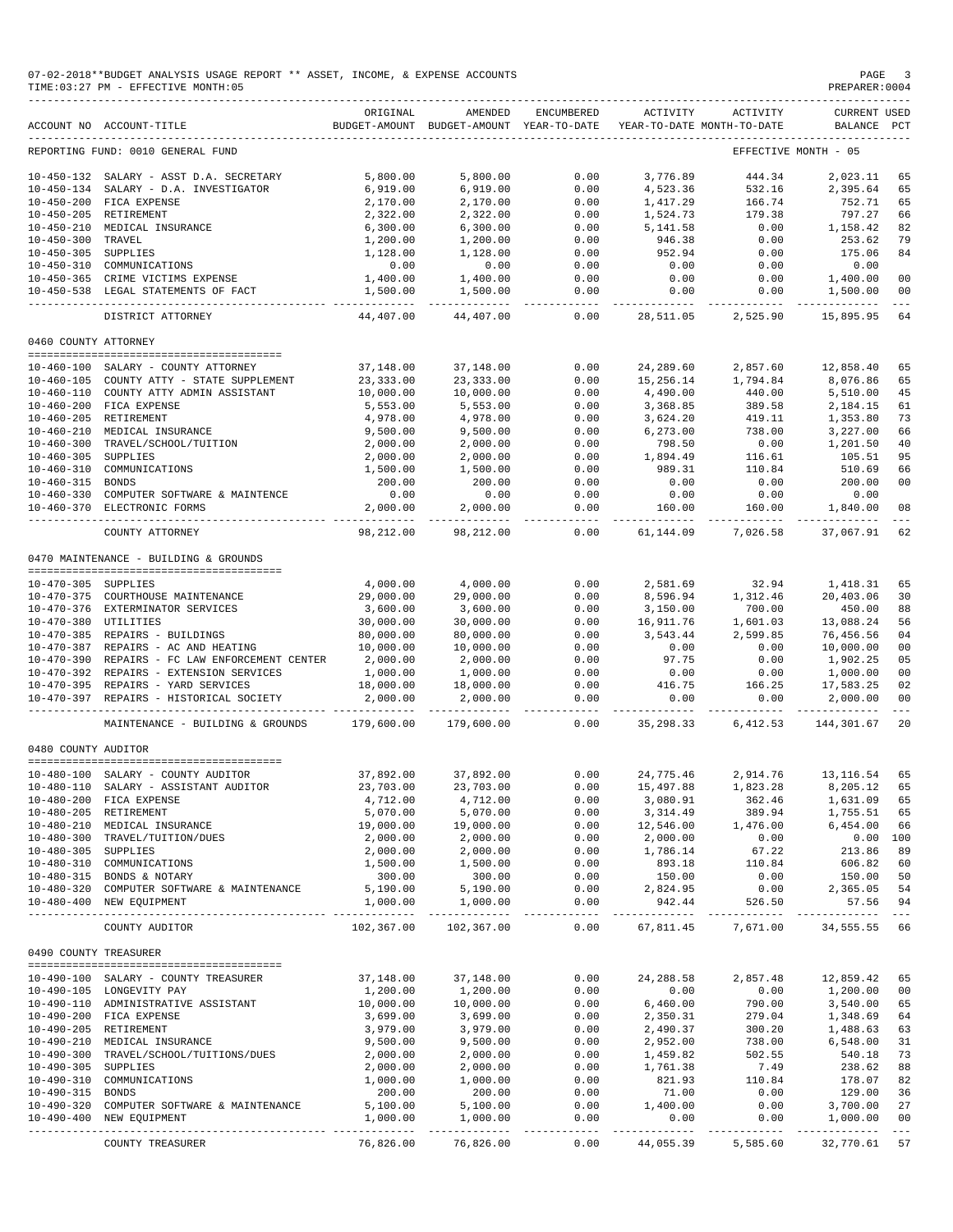07-02-2018**BUDGET ANALYSIS USAGE REPORT ** ASSET, INCOME, & EXPENSE ACCOUNTS
TIME:03:27 PM - EFFECTIVE MONTH:05

PREPARER:0004

| ACCOUNT NO | ACCOUNT-TITLE | ORIGINAL BUDGET-AMOUNT | AMENDED BUDGET-AMOUNT | ENCUMBERED YEAR-TO-DATE | ACTIVITY YEAR-TO-DATE | ACTIVITY MONTH-TO-DATE | CURRENT BALANCE | USED PCT |
|---|---|---|---|---|---|---|---|---|
| REPORTING FUND: 0010 GENERAL FUND | | | | | | | EFFECTIVE MONTH - 05 | |
| 10-450-132 | SALARY - ASST D.A. SECRETARY | 5,800.00 | 5,800.00 | 0.00 | 3,776.89 | 444.34 | 2,023.11 | 65 |
| 10-450-134 | SALARY - D.A. INVESTIGATOR | 6,919.00 | 6,919.00 | 0.00 | 4,523.36 | 532.16 | 2,395.64 | 65 |
| 10-450-200 | FICA EXPENSE | 2,170.00 | 2,170.00 | 0.00 | 1,417.29 | 166.74 | 752.71 | 65 |
| 10-450-205 | RETIREMENT | 2,322.00 | 2,322.00 | 0.00 | 1,524.73 | 179.38 | 797.27 | 66 |
| 10-450-210 | MEDICAL INSURANCE | 6,300.00 | 6,300.00 | 0.00 | 5,141.58 | 0.00 | 1,158.42 | 82 |
| 10-450-300 | TRAVEL | 1,200.00 | 1,200.00 | 0.00 | 946.38 | 0.00 | 253.62 | 79 |
| 10-450-305 | SUPPLIES | 1,128.00 | 1,128.00 | 0.00 | 952.94 | 0.00 | 175.06 | 84 |
| 10-450-310 | COMMUNICATIONS | 0.00 | 0.00 | 0.00 | 0.00 | 0.00 | 0.00 | |
| 10-450-365 | CRIME VICTIMS EXPENSE | 1,400.00 | 1,400.00 | 0.00 | 0.00 | 0.00 | 1,400.00 | 00 |
| 10-450-538 | LEGAL STATEMENTS OF FACT | 1,500.00 | 1,500.00 | 0.00 | 0.00 | 0.00 | 1,500.00 | 00 |
| | DISTRICT ATTORNEY | 44,407.00 | 44,407.00 | 0.00 | 28,511.05 | 2,525.90 | 15,895.95 | 64 |
| 0460 COUNTY ATTORNEY | | | | | | | | |
| 10-460-100 | SALARY - COUNTY ATTORNEY | 37,148.00 | 37,148.00 | 0.00 | 24,289.60 | 2,857.60 | 12,858.40 | 65 |
| 10-460-105 | COUNTY ATTY - STATE SUPPLEMENT | 23,333.00 | 23,333.00 | 0.00 | 15,256.14 | 1,794.84 | 8,076.86 | 65 |
| 10-460-110 | COUNTY ATTY ADMIN ASSISTANT | 10,000.00 | 10,000.00 | 0.00 | 4,490.00 | 440.00 | 5,510.00 | 45 |
| 10-460-200 | FICA EXPENSE | 5,553.00 | 5,553.00 | 0.00 | 3,368.85 | 389.58 | 2,184.15 | 61 |
| 10-460-205 | RETIREMENT | 4,978.00 | 4,978.00 | 0.00 | 3,624.20 | 419.11 | 1,353.80 | 73 |
| 10-460-210 | MEDICAL INSURANCE | 9,500.00 | 9,500.00 | 0.00 | 6,273.00 | 738.00 | 3,227.00 | 66 |
| 10-460-300 | TRAVEL/SCHOOL/TUITION | 2,000.00 | 2,000.00 | 0.00 | 798.50 | 0.00 | 1,201.50 | 40 |
| 10-460-305 | SUPPLIES | 2,000.00 | 2,000.00 | 0.00 | 1,894.49 | 116.61 | 105.51 | 95 |
| 10-460-310 | COMMUNICATIONS | 1,500.00 | 1,500.00 | 0.00 | 989.31 | 110.84 | 510.69 | 66 |
| 10-460-315 | BONDS | 200.00 | 200.00 | 0.00 | 0.00 | 0.00 | 200.00 | 00 |
| 10-460-330 | COMPUTER SOFTWARE & MAINTENCE | 0.00 | 0.00 | 0.00 | 0.00 | 0.00 | 0.00 | |
| 10-460-370 | ELECTRONIC FORMS | 2,000.00 | 2,000.00 | 0.00 | 160.00 | 160.00 | 1,840.00 | 08 |
| | COUNTY ATTORNEY | 98,212.00 | 98,212.00 | 0.00 | 61,144.09 | 7,026.58 | 37,067.91 | 62 |
| 0470 MAINTENANCE - BUILDING & GROUNDS | | | | | | | | |
| 10-470-305 | SUPPLIES | 4,000.00 | 4,000.00 | 0.00 | 2,581.69 | 32.94 | 1,418.31 | 65 |
| 10-470-375 | COURTHOUSE MAINTENANCE | 29,000.00 | 29,000.00 | 0.00 | 8,596.94 | 1,312.46 | 20,403.06 | 30 |
| 10-470-376 | EXTERMINATOR SERVICES | 3,600.00 | 3,600.00 | 0.00 | 3,150.00 | 700.00 | 450.00 | 88 |
| 10-470-380 | UTILITIES | 30,000.00 | 30,000.00 | 0.00 | 16,911.76 | 1,601.03 | 13,088.24 | 56 |
| 10-470-385 | REPAIRS - BUILDINGS | 80,000.00 | 80,000.00 | 0.00 | 3,543.44 | 2,599.85 | 76,456.56 | 04 |
| 10-470-387 | REPAIRS - AC AND HEATING | 10,000.00 | 10,000.00 | 0.00 | 0.00 | 0.00 | 10,000.00 | 00 |
| 10-470-390 | REPAIRS - FC LAW ENFORCEMENT CENTER | 2,000.00 | 2,000.00 | 0.00 | 97.75 | 0.00 | 1,902.25 | 05 |
| 10-470-392 | REPAIRS - EXTENSION SERVICES | 1,000.00 | 1,000.00 | 0.00 | 0.00 | 0.00 | 1,000.00 | 00 |
| 10-470-395 | REPAIRS - YARD SERVICES | 18,000.00 | 18,000.00 | 0.00 | 416.75 | 166.25 | 17,583.25 | 02 |
| 10-470-397 | REPAIRS - HISTORICAL SOCIETY | 2,000.00 | 2,000.00 | 0.00 | 0.00 | 0.00 | 2,000.00 | 00 |
| | MAINTENANCE - BUILDING & GROUNDS | 179,600.00 | 179,600.00 | 0.00 | 35,298.33 | 6,412.53 | 144,301.67 | 20 |
| 0480 COUNTY AUDITOR | | | | | | | | |
| 10-480-100 | SALARY - COUNTY AUDITOR | 37,892.00 | 37,892.00 | 0.00 | 24,775.46 | 2,914.76 | 13,116.54 | 65 |
| 10-480-110 | SALARY - ASSISTANT AUDITOR | 23,703.00 | 23,703.00 | 0.00 | 15,497.88 | 1,823.28 | 8,205.12 | 65 |
| 10-480-200 | FICA EXPENSE | 4,712.00 | 4,712.00 | 0.00 | 3,080.91 | 362.46 | 1,631.09 | 65 |
| 10-480-205 | RETIREMENT | 5,070.00 | 5,070.00 | 0.00 | 3,314.49 | 389.94 | 1,755.51 | 65 |
| 10-480-210 | MEDICAL INSURANCE | 19,000.00 | 19,000.00 | 0.00 | 12,546.00 | 1,476.00 | 6,454.00 | 66 |
| 10-480-300 | TRAVEL/TUITION/DUES | 2,000.00 | 2,000.00 | 0.00 | 2,000.00 | 0.00 | 0.00 | 100 |
| 10-480-305 | SUPPLIES | 2,000.00 | 2,000.00 | 0.00 | 1,786.14 | 67.22 | 213.86 | 89 |
| 10-480-310 | COMMUNICATIONS | 1,500.00 | 1,500.00 | 0.00 | 893.18 | 110.84 | 606.82 | 60 |
| 10-480-315 | BONDS & NOTARY | 300.00 | 300.00 | 0.00 | 150.00 | 0.00 | 150.00 | 50 |
| 10-480-320 | COMPUTER SOFTWARE & MAINTENANCE | 5,190.00 | 5,190.00 | 0.00 | 2,824.95 | 0.00 | 2,365.05 | 54 |
| 10-480-400 | NEW EQUIPMENT | 1,000.00 | 1,000.00 | 0.00 | 942.44 | 526.50 | 57.56 | 94 |
| | COUNTY AUDITOR | 102,367.00 | 102,367.00 | 0.00 | 67,811.45 | 7,671.00 | 34,555.55 | 66 |
| 0490 COUNTY TREASURER | | | | | | | | |
| 10-490-100 | SALARY - COUNTY TREASURER | 37,148.00 | 37,148.00 | 0.00 | 24,288.58 | 2,857.48 | 12,859.42 | 65 |
| 10-490-105 | LONGEVITY PAY | 1,200.00 | 1,200.00 | 0.00 | 0.00 | 0.00 | 1,200.00 | 00 |
| 10-490-110 | ADMINISTRATIVE ASSISTANT | 10,000.00 | 10,000.00 | 0.00 | 6,460.00 | 790.00 | 3,540.00 | 65 |
| 10-490-200 | FICA EXPENSE | 3,699.00 | 3,699.00 | 0.00 | 2,350.31 | 279.04 | 1,348.69 | 64 |
| 10-490-205 | RETIREMENT | 3,979.00 | 3,979.00 | 0.00 | 2,490.37 | 300.20 | 1,488.63 | 63 |
| 10-490-210 | MEDICAL INSURANCE | 9,500.00 | 9,500.00 | 0.00 | 2,952.00 | 738.00 | 6,548.00 | 31 |
| 10-490-300 | TRAVEL/SCHOOL/TUITIONS/DUES | 2,000.00 | 2,000.00 | 0.00 | 1,459.82 | 502.55 | 540.18 | 73 |
| 10-490-305 | SUPPLIES | 2,000.00 | 2,000.00 | 0.00 | 1,761.38 | 7.49 | 238.62 | 88 |
| 10-490-310 | COMMUNICATIONS | 1,000.00 | 1,000.00 | 0.00 | 821.93 | 110.84 | 178.07 | 82 |
| 10-490-315 | BONDS | 200.00 | 200.00 | 0.00 | 71.00 | 0.00 | 129.00 | 36 |
| 10-490-320 | COMPUTER SOFTWARE & MAINTENANCE | 5,100.00 | 5,100.00 | 0.00 | 1,400.00 | 0.00 | 3,700.00 | 27 |
| 10-490-400 | NEW EQUIPMENT | 1,000.00 | 1,000.00 | 0.00 | 0.00 | 0.00 | 1,000.00 | 00 |
| | COUNTY TREASURER | 76,826.00 | 76,826.00 | 0.00 | 44,055.39 | 5,585.60 | 32,770.61 | 57 |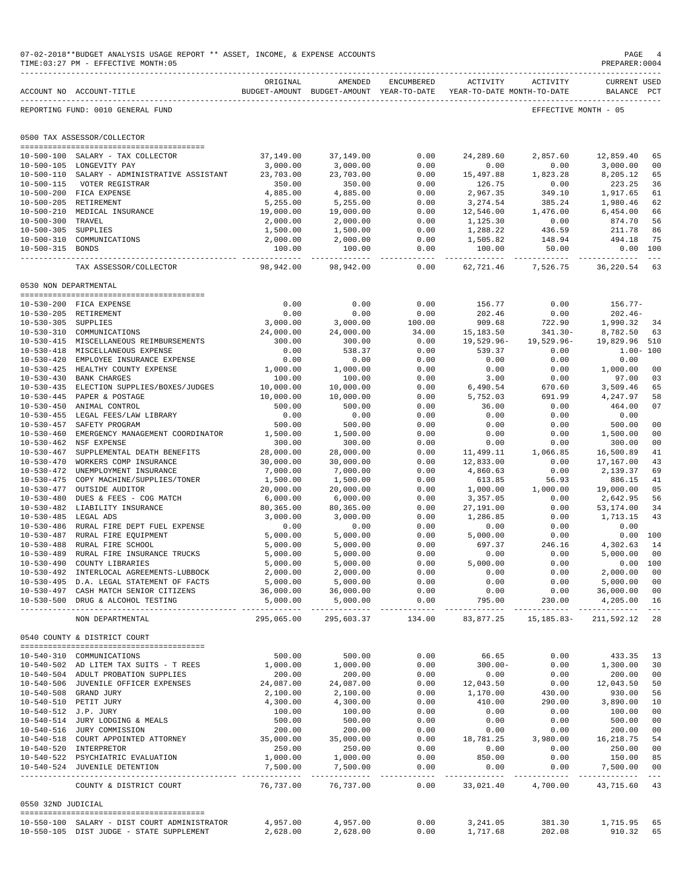07-02-2018**BUDGET ANALYSIS USAGE REPORT ** ASSET, INCOME, & EXPENSE ACCOUNTS
TIME:03:27 PM - EFFECTIVE MONTH:05
PREPARER:0004

REPORTING FUND: 0010 GENERAL FUND — EFFECTIVE MONTH - 05

## 0500 TAX ASSESSOR/COLLECTOR

| ACCOUNT NO | ACCOUNT-TITLE | ORIGINAL BUDGET-AMOUNT | AMENDED BUDGET-AMOUNT | ENCUMBERED YEAR-TO-DATE | ACTIVITY YEAR-TO-DATE | ACTIVITY MONTH-TO-DATE | CURRENT BALANCE | USED PCT |
|---|---|---|---|---|---|---|---|---|
| 10-500-100 | SALARY - TAX COLLECTOR | 37,149.00 | 37,149.00 | 0.00 | 24,289.60 | 2,857.60 | 12,859.40 | 65 |
| 10-500-105 | LONGEVITY PAY | 3,000.00 | 3,000.00 | 0.00 | 0.00 | 0.00 | 3,000.00 | 00 |
| 10-500-110 | SALARY - ADMINISTRATIVE ASSISTANT | 23,703.00 | 23,703.00 | 0.00 | 15,497.88 | 1,823.28 | 8,205.12 | 65 |
| 10-500-115 | VOTER REGISTRAR | 350.00 | 350.00 | 0.00 | 126.75 | 0.00 | 223.25 | 36 |
| 10-500-200 | FICA EXPENSE | 4,885.00 | 4,885.00 | 0.00 | 2,967.35 | 349.10 | 1,917.65 | 61 |
| 10-500-205 | RETIREMENT | 5,255.00 | 5,255.00 | 0.00 | 3,274.54 | 385.24 | 1,980.46 | 62 |
| 10-500-210 | MEDICAL INSURANCE | 19,000.00 | 19,000.00 | 0.00 | 12,546.00 | 1,476.00 | 6,454.00 | 66 |
| 10-500-300 | TRAVEL | 2,000.00 | 2,000.00 | 0.00 | 1,125.30 | 0.00 | 874.70 | 56 |
| 10-500-305 | SUPPLIES | 1,500.00 | 1,500.00 | 0.00 | 1,288.22 | 436.59 | 211.78 | 86 |
| 10-500-310 | COMMUNICATIONS | 2,000.00 | 2,000.00 | 0.00 | 1,505.82 | 148.94 | 494.18 | 75 |
| 10-500-315 | BONDS | 100.00 | 100.00 | 0.00 | 100.00 | 50.00 | 0.00 | 100 |
| | TAX ASSESSOR/COLLECTOR | 98,942.00 | 98,942.00 | 0.00 | 62,721.46 | 7,526.75 | 36,220.54 | 63 |

## 0530 NON DEPARTMENTAL

| ACCOUNT NO | ACCOUNT-TITLE | ORIGINAL BUDGET-AMOUNT | AMENDED BUDGET-AMOUNT | ENCUMBERED YEAR-TO-DATE | ACTIVITY YEAR-TO-DATE | ACTIVITY MONTH-TO-DATE | CURRENT BALANCE | USED PCT |
|---|---|---|---|---|---|---|---|---|
| 10-530-200 | FICA EXPENSE | 0.00 | 0.00 | 0.00 | 156.77 | 0.00 | 156.77- | |
| 10-530-205 | RETIREMENT | 0.00 | 0.00 | 0.00 | 202.46 | 0.00 | 202.46- | |
| 10-530-305 | SUPPLIES | 3,000.00 | 3,000.00 | 100.00 | 909.68 | 722.90 | 1,990.32 | 34 |
| 10-530-310 | COMMUNICATIONS | 24,000.00 | 24,000.00 | 34.00 | 15,183.50 | 341.30- | 8,782.50 | 63 |
| 10-530-415 | MISCELLANEOUS REIMBURSEMENTS | 300.00 | 300.00 | 0.00 | 19,529.96- | 19,529.96- | 19,829.96 | 510 |
| 10-530-418 | MISCELLANEOUS EXPENSE | 0.00 | 538.37 | 0.00 | 539.37 | 0.00 | 1.00- | 100 |
| 10-530-420 | EMPLOYEE INSURANCE EXPENSE | 0.00 | 0.00 | 0.00 | 0.00 | 0.00 | 0.00 | |
| 10-530-425 | HEALTHY COUNTY EXPENSE | 1,000.00 | 1,000.00 | 0.00 | 0.00 | 0.00 | 1,000.00 | 00 |
| 10-530-430 | BANK CHARGES | 100.00 | 100.00 | 0.00 | 3.00 | 0.00 | 97.00 | 03 |
| 10-530-435 | ELECTION SUPPLIES/BOXES/JUDGES | 10,000.00 | 10,000.00 | 0.00 | 6,490.54 | 670.60 | 3,509.46 | 65 |
| 10-530-445 | PAPER & POSTAGE | 10,000.00 | 10,000.00 | 0.00 | 5,752.03 | 691.99 | 4,247.97 | 58 |
| 10-530-450 | ANIMAL CONTROL | 500.00 | 500.00 | 0.00 | 36.00 | 0.00 | 464.00 | 07 |
| 10-530-455 | LEGAL FEES/LAW LIBRARY | 0.00 | 0.00 | 0.00 | 0.00 | 0.00 | 0.00 | |
| 10-530-457 | SAFETY PROGRAM | 500.00 | 500.00 | 0.00 | 0.00 | 0.00 | 500.00 | 00 |
| 10-530-460 | EMERGENCY MANAGEMENT COORDINATOR | 1,500.00 | 1,500.00 | 0.00 | 0.00 | 0.00 | 1,500.00 | 00 |
| 10-530-462 | NSF EXPENSE | 300.00 | 300.00 | 0.00 | 0.00 | 0.00 | 300.00 | 00 |
| 10-530-467 | SUPPLEMENTAL DEATH BENEFITS | 28,000.00 | 28,000.00 | 0.00 | 11,499.11 | 1,066.85 | 16,500.89 | 41 |
| 10-530-470 | WORKERS COMP INSURANCE | 30,000.00 | 30,000.00 | 0.00 | 12,833.00 | 0.00 | 17,167.00 | 43 |
| 10-530-472 | UNEMPLOYMENT INSURANCE | 7,000.00 | 7,000.00 | 0.00 | 4,860.63 | 0.00 | 2,139.37 | 69 |
| 10-530-475 | COPY MACHINE/SUPPLIES/TONER | 1,500.00 | 1,500.00 | 0.00 | 613.85 | 56.93 | 886.15 | 41 |
| 10-530-477 | OUTSIDE AUDITOR | 20,000.00 | 20,000.00 | 0.00 | 1,000.00 | 1,000.00 | 19,000.00 | 05 |
| 10-530-480 | DUES & FEES - COG MATCH | 6,000.00 | 6,000.00 | 0.00 | 3,357.05 | 0.00 | 2,642.95 | 56 |
| 10-530-482 | LIABILITY INSURANCE | 80,365.00 | 80,365.00 | 0.00 | 27,191.00 | 0.00 | 53,174.00 | 34 |
| 10-530-485 | LEGAL ADS | 3,000.00 | 3,000.00 | 0.00 | 1,286.85 | 0.00 | 1,713.15 | 43 |
| 10-530-486 | RURAL FIRE DEPT FUEL EXPENSE | 0.00 | 0.00 | 0.00 | 0.00 | 0.00 | 0.00 | |
| 10-530-487 | RURAL FIRE EQUIPMENT | 5,000.00 | 5,000.00 | 0.00 | 5,000.00 | 0.00 | 0.00 | 100 |
| 10-530-488 | RURAL FIRE SCHOOL | 5,000.00 | 5,000.00 | 0.00 | 697.37 | 246.16 | 4,302.63 | 14 |
| 10-530-489 | RURAL FIRE INSURANCE TRUCKS | 5,000.00 | 5,000.00 | 0.00 | 0.00 | 0.00 | 5,000.00 | 00 |
| 10-530-490 | COUNTY LIBRARIES | 5,000.00 | 5,000.00 | 0.00 | 5,000.00 | 0.00 | 0.00 | 100 |
| 10-530-492 | INTERLOCAL AGREEMENTS-LUBBOCK | 2,000.00 | 2,000.00 | 0.00 | 0.00 | 0.00 | 2,000.00 | 00 |
| 10-530-495 | D.A. LEGAL STATEMENT OF FACTS | 5,000.00 | 5,000.00 | 0.00 | 0.00 | 0.00 | 5,000.00 | 00 |
| 10-530-497 | CASH MATCH SENIOR CITIZENS | 36,000.00 | 36,000.00 | 0.00 | 0.00 | 0.00 | 36,000.00 | 00 |
| 10-530-500 | DRUG & ALCOHOL TESTING | 5,000.00 | 5,000.00 | 0.00 | 795.00 | 230.00 | 4,205.00 | 16 |
| | NON DEPARTMENTAL | 295,065.00 | 295,603.37 | 134.00 | 83,877.25 | 15,185.83- | 211,592.12 | 28 |

## 0540 COUNTY & DISTRICT COURT

| ACCOUNT NO | ACCOUNT-TITLE | ORIGINAL BUDGET-AMOUNT | AMENDED BUDGET-AMOUNT | ENCUMBERED YEAR-TO-DATE | ACTIVITY YEAR-TO-DATE | ACTIVITY MONTH-TO-DATE | CURRENT BALANCE | USED PCT |
|---|---|---|---|---|---|---|---|---|
| 10-540-310 | COMMUNICATIONS | 500.00 | 500.00 | 0.00 | 66.65 | 0.00 | 433.35 | 13 |
| 10-540-502 | AD LITEM TAX SUITS - T REES | 1,000.00 | 1,000.00 | 0.00 | 300.00- | 0.00 | 1,300.00 | 30 |
| 10-540-504 | ADULT PROBATION SUPPLIES | 200.00 | 200.00 | 0.00 | 0.00 | 0.00 | 200.00 | 00 |
| 10-540-506 | JUVENILE OFFICER EXPENSES | 24,087.00 | 24,087.00 | 0.00 | 12,043.50 | 0.00 | 12,043.50 | 50 |
| 10-540-508 | GRAND JURY | 2,100.00 | 2,100.00 | 0.00 | 1,170.00 | 430.00 | 930.00 | 56 |
| 10-540-510 | PETIT JURY | 4,300.00 | 4,300.00 | 0.00 | 410.00 | 290.00 | 3,890.00 | 10 |
| 10-540-512 | J.P. JURY | 100.00 | 100.00 | 0.00 | 0.00 | 0.00 | 100.00 | 00 |
| 10-540-514 | JURY LODGING & MEALS | 500.00 | 500.00 | 0.00 | 0.00 | 0.00 | 500.00 | 00 |
| 10-540-516 | JURY COMMISSION | 200.00 | 200.00 | 0.00 | 0.00 | 0.00 | 200.00 | 00 |
| 10-540-518 | COURT APPOINTED ATTORNEY | 35,000.00 | 35,000.00 | 0.00 | 18,781.25 | 3,980.00 | 16,218.75 | 54 |
| 10-540-520 | INTERPRETOR | 250.00 | 250.00 | 0.00 | 0.00 | 0.00 | 250.00 | 00 |
| 10-540-522 | PSYCHIATRIC EVALUATION | 1,000.00 | 1,000.00 | 0.00 | 850.00 | 0.00 | 150.00 | 85 |
| 10-540-524 | JUVENILE DETENTION | 7,500.00 | 7,500.00 | 0.00 | 0.00 | 0.00 | 7,500.00 | 00 |
| | COUNTY & DISTRICT COURT | 76,737.00 | 76,737.00 | 0.00 | 33,021.40 | 4,700.00 | 43,715.60 | 43 |

## 0550 32ND JUDICIAL

| ACCOUNT NO | ACCOUNT-TITLE | ORIGINAL BUDGET-AMOUNT | AMENDED BUDGET-AMOUNT | ENCUMBERED YEAR-TO-DATE | ACTIVITY YEAR-TO-DATE | ACTIVITY MONTH-TO-DATE | CURRENT BALANCE | USED PCT |
|---|---|---|---|---|---|---|---|---|
| 10-550-100 | SALARY - DIST COURT ADMINISTRATOR | 4,957.00 | 4,957.00 | 0.00 | 3,241.05 | 381.30 | 1,715.95 | 65 |
| 10-550-105 | DIST JUDGE - STATE SUPPLEMENT | 2,628.00 | 2,628.00 | 0.00 | 1,717.68 | 202.08 | 910.32 | 65 |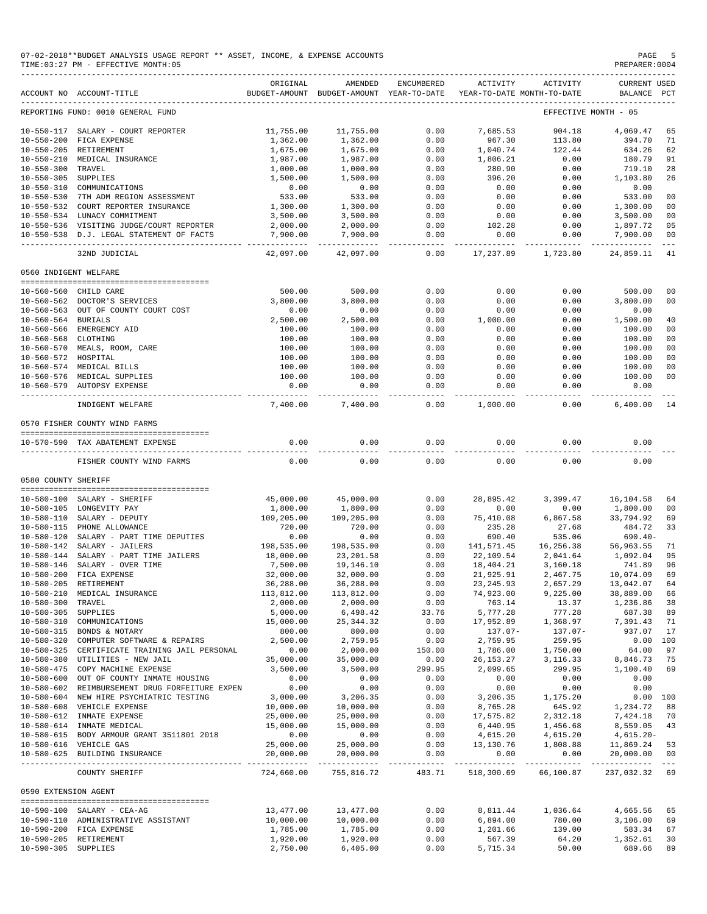07-02-2018**BUDGET ANALYSIS USAGE REPORT ** ASSET, INCOME, & EXPENSE ACCOUNTS
TIME:03:27 PM - EFFECTIVE MONTH:05
PREPARER:0004

REPORTING FUND: 0010 GENERAL FUND — EFFECTIVE MONTH - 05

| ACCOUNT NO | ACCOUNT-TITLE | ORIGINAL BUDGET-AMOUNT | AMENDED BUDGET-AMOUNT | ENCUMBERED YEAR-TO-DATE | ACTIVITY YEAR-TO-DATE | ACTIVITY MONTH-TO-DATE | CURRENT BALANCE | USED PCT |
|---|---|---|---|---|---|---|---|---|
| 10-550-117 | SALARY - COURT REPORTER | 11,755.00 | 11,755.00 | 0.00 | 7,685.53 | 904.18 | 4,069.47 | 65 |
| 10-550-200 | FICA EXPENSE | 1,362.00 | 1,362.00 | 0.00 | 967.30 | 113.80 | 394.70 | 71 |
| 10-550-205 | RETIREMENT | 1,675.00 | 1,675.00 | 0.00 | 1,040.74 | 122.44 | 634.26 | 62 |
| 10-550-210 | MEDICAL INSURANCE | 1,987.00 | 1,987.00 | 0.00 | 1,806.21 | 0.00 | 180.79 | 91 |
| 10-550-300 | TRAVEL | 1,000.00 | 1,000.00 | 0.00 | 280.90 | 0.00 | 719.10 | 28 |
| 10-550-305 | SUPPLIES | 1,500.00 | 1,500.00 | 0.00 | 396.20 | 0.00 | 1,103.80 | 26 |
| 10-550-310 | COMMUNICATIONS | 0.00 | 0.00 | 0.00 | 0.00 | 0.00 | 0.00 | |
| 10-550-530 | 7TH ADM REGION ASSESSMENT | 533.00 | 533.00 | 0.00 | 0.00 | 0.00 | 533.00 | 00 |
| 10-550-532 | COURT REPORTER INSURANCE | 1,300.00 | 1,300.00 | 0.00 | 0.00 | 0.00 | 1,300.00 | 00 |
| 10-550-534 | LUNACY COMMITMENT | 3,500.00 | 3,500.00 | 0.00 | 0.00 | 0.00 | 3,500.00 | 00 |
| 10-550-536 | VISITING JUDGE/COURT REPORTER | 2,000.00 | 2,000.00 | 0.00 | 102.28 | 0.00 | 1,897.72 | 05 |
| 10-550-538 | D.J. LEGAL STATEMENT OF FACTS | 7,900.00 | 7,900.00 | 0.00 | 0.00 | 0.00 | 7,900.00 | 00 |
| | 32ND JUDICIAL | 42,097.00 | 42,097.00 | 0.00 | 17,237.89 | 1,723.80 | 24,859.11 | 41 |
| **0560 INDIGENT WELFARE** | | | | | | | | |
| 10-560-560 | CHILD CARE | 500.00 | 500.00 | 0.00 | 0.00 | 0.00 | 500.00 | 00 |
| 10-560-562 | DOCTOR'S SERVICES | 3,800.00 | 3,800.00 | 0.00 | 0.00 | 0.00 | 3,800.00 | 00 |
| 10-560-563 | OUT OF COUNTY COURT COST | 0.00 | 0.00 | 0.00 | 0.00 | 0.00 | 0.00 | |
| 10-560-564 | BURIALS | 2,500.00 | 2,500.00 | 0.00 | 1,000.00 | 0.00 | 1,500.00 | 40 |
| 10-560-566 | EMERGENCY AID | 100.00 | 100.00 | 0.00 | 0.00 | 0.00 | 100.00 | 00 |
| 10-560-568 | CLOTHING | 100.00 | 100.00 | 0.00 | 0.00 | 0.00 | 100.00 | 00 |
| 10-560-570 | MEALS, ROOM, CARE | 100.00 | 100.00 | 0.00 | 0.00 | 0.00 | 100.00 | 00 |
| 10-560-572 | HOSPITAL | 100.00 | 100.00 | 0.00 | 0.00 | 0.00 | 100.00 | 00 |
| 10-560-574 | MEDICAL BILLS | 100.00 | 100.00 | 0.00 | 0.00 | 0.00 | 100.00 | 00 |
| 10-560-576 | MEDICAL SUPPLIES | 100.00 | 100.00 | 0.00 | 0.00 | 0.00 | 100.00 | 00 |
| 10-560-579 | AUTOPSY EXPENSE | 0.00 | 0.00 | 0.00 | 0.00 | 0.00 | 0.00 | |
| | INDIGENT WELFARE | 7,400.00 | 7,400.00 | 0.00 | 1,000.00 | 0.00 | 6,400.00 | 14 |
| **0570 FISHER COUNTY WIND FARMS** | | | | | | | | |
| 10-570-590 | TAX ABATEMENT EXPENSE | 0.00 | 0.00 | 0.00 | 0.00 | 0.00 | 0.00 | |
| | FISHER COUNTY WIND FARMS | 0.00 | 0.00 | 0.00 | 0.00 | 0.00 | 0.00 | |
| **0580 COUNTY SHERIFF** | | | | | | | | |
| 10-580-100 | SALARY - SHERIFF | 45,000.00 | 45,000.00 | 0.00 | 28,895.42 | 3,399.47 | 16,104.58 | 64 |
| 10-580-105 | LONGEVITY PAY | 1,800.00 | 1,800.00 | 0.00 | 0.00 | 0.00 | 1,800.00 | 00 |
| 10-580-110 | SALARY - DEPUTY | 109,205.00 | 109,205.00 | 0.00 | 75,410.08 | 6,867.58 | 33,794.92 | 69 |
| 10-580-115 | PHONE ALLOWANCE | 720.00 | 720.00 | 0.00 | 235.28 | 27.68 | 484.72 | 33 |
| 10-580-120 | SALARY - PART TIME DEPUTIES | 0.00 | 0.00 | 0.00 | 690.40 | 535.06 | 690.40- | |
| 10-580-142 | SALARY - JAILERS | 198,535.00 | 198,535.00 | 0.00 | 141,571.45 | 16,256.38 | 56,963.55 | 71 |
| 10-580-144 | SALARY - PART TIME JAILERS | 18,000.00 | 23,201.58 | 0.00 | 22,109.54 | 2,041.64 | 1,092.04 | 95 |
| 10-580-146 | SALARY - OVER TIME | 7,500.00 | 19,146.10 | 0.00 | 18,404.21 | 3,160.18 | 741.89 | 96 |
| 10-580-200 | FICA EXPENSE | 32,000.00 | 32,000.00 | 0.00 | 21,925.91 | 2,467.75 | 10,074.09 | 69 |
| 10-580-205 | RETIREMENT | 36,288.00 | 36,288.00 | 0.00 | 23,245.93 | 2,657.29 | 13,042.07 | 64 |
| 10-580-210 | MEDICAL INSURANCE | 113,812.00 | 113,812.00 | 0.00 | 74,923.00 | 9,225.00 | 38,889.00 | 66 |
| 10-580-300 | TRAVEL | 2,000.00 | 2,000.00 | 0.00 | 763.14 | 13.37 | 1,236.86 | 38 |
| 10-580-305 | SUPPLIES | 5,000.00 | 6,498.42 | 33.76 | 5,777.28 | 777.28 | 687.38 | 89 |
| 10-580-310 | COMMUNICATIONS | 15,000.00 | 25,344.32 | 0.00 | 17,952.89 | 1,368.97 | 7,391.43 | 71 |
| 10-580-315 | BONDS & NOTARY | 800.00 | 800.00 | 0.00 | 137.07- | 137.07- | 937.07 | 17 |
| 10-580-320 | COMPUTER SOFTWARE & REPAIRS | 2,500.00 | 2,759.95 | 0.00 | 2,759.95 | 259.95 | 0.00 | 100 |
| 10-580-325 | CERTIFICATE TRAINING JAIL PERSONAL | 0.00 | 2,000.00 | 150.00 | 1,786.00 | 1,750.00 | 64.00 | 97 |
| 10-580-380 | UTILITIES - NEW JAIL | 35,000.00 | 35,000.00 | 0.00 | 26,153.27 | 3,116.33 | 8,846.73 | 75 |
| 10-580-475 | COPY MACHINE EXPENSE | 3,500.00 | 3,500.00 | 299.95 | 2,099.65 | 299.95 | 1,100.40 | 69 |
| 10-580-600 | OUT OF COUNTY INMATE HOUSING | 0.00 | 0.00 | 0.00 | 0.00 | 0.00 | 0.00 | |
| 10-580-602 | REIMBURSEMENT DRUG FORFEITURE EXPEN | 0.00 | 0.00 | 0.00 | 0.00 | 0.00 | 0.00 | |
| 10-580-604 | NEW HIRE PSYCHIATRIC TESTING | 3,000.00 | 3,206.35 | 0.00 | 3,206.35 | 1,175.20 | 0.00 | 100 |
| 10-580-608 | VEHICLE EXPENSE | 10,000.00 | 10,000.00 | 0.00 | 8,765.28 | 645.92 | 1,234.72 | 88 |
| 10-580-612 | INMATE EXPENSE | 25,000.00 | 25,000.00 | 0.00 | 17,575.82 | 2,312.18 | 7,424.18 | 70 |
| 10-580-614 | INMATE MEDICAL | 15,000.00 | 15,000.00 | 0.00 | 6,440.95 | 1,456.68 | 8,559.05 | 43 |
| 10-580-615 | BODY ARMOUR GRANT 3511801 2018 | 0.00 | 0.00 | 0.00 | 4,615.20 | 4,615.20 | 4,615.20- | |
| 10-580-616 | VEHICLE GAS | 25,000.00 | 25,000.00 | 0.00 | 13,130.76 | 1,808.88 | 11,869.24 | 53 |
| 10-580-625 | BUILDING INSURANCE | 20,000.00 | 20,000.00 | 0.00 | 0.00 | 0.00 | 20,000.00 | 00 |
| | COUNTY SHERIFF | 724,660.00 | 755,816.72 | 483.71 | 518,300.69 | 66,100.87 | 237,032.32 | 69 |
| **0590 EXTENSION AGENT** | | | | | | | | |
| 10-590-100 | SALARY - CEA-AG | 13,477.00 | 13,477.00 | 0.00 | 8,811.44 | 1,036.64 | 4,665.56 | 65 |
| 10-590-110 | ADMINISTRATIVE ASSISTANT | 10,000.00 | 10,000.00 | 0.00 | 6,894.00 | 780.00 | 3,106.00 | 69 |
| 10-590-200 | FICA EXPENSE | 1,785.00 | 1,785.00 | 0.00 | 1,201.66 | 139.00 | 583.34 | 67 |
| 10-590-205 | RETIREMENT | 1,920.00 | 1,920.00 | 0.00 | 567.39 | 64.20 | 1,352.61 | 30 |
| 10-590-305 | SUPPLIES | 2,750.00 | 6,405.00 | 0.00 | 5,715.34 | 50.00 | 689.66 | 89 |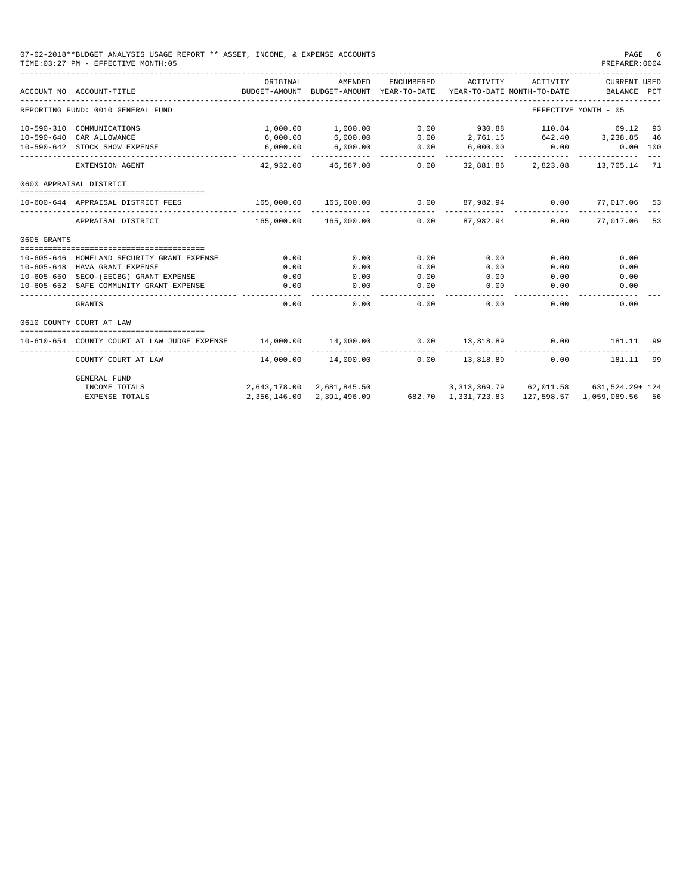07-02-2018**BUDGET ANALYSIS USAGE REPORT ** ASSET, INCOME, & EXPENSE ACCOUNTS
TIME:03:27 PM - EFFECTIVE MONTH:05
PREPARER:0004

| ACCOUNT NO | ACCOUNT-TITLE | ORIGINAL BUDGET-AMOUNT | AMENDED BUDGET-AMOUNT | ENCUMBERED YEAR-TO-DATE | ACTIVITY YEAR-TO-DATE | ACTIVITY MONTH-TO-DATE | CURRENT USED BALANCE | PCT |
|---|---|---|---|---|---|---|---|---|
| REPORTING FUND: 0010 GENERAL FUND | | | | | | | EFFECTIVE MONTH - 05 | |
| 10-590-310 | COMMUNICATIONS | 1,000.00 | 1,000.00 | 0.00 | 930.88 | 110.84 | 69.12 | 93 |
| 10-590-640 | CAR ALLOWANCE | 6,000.00 | 6,000.00 | 0.00 | 2,761.15 | 642.40 | 3,238.85 | 46 |
| 10-590-642 | STOCK SHOW EXPENSE | 6,000.00 | 6,000.00 | 0.00 | 6,000.00 | 0.00 | 0.00 | 100 |
| | EXTENSION AGENT | 42,932.00 | 46,587.00 | 0.00 | 32,881.86 | 2,823.08 | 13,705.14 | 71 |
| 0600 APPRAISAL DISTRICT | | | | | | | | |
| 10-600-644 | APPRAISAL DISTRICT FEES | 165,000.00 | 165,000.00 | 0.00 | 87,982.94 | 0.00 | 77,017.06 | 53 |
| | APPRAISAL DISTRICT | 165,000.00 | 165,000.00 | 0.00 | 87,982.94 | 0.00 | 77,017.06 | 53 |
| 0605 GRANTS | | | | | | | | |
| 10-605-646 | HOMELAND SECURITY GRANT EXPENSE | 0.00 | 0.00 | 0.00 | 0.00 | 0.00 | 0.00 | |
| 10-605-648 | HAVA GRANT EXPENSE | 0.00 | 0.00 | 0.00 | 0.00 | 0.00 | 0.00 | |
| 10-605-650 | SECO-(EECBG) GRANT EXPENSE | 0.00 | 0.00 | 0.00 | 0.00 | 0.00 | 0.00 | |
| 10-605-652 | SAFE COMMUNITY GRANT EXPENSE | 0.00 | 0.00 | 0.00 | 0.00 | 0.00 | 0.00 | |
| | GRANTS | 0.00 | 0.00 | 0.00 | 0.00 | 0.00 | 0.00 | |
| 0610 COUNTY COURT AT LAW | | | | | | | | |
| 10-610-654 | COUNTY COURT AT LAW JUDGE EXPENSE | 14,000.00 | 14,000.00 | 0.00 | 13,818.89 | 0.00 | 181.11 | 99 |
| | COUNTY COURT AT LAW | 14,000.00 | 14,000.00 | 0.00 | 13,818.89 | 0.00 | 181.11 | 99 |
| | GENERAL FUND | | | | | | | |
| | INCOME TOTALS | 2,643,178.00 | 2,681,845.50 | | 3,313,369.79 | 62,011.58 | 631,524.29+ | 124 |
| | EXPENSE TOTALS | 2,356,146.00 | 2,391,496.09 | 682.70 | 1,331,723.83 | 127,598.57 | 1,059,089.56 | 56 |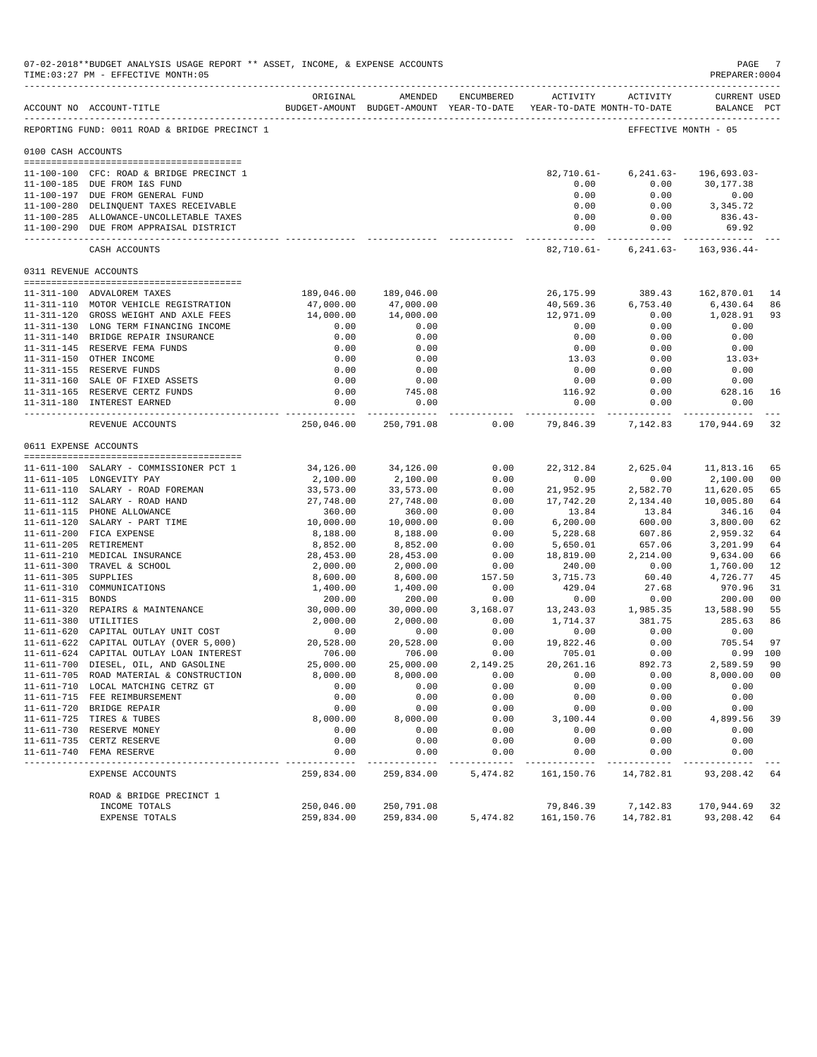07-02-2018**BUDGET ANALYSIS USAGE REPORT ** ASSET, INCOME, & EXPENSE ACCOUNTS
TIME:03:27 PM - EFFECTIVE MONTH:05

REPORTING FUND: 0011 ROAD & BRIDGE PRECINCT 1 — EFFECTIVE MONTH - 05

| ACCOUNT NO | ACCOUNT-TITLE | ORIGINAL BUDGET-AMOUNT | AMENDED BUDGET-AMOUNT | ENCUMBERED YEAR-TO-DATE | ACTIVITY YEAR-TO-DATE | ACTIVITY MONTH-TO-DATE | CURRENT BALANCE | USED PCT |
|---|---|---|---|---|---|---|---|---|
| **0100 CASH ACCOUNTS** | | | | | | | | |
| 11-100-100 | CFC: ROAD & BRIDGE PRECINCT 1 | | | | 82,710.61- | 6,241.63- | 196,693.03- | |
| 11-100-185 | DUE FROM I&S FUND | | | | 0.00 | 0.00 | 30,177.38 | |
| 11-100-197 | DUE FROM GENERAL FUND | | | | 0.00 | 0.00 | 0.00 | |
| 11-100-280 | DELINQUENT TAXES RECEIVABLE | | | | 0.00 | 0.00 | 3,345.72 | |
| 11-100-285 | ALLOWANCE-UNCOLLETABLE TAXES | | | | 0.00 | 0.00 | 836.43- | |
| 11-100-290 | DUE FROM APPRAISAL DISTRICT | | | | 0.00 | 0.00 | 69.92 | |
| | CASH ACCOUNTS | | | | 82,710.61- | 6,241.63- | 163,936.44- | |
| **0311 REVENUE ACCOUNTS** | | | | | | | | |
| 11-311-100 | ADVALOREM TAXES | 189,046.00 | 189,046.00 | | 26,175.99 | 389.43 | 162,870.01 | 14 |
| 11-311-110 | MOTOR VEHICLE REGISTRATION | 47,000.00 | 47,000.00 | | 40,569.36 | 6,753.40 | 6,430.64 | 86 |
| 11-311-120 | GROSS WEIGHT AND AXLE FEES | 14,000.00 | 14,000.00 | | 12,971.09 | 0.00 | 1,028.91 | 93 |
| 11-311-130 | LONG TERM FINANCING INCOME | 0.00 | 0.00 | | 0.00 | 0.00 | 0.00 | |
| 11-311-140 | BRIDGE REPAIR INSURANCE | 0.00 | 0.00 | | 0.00 | 0.00 | 0.00 | |
| 11-311-145 | RESERVE FEMA FUNDS | 0.00 | 0.00 | | 0.00 | 0.00 | 0.00 | |
| 11-311-150 | OTHER INCOME | 0.00 | 0.00 | | 13.03 | 0.00 | 13.03+ | |
| 11-311-155 | RESERVE FUNDS | 0.00 | 0.00 | | 0.00 | 0.00 | 0.00 | |
| 11-311-160 | SALE OF FIXED ASSETS | 0.00 | 0.00 | | 0.00 | 0.00 | 0.00 | |
| 11-311-165 | RESERVE CERTZ FUNDS | 0.00 | 745.08 | | 116.92 | 0.00 | 628.16 | 16 |
| 11-311-180 | INTEREST EARNED | 0.00 | 0.00 | | 0.00 | 0.00 | 0.00 | |
| | REVENUE ACCOUNTS | 250,046.00 | 250,791.08 | 0.00 | 79,846.39 | 7,142.83 | 170,944.69 | 32 |
| **0611 EXPENSE ACCOUNTS** | | | | | | | | |
| 11-611-100 | SALARY - COMMISSIONER PCT 1 | 34,126.00 | 34,126.00 | 0.00 | 22,312.84 | 2,625.04 | 11,813.16 | 65 |
| 11-611-105 | LONGEVITY PAY | 2,100.00 | 2,100.00 | 0.00 | 0.00 | 0.00 | 2,100.00 | 00 |
| 11-611-110 | SALARY - ROAD FOREMAN | 33,573.00 | 33,573.00 | 0.00 | 21,952.95 | 2,582.70 | 11,620.05 | 65 |
| 11-611-112 | SALARY - ROAD HAND | 27,748.00 | 27,748.00 | 0.00 | 17,742.20 | 2,134.40 | 10,005.80 | 64 |
| 11-611-115 | PHONE ALLOWANCE | 360.00 | 360.00 | 0.00 | 13.84 | 13.84 | 346.16 | 04 |
| 11-611-120 | SALARY - PART TIME | 10,000.00 | 10,000.00 | 0.00 | 6,200.00 | 600.00 | 3,800.00 | 62 |
| 11-611-200 | FICA EXPENSE | 8,188.00 | 8,188.00 | 0.00 | 5,228.68 | 607.86 | 2,959.32 | 64 |
| 11-611-205 | RETIREMENT | 8,852.00 | 8,852.00 | 0.00 | 5,650.01 | 657.06 | 3,201.99 | 64 |
| 11-611-210 | MEDICAL INSURANCE | 28,453.00 | 28,453.00 | 0.00 | 18,819.00 | 2,214.00 | 9,634.00 | 66 |
| 11-611-300 | TRAVEL & SCHOOL | 2,000.00 | 2,000.00 | 0.00 | 240.00 | 0.00 | 1,760.00 | 12 |
| 11-611-305 | SUPPLIES | 8,600.00 | 8,600.00 | 157.50 | 3,715.73 | 60.40 | 4,726.77 | 45 |
| 11-611-310 | COMMUNICATIONS | 1,400.00 | 1,400.00 | 0.00 | 429.04 | 27.68 | 970.96 | 31 |
| 11-611-315 | BONDS | 200.00 | 200.00 | 0.00 | 0.00 | 0.00 | 200.00 | 00 |
| 11-611-320 | REPAIRS & MAINTENANCE | 30,000.00 | 30,000.00 | 3,168.07 | 13,243.03 | 1,985.35 | 13,588.90 | 55 |
| 11-611-380 | UTILITIES | 2,000.00 | 2,000.00 | 0.00 | 1,714.37 | 381.75 | 285.63 | 86 |
| 11-611-620 | CAPITAL OUTLAY UNIT COST | 0.00 | 0.00 | 0.00 | 0.00 | 0.00 | 0.00 | |
| 11-611-622 | CAPITAL OUTLAY (OVER 5,000) | 20,528.00 | 20,528.00 | 0.00 | 19,822.46 | 0.00 | 705.54 | 97 |
| 11-611-624 | CAPITAL OUTLAY LOAN INTEREST | 706.00 | 706.00 | 0.00 | 705.01 | 0.00 | 0.99 | 100 |
| 11-611-700 | DIESEL, OIL, AND GASOLINE | 25,000.00 | 25,000.00 | 2,149.25 | 20,261.16 | 892.73 | 2,589.59 | 90 |
| 11-611-705 | ROAD MATERIAL & CONSTRUCTION | 8,000.00 | 8,000.00 | 0.00 | 0.00 | 0.00 | 8,000.00 | 00 |
| 11-611-710 | LOCAL MATCHING CETRZ GT | 0.00 | 0.00 | 0.00 | 0.00 | 0.00 | 0.00 | |
| 11-611-715 | FEE REIMBURSEMENT | 0.00 | 0.00 | 0.00 | 0.00 | 0.00 | 0.00 | |
| 11-611-720 | BRIDGE REPAIR | 0.00 | 0.00 | 0.00 | 0.00 | 0.00 | 0.00 | |
| 11-611-725 | TIRES & TUBES | 8,000.00 | 8,000.00 | 0.00 | 3,100.44 | 0.00 | 4,899.56 | 39 |
| 11-611-730 | RESERVE MONEY | 0.00 | 0.00 | 0.00 | 0.00 | 0.00 | 0.00 | |
| 11-611-735 | CERTZ RESERVE | 0.00 | 0.00 | 0.00 | 0.00 | 0.00 | 0.00 | |
| 11-611-740 | FEMA RESERVE | 0.00 | 0.00 | 0.00 | 0.00 | 0.00 | 0.00 | |
| | EXPENSE ACCOUNTS | 259,834.00 | 259,834.00 | 5,474.82 | 161,150.76 | 14,782.81 | 93,208.42 | 64 |
| | ROAD & BRIDGE PRECINCT 1 | | | | | | | |
| | INCOME TOTALS | 250,046.00 | 250,791.08 | | 79,846.39 | 7,142.83 | 170,944.69 | 32 |
| | EXPENSE TOTALS | 259,834.00 | 259,834.00 | 5,474.82 | 161,150.76 | 14,782.81 | 93,208.42 | 64 |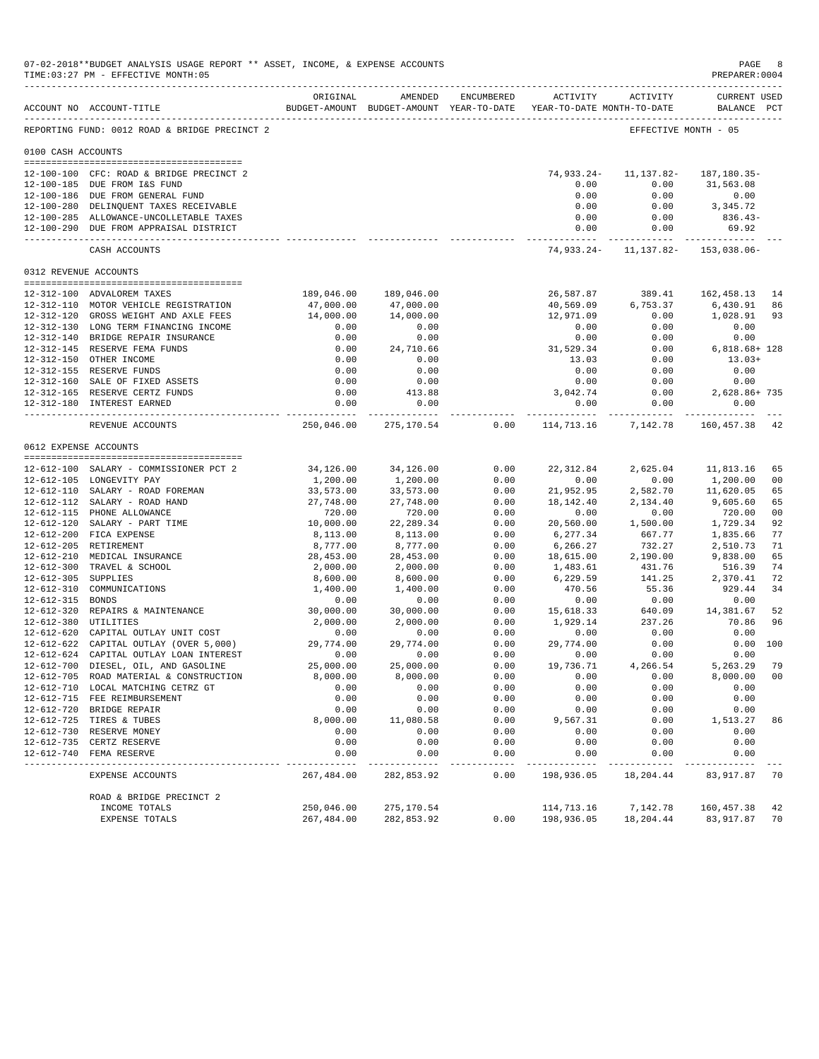07-02-2018**BUDGET ANALYSIS USAGE REPORT ** ASSET, INCOME, & EXPENSE ACCOUNTS
TIME:03:27 PM - EFFECTIVE MONTH:05

PREPARER:0004

| ACCOUNT NO | ACCOUNT-TITLE | ORIGINAL BUDGET-AMOUNT | AMENDED BUDGET-AMOUNT | ENCUMBERED YEAR-TO-DATE | ACTIVITY YEAR-TO-DATE | ACTIVITY MONTH-TO-DATE | CURRENT USED BALANCE | PCT |
|---|---|---|---|---|---|---|---|---|
| REPORTING FUND: 0012 ROAD & BRIDGE PRECINCT 2 | | | | | | EFFECTIVE MONTH - 05 | | |
| 0100 CASH ACCOUNTS | | | | | | | | |
| 12-100-100 | CFC: ROAD & BRIDGE PRECINCT 2 | | | | 74,933.24- | 11,137.82- | 187,180.35- | |
| 12-100-185 | DUE FROM I&S FUND | | | | 0.00 | 0.00 | 31,563.08 | |
| 12-100-186 | DUE FROM GENERAL FUND | | | | 0.00 | 0.00 | 0.00 | |
| 12-100-280 | DELINQUENT TAXES RECEIVABLE | | | | 0.00 | 0.00 | 3,345.72 | |
| 12-100-285 | ALLOWANCE-UNCOLLETABLE TAXES | | | | 0.00 | 0.00 | 836.43- | |
| 12-100-290 | DUE FROM APPRAISAL DISTRICT | | | | 0.00 | 0.00 | 69.92 | |
| | CASH ACCOUNTS | | | | 74,933.24- | 11,137.82- | 153,038.06- | |
| 0312 REVENUE ACCOUNTS | | | | | | | | |
| 12-312-100 | ADVALOREM TAXES | 189,046.00 | 189,046.00 | | 26,587.87 | 389.41 | 162,458.13 | 14 |
| 12-312-110 | MOTOR VEHICLE REGISTRATION | 47,000.00 | 47,000.00 | | 40,569.09 | 6,753.37 | 6,430.91 | 86 |
| 12-312-120 | GROSS WEIGHT AND AXLE FEES | 14,000.00 | 14,000.00 | | 12,971.09 | 0.00 | 1,028.91 | 93 |
| 12-312-130 | LONG TERM FINANCING INCOME | 0.00 | 0.00 | | 0.00 | 0.00 | 0.00 | |
| 12-312-140 | BRIDGE REPAIR INSURANCE | 0.00 | 0.00 | | 0.00 | 0.00 | 0.00 | |
| 12-312-145 | RESERVE FEMA FUNDS | 0.00 | 24,710.66 | | 31,529.34 | 0.00 | 6,818.68+ | 128 |
| 12-312-150 | OTHER INCOME | 0.00 | 0.00 | | 13.03 | 0.00 | 13.03+ | |
| 12-312-155 | RESERVE FUNDS | 0.00 | 0.00 | | 0.00 | 0.00 | 0.00 | |
| 12-312-160 | SALE OF FIXED ASSETS | 0.00 | 0.00 | | 0.00 | 0.00 | 0.00 | |
| 12-312-165 | RESERVE CERTZ FUNDS | 0.00 | 413.88 | | 3,042.74 | 0.00 | 2,628.86+ | 735 |
| 12-312-180 | INTEREST EARNED | 0.00 | 0.00 | | 0.00 | 0.00 | 0.00 | |
| | REVENUE ACCOUNTS | 250,046.00 | 275,170.54 | 0.00 | 114,713.16 | 7,142.78 | 160,457.38 | 42 |
| 0612 EXPENSE ACCOUNTS | | | | | | | | |
| 12-612-100 | SALARY - COMMISSIONER PCT 2 | 34,126.00 | 34,126.00 | 0.00 | 22,312.84 | 2,625.04 | 11,813.16 | 65 |
| 12-612-105 | LONGEVITY PAY | 1,200.00 | 1,200.00 | 0.00 | 0.00 | 0.00 | 1,200.00 | 00 |
| 12-612-110 | SALARY - ROAD FOREMAN | 33,573.00 | 33,573.00 | 0.00 | 21,952.95 | 2,582.70 | 11,620.05 | 65 |
| 12-612-112 | SALARY - ROAD HAND | 27,748.00 | 27,748.00 | 0.00 | 18,142.40 | 2,134.40 | 9,605.60 | 65 |
| 12-612-115 | PHONE ALLOWANCE | 720.00 | 720.00 | 0.00 | 0.00 | 0.00 | 720.00 | 00 |
| 12-612-120 | SALARY - PART TIME | 10,000.00 | 22,289.34 | 0.00 | 20,560.00 | 1,500.00 | 1,729.34 | 92 |
| 12-612-200 | FICA EXPENSE | 8,113.00 | 8,113.00 | 0.00 | 6,277.34 | 667.77 | 1,835.66 | 77 |
| 12-612-205 | RETIREMENT | 8,777.00 | 8,777.00 | 0.00 | 6,266.27 | 732.27 | 2,510.73 | 71 |
| 12-612-210 | MEDICAL INSURANCE | 28,453.00 | 28,453.00 | 0.00 | 18,615.00 | 2,190.00 | 9,838.00 | 65 |
| 12-612-300 | TRAVEL & SCHOOL | 2,000.00 | 2,000.00 | 0.00 | 1,483.61 | 431.76 | 516.39 | 74 |
| 12-612-305 | SUPPLIES | 8,600.00 | 8,600.00 | 0.00 | 6,229.59 | 141.25 | 2,370.41 | 72 |
| 12-612-310 | COMMUNICATIONS | 1,400.00 | 1,400.00 | 0.00 | 470.56 | 55.36 | 929.44 | 34 |
| 12-612-315 | BONDS | 0.00 | 0.00 | 0.00 | 0.00 | 0.00 | 0.00 | |
| 12-612-320 | REPAIRS & MAINTENANCE | 30,000.00 | 30,000.00 | 0.00 | 15,618.33 | 640.09 | 14,381.67 | 52 |
| 12-612-380 | UTILITIES | 2,000.00 | 2,000.00 | 0.00 | 1,929.14 | 237.26 | 70.86 | 96 |
| 12-612-620 | CAPITAL OUTLAY UNIT COST | 0.00 | 0.00 | 0.00 | 0.00 | 0.00 | 0.00 | |
| 12-612-622 | CAPITAL OUTLAY (OVER 5,000) | 29,774.00 | 29,774.00 | 0.00 | 29,774.00 | 0.00 | 0.00 | 100 |
| 12-612-624 | CAPITAL OUTLAY LOAN INTEREST | 0.00 | 0.00 | 0.00 | 0.00 | 0.00 | 0.00 | |
| 12-612-700 | DIESEL, OIL, AND GASOLINE | 25,000.00 | 25,000.00 | 0.00 | 19,736.71 | 4,266.54 | 5,263.29 | 79 |
| 12-612-705 | ROAD MATERIAL & CONSTRUCTION | 8,000.00 | 8,000.00 | 0.00 | 0.00 | 0.00 | 8,000.00 | 00 |
| 12-612-710 | LOCAL MATCHING CETRZ GT | 0.00 | 0.00 | 0.00 | 0.00 | 0.00 | 0.00 | |
| 12-612-715 | FEE REIMBURSEMENT | 0.00 | 0.00 | 0.00 | 0.00 | 0.00 | 0.00 | |
| 12-612-720 | BRIDGE REPAIR | 0.00 | 0.00 | 0.00 | 0.00 | 0.00 | 0.00 | |
| 12-612-725 | TIRES & TUBES | 8,000.00 | 11,080.58 | 0.00 | 9,567.31 | 0.00 | 1,513.27 | 86 |
| 12-612-730 | RESERVE MONEY | 0.00 | 0.00 | 0.00 | 0.00 | 0.00 | 0.00 | |
| 12-612-735 | CERTZ RESERVE | 0.00 | 0.00 | 0.00 | 0.00 | 0.00 | 0.00 | |
| 12-612-740 | FEMA RESERVE | 0.00 | 0.00 | 0.00 | 0.00 | 0.00 | 0.00 | |
| | EXPENSE ACCOUNTS | 267,484.00 | 282,853.92 | 0.00 | 198,936.05 | 18,204.44 | 83,917.87 | 70 |
| | ROAD & BRIDGE PRECINCT 2 | | | | | | | |
| | INCOME TOTALS | 250,046.00 | 275,170.54 | | 114,713.16 | 7,142.78 | 160,457.38 | 42 |
| | EXPENSE TOTALS | 267,484.00 | 282,853.92 | 0.00 | 198,936.05 | 18,204.44 | 83,917.87 | 70 |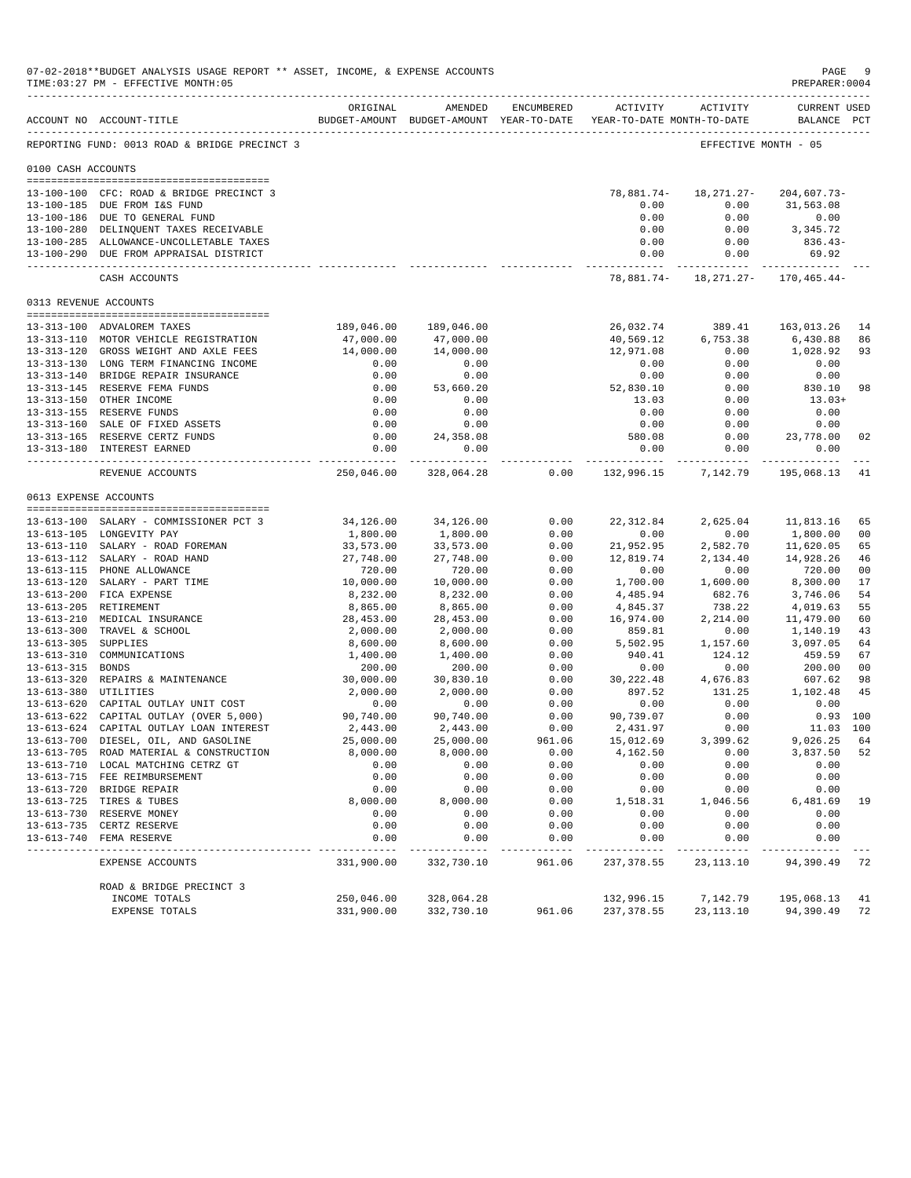07-02-2018**BUDGET ANALYSIS USAGE REPORT ** ASSET, INCOME, & EXPENSE ACCOUNTS
TIME:03:27 PM - EFFECTIVE MONTH:05

PREPARER:0004

| ACCOUNT NO | ACCOUNT-TITLE | ORIGINAL BUDGET-AMOUNT | AMENDED BUDGET-AMOUNT | ENCUMBERED YEAR-TO-DATE | ACTIVITY YEAR-TO-DATE | ACTIVITY MONTH-TO-DATE | CURRENT USED BALANCE | PCT |
|---|---|---|---|---|---|---|---|---|
| REPORTING FUND: 0013 ROAD & BRIDGE PRECINCT 3 | | | | | | | EFFECTIVE MONTH - 05 | |
| 0100 CASH ACCOUNTS | | | | | | | | |
| 13-100-100 | CFC: ROAD & BRIDGE PRECINCT 3 | | | | 78,881.74- | 18,271.27- | 204,607.73- | |
| 13-100-185 | DUE FROM I&S FUND | | | | 0.00 | 0.00 | 31,563.08 | |
| 13-100-186 | DUE TO GENERAL FUND | | | | 0.00 | 0.00 | 0.00 | |
| 13-100-280 | DELINQUENT TAXES RECEIVABLE | | | | 0.00 | 0.00 | 3,345.72 | |
| 13-100-285 | ALLOWANCE-UNCOLLETABLE TAXES | | | | 0.00 | 0.00 | 836.43- | |
| 13-100-290 | DUE FROM APPRAISAL DISTRICT | | | | 0.00 | 0.00 | 69.92 | |
| | CASH ACCOUNTS | | | | 78,881.74- | 18,271.27- | 170,465.44- | |
| 0313 REVENUE ACCOUNTS | | | | | | | | |
| 13-313-100 | ADVALOREM TAXES | 189,046.00 | 189,046.00 | | 26,032.74 | 389.41 | 163,013.26 | 14 |
| 13-313-110 | MOTOR VEHICLE REGISTRATION | 47,000.00 | 47,000.00 | | 40,569.12 | 6,753.38 | 6,430.88 | 86 |
| 13-313-120 | GROSS WEIGHT AND AXLE FEES | 14,000.00 | 14,000.00 | | 12,971.08 | 0.00 | 1,028.92 | 93 |
| 13-313-130 | LONG TERM FINANCING INCOME | 0.00 | 0.00 | | 0.00 | 0.00 | 0.00 | |
| 13-313-140 | BRIDGE REPAIR INSURANCE | 0.00 | 0.00 | | 0.00 | 0.00 | 0.00 | |
| 13-313-145 | RESERVE FEMA FUNDS | 0.00 | 53,660.20 | | 52,830.10 | 0.00 | 830.10 | 98 |
| 13-313-150 | OTHER INCOME | 0.00 | 0.00 | | 13.03 | 0.00 | 13.03+ | |
| 13-313-155 | RESERVE FUNDS | 0.00 | 0.00 | | 0.00 | 0.00 | 0.00 | |
| 13-313-160 | SALE OF FIXED ASSETS | 0.00 | 0.00 | | 0.00 | 0.00 | 0.00 | |
| 13-313-165 | RESERVE CERTZ FUNDS | 0.00 | 24,358.08 | | 580.08 | 0.00 | 23,778.00 | 02 |
| 13-313-180 | INTEREST EARNED | 0.00 | 0.00 | | 0.00 | 0.00 | 0.00 | |
| | REVENUE ACCOUNTS | 250,046.00 | 328,064.28 | 0.00 | 132,996.15 | 7,142.79 | 195,068.13 | 41 |
| 0613 EXPENSE ACCOUNTS | | | | | | | | |
| 13-613-100 | SALARY - COMMISSIONER PCT 3 | 34,126.00 | 34,126.00 | 0.00 | 22,312.84 | 2,625.04 | 11,813.16 | 65 |
| 13-613-105 | LONGEVITY PAY | 1,800.00 | 1,800.00 | 0.00 | 0.00 | 0.00 | 1,800.00 | 00 |
| 13-613-110 | SALARY - ROAD FOREMAN | 33,573.00 | 33,573.00 | 0.00 | 21,952.95 | 2,582.70 | 11,620.05 | 65 |
| 13-613-112 | SALARY - ROAD HAND | 27,748.00 | 27,748.00 | 0.00 | 12,819.74 | 2,134.40 | 14,928.26 | 46 |
| 13-613-115 | PHONE ALLOWANCE | 720.00 | 720.00 | 0.00 | 0.00 | 0.00 | 720.00 | 00 |
| 13-613-120 | SALARY - PART TIME | 10,000.00 | 10,000.00 | 0.00 | 1,700.00 | 1,600.00 | 8,300.00 | 17 |
| 13-613-200 | FICA EXPENSE | 8,232.00 | 8,232.00 | 0.00 | 4,485.94 | 682.76 | 3,746.06 | 54 |
| 13-613-205 | RETIREMENT | 8,865.00 | 8,865.00 | 0.00 | 4,845.37 | 738.22 | 4,019.63 | 55 |
| 13-613-210 | MEDICAL INSURANCE | 28,453.00 | 28,453.00 | 0.00 | 16,974.00 | 2,214.00 | 11,479.00 | 60 |
| 13-613-300 | TRAVEL & SCHOOL | 2,000.00 | 2,000.00 | 0.00 | 859.81 | 0.00 | 1,140.19 | 43 |
| 13-613-305 | SUPPLIES | 8,600.00 | 8,600.00 | 0.00 | 5,502.95 | 1,157.60 | 3,097.05 | 64 |
| 13-613-310 | COMMUNICATIONS | 1,400.00 | 1,400.00 | 0.00 | 940.41 | 124.12 | 459.59 | 67 |
| 13-613-315 | BONDS | 200.00 | 200.00 | 0.00 | 0.00 | 0.00 | 200.00 | 00 |
| 13-613-320 | REPAIRS & MAINTENANCE | 30,000.00 | 30,830.10 | 0.00 | 30,222.48 | 4,676.83 | 607.62 | 98 |
| 13-613-380 | UTILITIES | 2,000.00 | 2,000.00 | 0.00 | 897.52 | 131.25 | 1,102.48 | 45 |
| 13-613-620 | CAPITAL OUTLAY UNIT COST | 0.00 | 0.00 | 0.00 | 0.00 | 0.00 | 0.00 | |
| 13-613-622 | CAPITAL OUTLAY (OVER 5,000) | 90,740.00 | 90,740.00 | 0.00 | 90,739.07 | 0.00 | 0.93 | 100 |
| 13-613-624 | CAPITAL OUTLAY LOAN INTEREST | 2,443.00 | 2,443.00 | 0.00 | 2,431.97 | 0.00 | 11.03 | 100 |
| 13-613-700 | DIESEL, OIL, AND GASOLINE | 25,000.00 | 25,000.00 | 961.06 | 15,012.69 | 3,399.62 | 9,026.25 | 64 |
| 13-613-705 | ROAD MATERIAL & CONSTRUCTION | 8,000.00 | 8,000.00 | 0.00 | 4,162.50 | 0.00 | 3,837.50 | 52 |
| 13-613-710 | LOCAL MATCHING CETRZ GT | 0.00 | 0.00 | 0.00 | 0.00 | 0.00 | 0.00 | |
| 13-613-715 | FEE REIMBURSEMENT | 0.00 | 0.00 | 0.00 | 0.00 | 0.00 | 0.00 | |
| 13-613-720 | BRIDGE REPAIR | 0.00 | 0.00 | 0.00 | 0.00 | 0.00 | 0.00 | |
| 13-613-725 | TIRES & TUBES | 8,000.00 | 8,000.00 | 0.00 | 1,518.31 | 1,046.56 | 6,481.69 | 19 |
| 13-613-730 | RESERVE MONEY | 0.00 | 0.00 | 0.00 | 0.00 | 0.00 | 0.00 | |
| 13-613-735 | CERTZ RESERVE | 0.00 | 0.00 | 0.00 | 0.00 | 0.00 | 0.00 | |
| 13-613-740 | FEMA RESERVE | 0.00 | 0.00 | 0.00 | 0.00 | 0.00 | 0.00 | |
| | EXPENSE ACCOUNTS | 331,900.00 | 332,730.10 | 961.06 | 237,378.55 | 23,113.10 | 94,390.49 | 72 |
| | ROAD & BRIDGE PRECINCT 3 | | | | | | | |
| | INCOME TOTALS | 250,046.00 | 328,064.28 | | 132,996.15 | 7,142.79 | 195,068.13 | 41 |
| | EXPENSE TOTALS | 331,900.00 | 332,730.10 | 961.06 | 237,378.55 | 23,113.10 | 94,390.49 | 72 |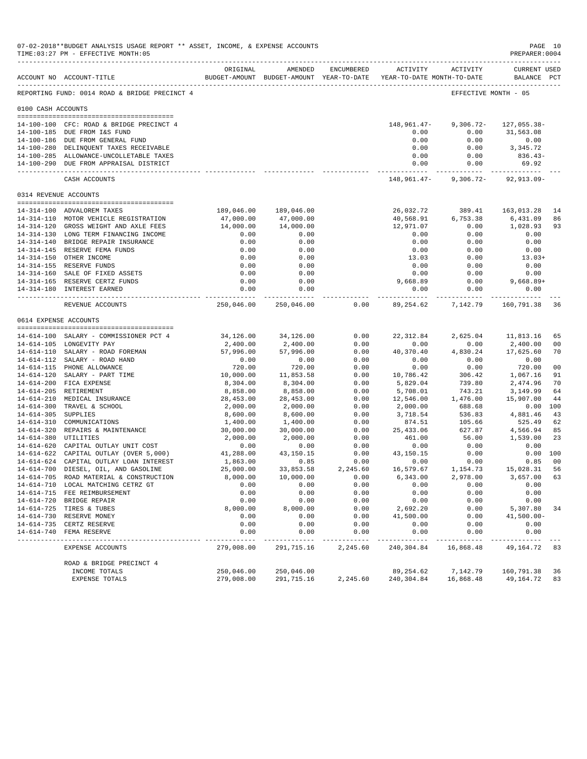07-02-2018**BUDGET ANALYSIS USAGE REPORT ** ASSET, INCOME, & EXPENSE ACCOUNTS
TIME:03:27 PM - EFFECTIVE MONTH:05

PREPARER:0004

REPORTING FUND: 0014 ROAD & BRIDGE PRECINCT 4 — EFFECTIVE MONTH - 05

| ACCOUNT NO | ACCOUNT-TITLE | ORIGINAL BUDGET-AMOUNT | AMENDED BUDGET-AMOUNT | ENCUMBERED YEAR-TO-DATE | ACTIVITY YEAR-TO-DATE | ACTIVITY MONTH-TO-DATE | CURRENT USED BALANCE | PCT |
|---|---|---|---|---|---|---|---|---|
| **0100 CASH ACCOUNTS** | | | | | | | | |
| 14-100-100 | CFC: ROAD & BRIDGE PRECINCT 4 | | | | 148,961.47- | 9,306.72- | 127,055.38- | |
| 14-100-185 | DUE FROM I&S FUND | | | | 0.00 | 0.00 | 31,563.08 | |
| 14-100-186 | DUE FROM GENERAL FUND | | | | 0.00 | 0.00 | 0.00 | |
| 14-100-280 | DELINQUENT TAXES RECEIVABLE | | | | 0.00 | 0.00 | 3,345.72 | |
| 14-100-285 | ALLOWANCE-UNCOLLETABLE TAXES | | | | 0.00 | 0.00 | 836.43- | |
| 14-100-290 | DUE FROM APPRAISAL DISTRICT | | | | 0.00 | 0.00 | 69.92 | |
| | CASH ACCOUNTS | | | | 148,961.47- | 9,306.72- | 92,913.09- | |
| **0314 REVENUE ACCOUNTS** | | | | | | | | |
| 14-314-100 | ADVALOREM TAXES | 189,046.00 | 189,046.00 | | 26,032.72 | 389.41 | 163,013.28 | 14 |
| 14-314-110 | MOTOR VEHICLE REGISTRATION | 47,000.00 | 47,000.00 | | 40,568.91 | 6,753.38 | 6,431.09 | 86 |
| 14-314-120 | GROSS WEIGHT AND AXLE FEES | 14,000.00 | 14,000.00 | | 12,971.07 | 0.00 | 1,028.93 | 93 |
| 14-314-130 | LONG TERM FINANCING INCOME | 0.00 | 0.00 | | 0.00 | 0.00 | 0.00 | |
| 14-314-140 | BRIDGE REPAIR INSURANCE | 0.00 | 0.00 | | 0.00 | 0.00 | 0.00 | |
| 14-314-145 | RESERVE FEMA FUNDS | 0.00 | 0.00 | | 0.00 | 0.00 | 0.00 | |
| 14-314-150 | OTHER INCOME | 0.00 | 0.00 | | 13.03 | 0.00 | 13.03+ | |
| 14-314-155 | RESERVE FUNDS | 0.00 | 0.00 | | 0.00 | 0.00 | 0.00 | |
| 14-314-160 | SALE OF FIXED ASSETS | 0.00 | 0.00 | | 0.00 | 0.00 | 0.00 | |
| 14-314-165 | RESERVE CERTZ FUNDS | 0.00 | 0.00 | | 9,668.89 | 0.00 | 9,668.89+ | |
| 14-314-180 | INTEREST EARNED | 0.00 | 0.00 | | 0.00 | 0.00 | 0.00 | |
| | REVENUE ACCOUNTS | 250,046.00 | 250,046.00 | 0.00 | 89,254.62 | 7,142.79 | 160,791.38 | 36 |
| **0614 EXPENSE ACCOUNTS** | | | | | | | | |
| 14-614-100 | SALARY - COMMISSIONER PCT 4 | 34,126.00 | 34,126.00 | 0.00 | 22,312.84 | 2,625.04 | 11,813.16 | 65 |
| 14-614-105 | LONGEVITY PAY | 2,400.00 | 2,400.00 | 0.00 | 0.00 | 0.00 | 2,400.00 | 00 |
| 14-614-110 | SALARY - ROAD FOREMAN | 57,996.00 | 57,996.00 | 0.00 | 40,370.40 | 4,830.24 | 17,625.60 | 70 |
| 14-614-112 | SALARY - ROAD HAND | 0.00 | 0.00 | 0.00 | 0.00 | 0.00 | 0.00 | |
| 14-614-115 | PHONE ALLOWANCE | 720.00 | 720.00 | 0.00 | 0.00 | 0.00 | 720.00 | 00 |
| 14-614-120 | SALARY - PART TIME | 10,000.00 | 11,853.58 | 0.00 | 10,786.42 | 306.42 | 1,067.16 | 91 |
| 14-614-200 | FICA EXPENSE | 8,304.00 | 8,304.00 | 0.00 | 5,829.04 | 739.80 | 2,474.96 | 70 |
| 14-614-205 | RETIREMENT | 8,858.00 | 8,858.00 | 0.00 | 5,708.01 | 743.21 | 3,149.99 | 64 |
| 14-614-210 | MEDICAL INSURANCE | 28,453.00 | 28,453.00 | 0.00 | 12,546.00 | 1,476.00 | 15,907.00 | 44 |
| 14-614-300 | TRAVEL & SCHOOL | 2,000.00 | 2,000.00 | 0.00 | 2,000.00 | 688.68 | 0.00 | 100 |
| 14-614-305 | SUPPLIES | 8,600.00 | 8,600.00 | 0.00 | 3,718.54 | 536.83 | 4,881.46 | 43 |
| 14-614-310 | COMMUNICATIONS | 1,400.00 | 1,400.00 | 0.00 | 874.51 | 105.66 | 525.49 | 62 |
| 14-614-320 | REPAIRS & MAINTENANCE | 30,000.00 | 30,000.00 | 0.00 | 25,433.06 | 627.87 | 4,566.94 | 85 |
| 14-614-380 | UTILITIES | 2,000.00 | 2,000.00 | 0.00 | 461.00 | 56.00 | 1,539.00 | 23 |
| 14-614-620 | CAPITAL OUTLAY UNIT COST | 0.00 | 0.00 | 0.00 | 0.00 | 0.00 | 0.00 | |
| 14-614-622 | CAPITAL OUTLAY (OVER 5,000) | 41,288.00 | 43,150.15 | 0.00 | 43,150.15 | 0.00 | 0.00 | 100 |
| 14-614-624 | CAPITAL OUTLAY LOAN INTEREST | 1,863.00 | 0.85 | 0.00 | 0.00 | 0.00 | 0.85 | 00 |
| 14-614-700 | DIESEL, OIL, AND GASOLINE | 25,000.00 | 33,853.58 | 2,245.60 | 16,579.67 | 1,154.73 | 15,028.31 | 56 |
| 14-614-705 | ROAD MATERIAL & CONSTRUCTION | 8,000.00 | 10,000.00 | 0.00 | 6,343.00 | 2,978.00 | 3,657.00 | 63 |
| 14-614-710 | LOCAL MATCHING CETRZ GT | 0.00 | 0.00 | 0.00 | 0.00 | 0.00 | 0.00 | |
| 14-614-715 | FEE REIMBURSEMENT | 0.00 | 0.00 | 0.00 | 0.00 | 0.00 | 0.00 | |
| 14-614-720 | BRIDGE REPAIR | 0.00 | 0.00 | 0.00 | 0.00 | 0.00 | 0.00 | |
| 14-614-725 | TIRES & TUBES | 8,000.00 | 8,000.00 | 0.00 | 2,692.20 | 0.00 | 5,307.80 | 34 |
| 14-614-730 | RESERVE MONEY | 0.00 | 0.00 | 0.00 | 41,500.00 | 0.00 | 41,500.00- | |
| 14-614-735 | CERTZ RESERVE | 0.00 | 0.00 | 0.00 | 0.00 | 0.00 | 0.00 | |
| 14-614-740 | FEMA RESERVE | 0.00 | 0.00 | 0.00 | 0.00 | 0.00 | 0.00 | |
| | EXPENSE ACCOUNTS | 279,008.00 | 291,715.16 | 2,245.60 | 240,304.84 | 16,868.48 | 49,164.72 | 83 |
| | ROAD & BRIDGE PRECINCT 4 | | | | | | | |
| | INCOME TOTALS | 250,046.00 | 250,046.00 | | 89,254.62 | 7,142.79 | 160,791.38 | 36 |
| | EXPENSE TOTALS | 279,008.00 | 291,715.16 | 2,245.60 | 240,304.84 | 16,868.48 | 49,164.72 | 83 |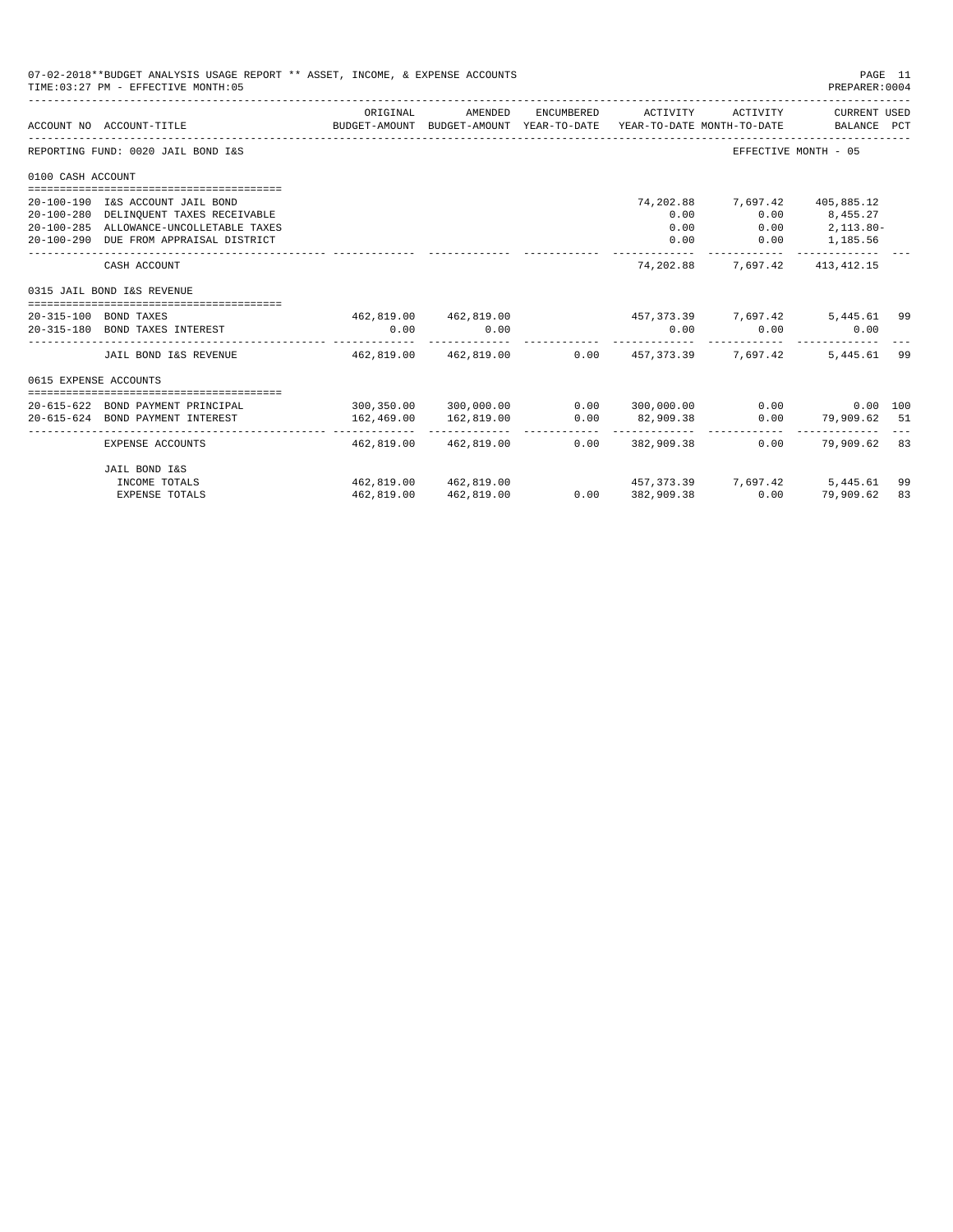07-02-2018**BUDGET ANALYSIS USAGE REPORT ** ASSET, INCOME, & EXPENSE ACCOUNTS
TIME:03:27 PM - EFFECTIVE MONTH:05

PREPARER:0004

REPORTING FUND: 0020 JAIL BOND I&S — EFFECTIVE MONTH - 05

| ACCOUNT NO | ACCOUNT-TITLE | ORIGINAL BUDGET-AMOUNT | AMENDED BUDGET-AMOUNT | ENCUMBERED YEAR-TO-DATE | ACTIVITY YEAR-TO-DATE | ACTIVITY MONTH-TO-DATE | CURRENT BALANCE | USED PCT |
|---|---|---|---|---|---|---|---|---|
| **0100 CASH ACCOUNT** | | | | | | | | |
| 20-100-190 | I&S ACCOUNT JAIL BOND | | | | 74,202.88 | 7,697.42 | 405,885.12 | |
| 20-100-280 | DELINQUENT TAXES RECEIVABLE | | | | 0.00 | 0.00 | 8,455.27 | |
| 20-100-285 | ALLOWANCE-UNCOLLETABLE TAXES | | | | 0.00 | 0.00 | 2,113.80- | |
| 20-100-290 | DUE FROM APPRAISAL DISTRICT | | | | 0.00 | 0.00 | 1,185.56 | |
| | CASH ACCOUNT | | | | 74,202.88 | 7,697.42 | 413,412.15 | |
| **0315 JAIL BOND I&S REVENUE** | | | | | | | | |
| 20-315-100 | BOND TAXES | 462,819.00 | 462,819.00 | | 457,373.39 | 7,697.42 | 5,445.61 | 99 |
| 20-315-180 | BOND TAXES INTEREST | 0.00 | 0.00 | | 0.00 | 0.00 | 0.00 | |
| | JAIL BOND I&S REVENUE | 462,819.00 | 462,819.00 | 0.00 | 457,373.39 | 7,697.42 | 5,445.61 | 99 |
| **0615 EXPENSE ACCOUNTS** | | | | | | | | |
| 20-615-622 | BOND PAYMENT PRINCIPAL | 300,350.00 | 300,000.00 | 0.00 | 300,000.00 | 0.00 | 0.00 | 100 |
| 20-615-624 | BOND PAYMENT INTEREST | 162,469.00 | 162,819.00 | 0.00 | 82,909.38 | 0.00 | 79,909.62 | 51 |
| | EXPENSE ACCOUNTS | 462,819.00 | 462,819.00 | 0.00 | 382,909.38 | 0.00 | 79,909.62 | 83 |
| | JAIL BOND I&S | | | | | | | |
| | INCOME TOTALS | 462,819.00 | 462,819.00 | | 457,373.39 | 7,697.42 | 5,445.61 | 99 |
| | EXPENSE TOTALS | 462,819.00 | 462,819.00 | 0.00 | 382,909.38 | 0.00 | 79,909.62 | 83 |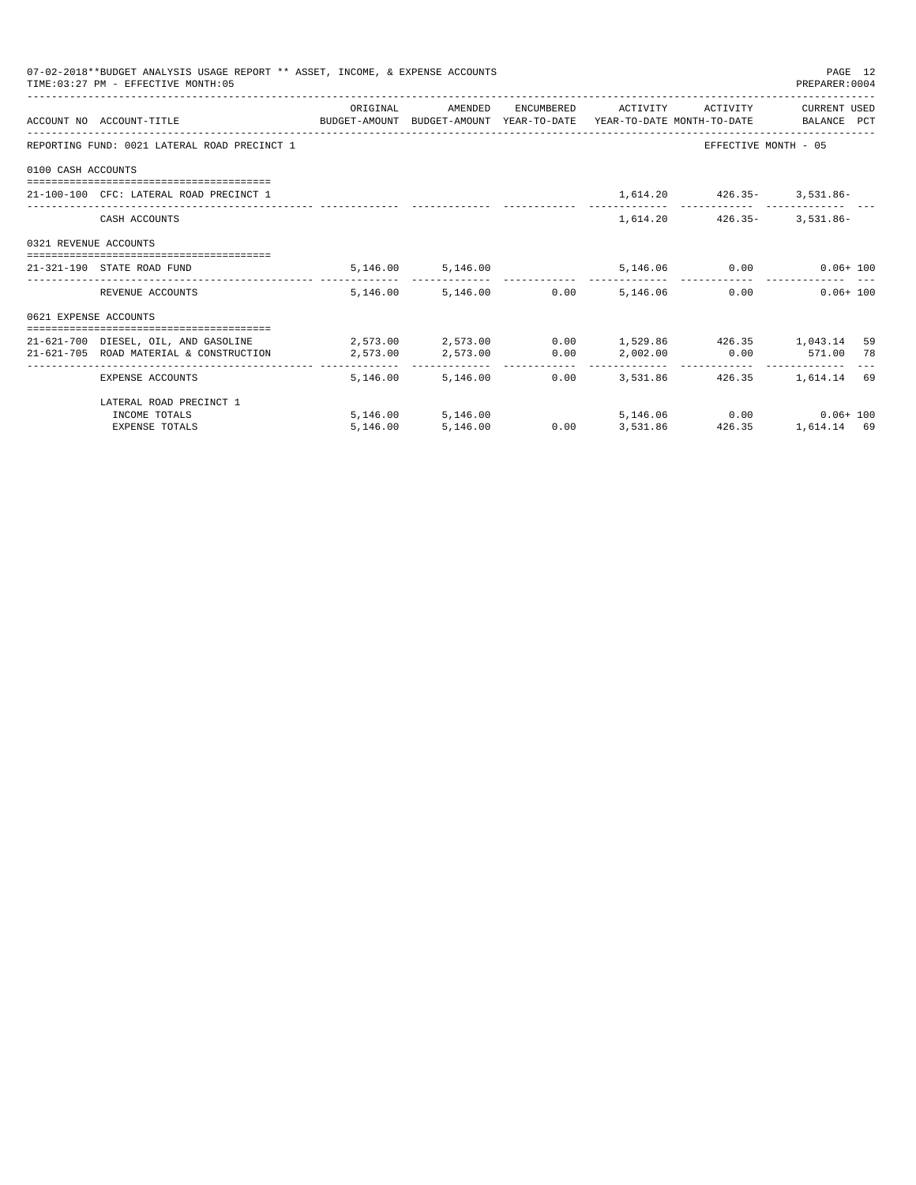07-02-2018**BUDGET ANALYSIS USAGE REPORT ** ASSET, INCOME, & EXPENSE ACCOUNTS
TIME:03:27 PM - EFFECTIVE MONTH:05

PREPARER:0004

| ACCOUNT NO | ACCOUNT-TITLE | ORIGINAL BUDGET-AMOUNT | AMENDED BUDGET-AMOUNT | ENCUMBERED YEAR-TO-DATE | ACTIVITY YEAR-TO-DATE | ACTIVITY MONTH-TO-DATE | CURRENT USED BALANCE | PCT |
|---|---|---|---|---|---|---|---|---|
| REPORTING FUND: 0021 LATERAL ROAD PRECINCT 1 | | | | | | EFFECTIVE MONTH - 05 | | |
| 0100 CASH ACCOUNTS | | | | | | | | |
| 21-100-100 | CFC: LATERAL ROAD PRECINCT 1 | | | | 1,614.20 | 426.35- | 3,531.86- | |
| | CASH ACCOUNTS | | | | 1,614.20 | 426.35- | 3,531.86- | |
| 0321 REVENUE ACCOUNTS | | | | | | | | |
| 21-321-190 | STATE ROAD FUND | 5,146.00 | 5,146.00 | | 5,146.06 | 0.00 | 0.06+ | 100 |
| | REVENUE ACCOUNTS | 5,146.00 | 5,146.00 | 0.00 | 5,146.06 | 0.00 | 0.06+ | 100 |
| 0621 EXPENSE ACCOUNTS | | | | | | | | |
| 21-621-700 | DIESEL, OIL, AND GASOLINE | 2,573.00 | 2,573.00 | 0.00 | 1,529.86 | 426.35 | 1,043.14 | 59 |
| 21-621-705 | ROAD MATERIAL & CONSTRUCTION | 2,573.00 | 2,573.00 | 0.00 | 2,002.00 | 0.00 | 571.00 | 78 |
| | EXPENSE ACCOUNTS | 5,146.00 | 5,146.00 | 0.00 | 3,531.86 | 426.35 | 1,614.14 | 69 |
| | LATERAL ROAD PRECINCT 1 | | | | | | | |
| | INCOME TOTALS | 5,146.00 | 5,146.00 | | 5,146.06 | 0.00 | 0.06+ | 100 |
| | EXPENSE TOTALS | 5,146.00 | 5,146.00 | 0.00 | 3,531.86 | 426.35 | 1,614.14 | 69 |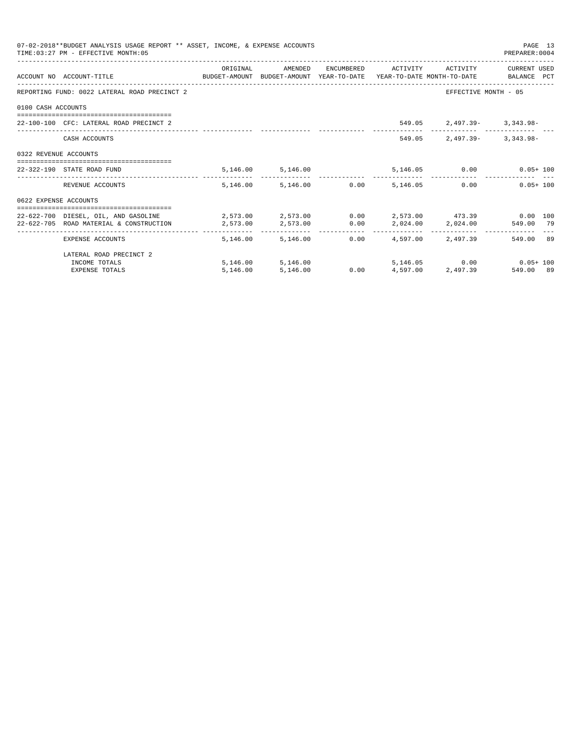07-02-2018**BUDGET ANALYSIS USAGE REPORT ** ASSET, INCOME, & EXPENSE ACCOUNTS
TIME:03:27 PM - EFFECTIVE MONTH:05

PREPARER:0004

| ACCOUNT NO | ACCOUNT-TITLE | ORIGINAL BUDGET-AMOUNT | AMENDED BUDGET-AMOUNT | ENCUMBERED YEAR-TO-DATE | ACTIVITY YEAR-TO-DATE | ACTIVITY MONTH-TO-DATE | CURRENT USED BALANCE | PCT |
|---|---|---|---|---|---|---|---|---|
| REPORTING FUND: 0022 LATERAL ROAD PRECINCT 2 | | | | | | EFFECTIVE MONTH - 05 | | |
| 0100 CASH ACCOUNTS | | | | | | | | |
| 22-100-100 | CFC: LATERAL ROAD PRECINCT 2 | | | | 549.05 | 2,497.39- | 3,343.98- | |
| | CASH ACCOUNTS | | | | 549.05 | 2,497.39- | 3,343.98- | |
| 0322 REVENUE ACCOUNTS | | | | | | | | |
| 22-322-190 | STATE ROAD FUND | 5,146.00 | 5,146.00 | | 5,146.05 | 0.00 | 0.05+ | 100 |
| | REVENUE ACCOUNTS | 5,146.00 | 5,146.00 | 0.00 | 5,146.05 | 0.00 | 0.05+ | 100 |
| 0622 EXPENSE ACCOUNTS | | | | | | | | |
| 22-622-700 | DIESEL, OIL, AND GASOLINE | 2,573.00 | 2,573.00 | 0.00 | 2,573.00 | 473.39 | 0.00 | 100 |
| 22-622-705 | ROAD MATERIAL & CONSTRUCTION | 2,573.00 | 2,573.00 | 0.00 | 2,024.00 | 2,024.00 | 549.00 | 79 |
| | EXPENSE ACCOUNTS | 5,146.00 | 5,146.00 | 0.00 | 4,597.00 | 2,497.39 | 549.00 | 89 |
| | LATERAL ROAD PRECINCT 2 | | | | | | | |
| | INCOME TOTALS | 5,146.00 | 5,146.00 | | 5,146.05 | 0.00 | 0.05+ | 100 |
| | EXPENSE TOTALS | 5,146.00 | 5,146.00 | 0.00 | 4,597.00 | 2,497.39 | 549.00 | 89 |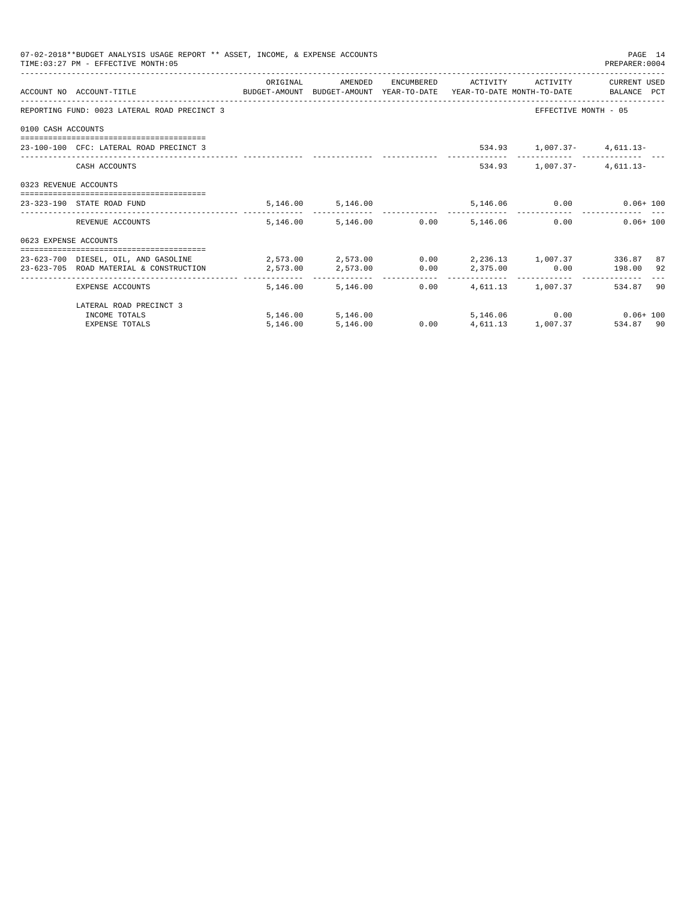07-02-2018**BUDGET ANALYSIS USAGE REPORT ** ASSET, INCOME, & EXPENSE ACCOUNTS
TIME:03:27 PM - EFFECTIVE MONTH:05

PREPARER:0004

| ACCOUNT NO | ACCOUNT-TITLE | ORIGINAL BUDGET-AMOUNT | AMENDED BUDGET-AMOUNT | ENCUMBERED YEAR-TO-DATE | ACTIVITY YEAR-TO-DATE | ACTIVITY MONTH-TO-DATE | CURRENT BALANCE | USED PCT |
|---|---|---|---|---|---|---|---|---|
| REPORTING FUND: 0023 LATERAL ROAD PRECINCT 3 | | | | | | EFFECTIVE MONTH - 05 | | |
| 0100 CASH ACCOUNTS | | | | | | | | |
| 23-100-100 | CFC: LATERAL ROAD PRECINCT 3 | | | | 534.93 | 1,007.37- | 4,611.13- | |
| | CASH ACCOUNTS | | | | 534.93 | 1,007.37- | 4,611.13- | |
| 0323 REVENUE ACCOUNTS | | | | | | | | |
| 23-323-190 | STATE ROAD FUND | 5,146.00 | 5,146.00 | | 5,146.06 | 0.00 | 0.06+ | 100 |
| | REVENUE ACCOUNTS | 5,146.00 | 5,146.00 | 0.00 | 5,146.06 | 0.00 | 0.06+ | 100 |
| 0623 EXPENSE ACCOUNTS | | | | | | | | |
| 23-623-700 | DIESEL, OIL, AND GASOLINE | 2,573.00 | 2,573.00 | 0.00 | 2,236.13 | 1,007.37 | 336.87 | 87 |
| 23-623-705 | ROAD MATERIAL & CONSTRUCTION | 2,573.00 | 2,573.00 | 0.00 | 2,375.00 | 0.00 | 198.00 | 92 |
| | EXPENSE ACCOUNTS | 5,146.00 | 5,146.00 | 0.00 | 4,611.13 | 1,007.37 | 534.87 | 90 |
| | LATERAL ROAD PRECINCT 3 | | | | | | | |
| | INCOME TOTALS | 5,146.00 | 5,146.00 | | 5,146.06 | 0.00 | 0.06+ | 100 |
| | EXPENSE TOTALS | 5,146.00 | 5,146.00 | 0.00 | 4,611.13 | 1,007.37 | 534.87 | 90 |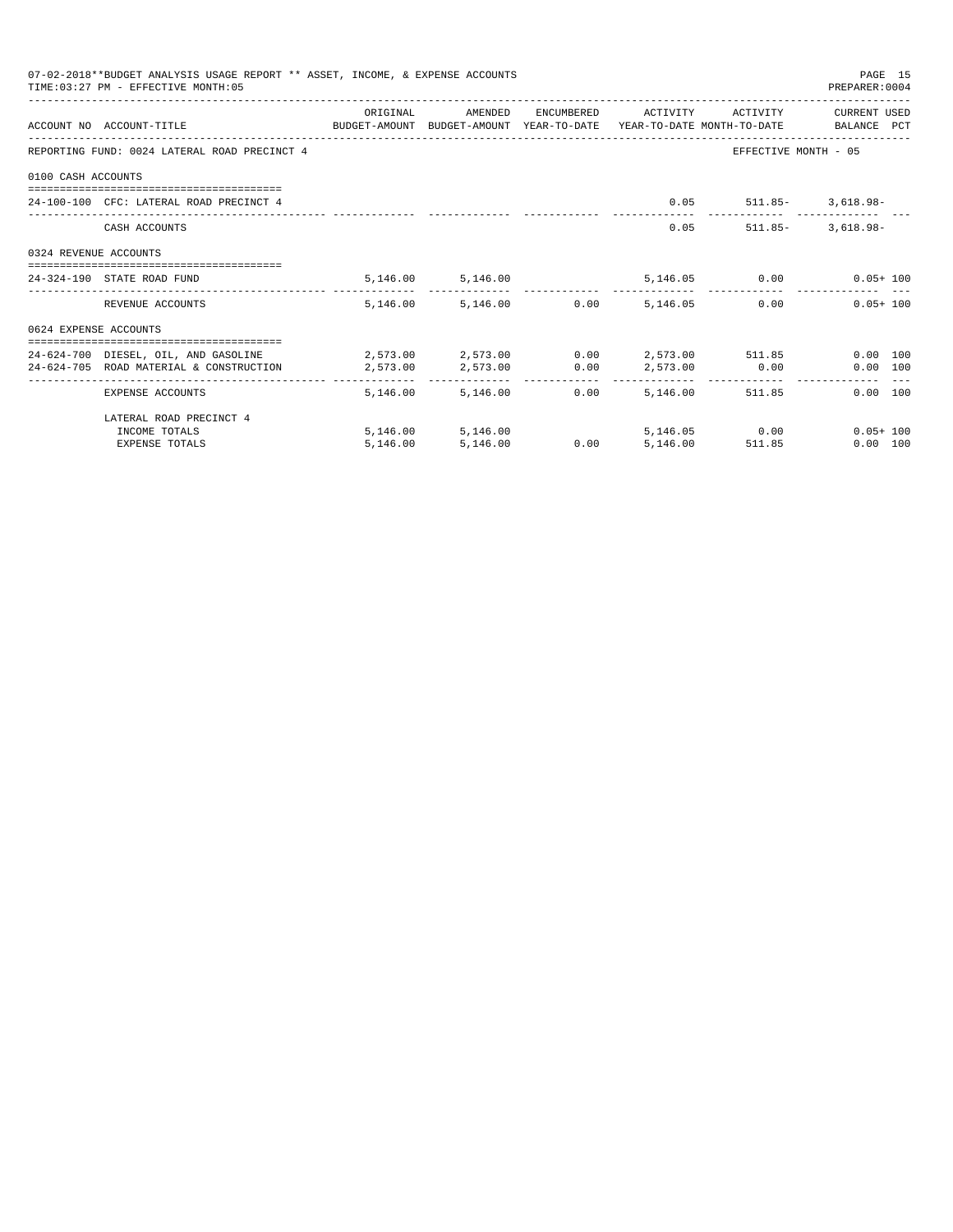07-02-2018**BUDGET ANALYSIS USAGE REPORT ** ASSET, INCOME, & EXPENSE ACCOUNTS

TIME:03:27 PM - EFFECTIVE MONTH:05

PREPARER:0004

| ACCOUNT NO | ACCOUNT-TITLE | ORIGINAL BUDGET-AMOUNT | AMENDED BUDGET-AMOUNT | ENCUMBERED YEAR-TO-DATE | ACTIVITY YEAR-TO-DATE | ACTIVITY MONTH-TO-DATE | CURRENT USED BALANCE | PCT |
|---|---|---|---|---|---|---|---|---|
| REPORTING FUND: 0024 LATERAL ROAD PRECINCT 4 | | | | | | EFFECTIVE MONTH - 05 | | |
| 0100 CASH ACCOUNTS | | | | | | | | |
| 24-100-100 | CFC: LATERAL ROAD PRECINCT 4 | | | | 0.05 | 511.85- | 3,618.98- | |
| | CASH ACCOUNTS | | | | 0.05 | 511.85- | 3,618.98- | |
| 0324 REVENUE ACCOUNTS | | | | | | | | |
| 24-324-190 | STATE ROAD FUND | 5,146.00 | 5,146.00 | | 5,146.05 | 0.00 | 0.05+ | 100 |
| | REVENUE ACCOUNTS | 5,146.00 | 5,146.00 | 0.00 | 5,146.05 | 0.00 | 0.05+ | 100 |
| 0624 EXPENSE ACCOUNTS | | | | | | | | |
| 24-624-700 | DIESEL, OIL, AND GASOLINE | 2,573.00 | 2,573.00 | 0.00 | 2,573.00 | 511.85 | 0.00 | 100 |
| 24-624-705 | ROAD MATERIAL & CONSTRUCTION | 2,573.00 | 2,573.00 | 0.00 | 2,573.00 | 0.00 | 0.00 | 100 |
| | EXPENSE ACCOUNTS | 5,146.00 | 5,146.00 | 0.00 | 5,146.00 | 511.85 | 0.00 | 100 |
| | LATERAL ROAD PRECINCT 4 | | | | | | | |
| | INCOME TOTALS | 5,146.00 | 5,146.00 | | 5,146.05 | 0.00 | 0.05+ | 100 |
| | EXPENSE TOTALS | 5,146.00 | 5,146.00 | 0.00 | 5,146.00 | 511.85 | 0.00 | 100 |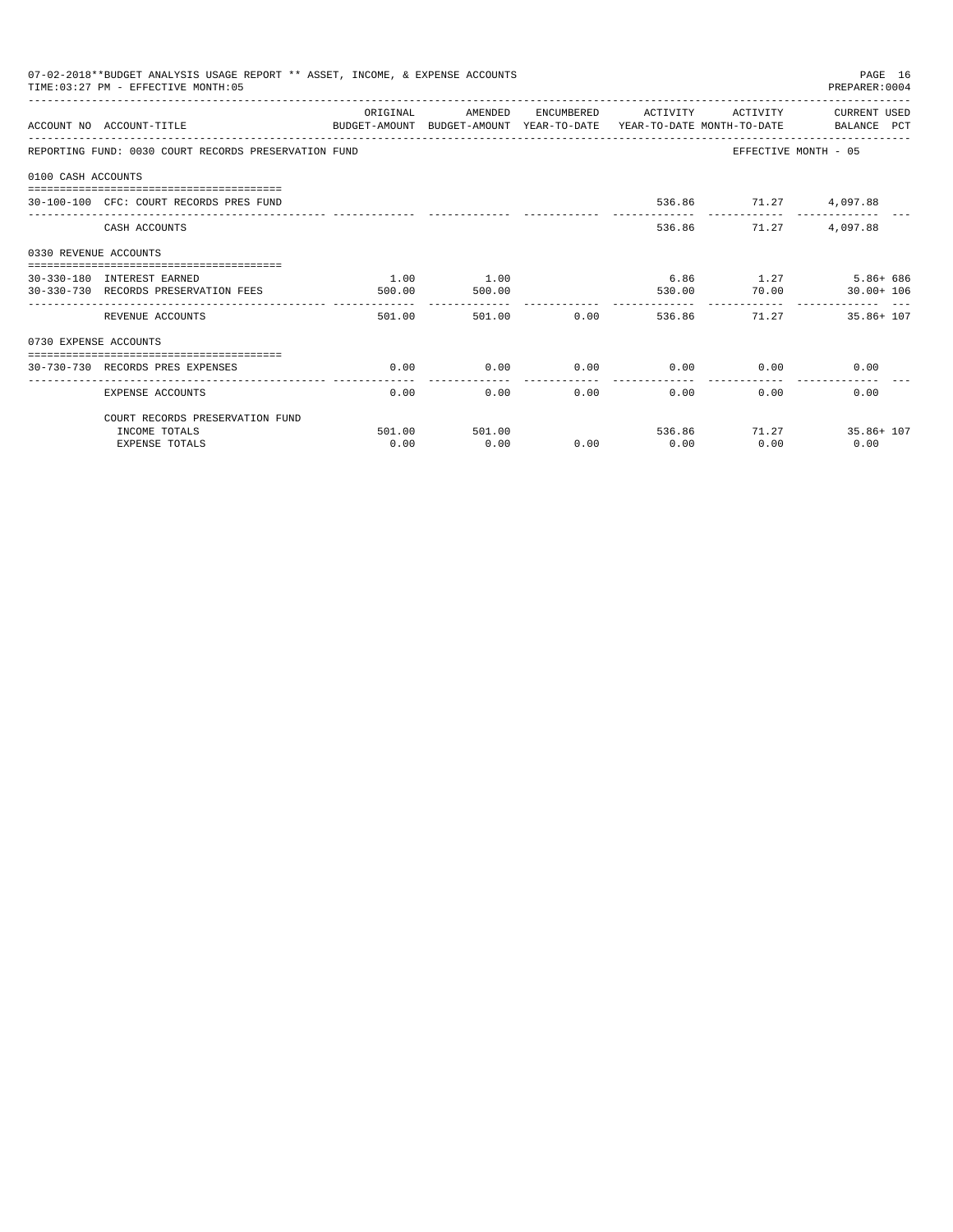07-02-2018**BUDGET ANALYSIS USAGE REPORT ** ASSET, INCOME, & EXPENSE ACCOUNTS
TIME:03:27 PM - EFFECTIVE MONTH:05
PREPARER:0004

| ACCOUNT NO | ACCOUNT-TITLE | ORIGINAL BUDGET-AMOUNT | AMENDED BUDGET-AMOUNT | ENCUMBERED YEAR-TO-DATE | ACTIVITY YEAR-TO-DATE | ACTIVITY MONTH-TO-DATE | CURRENT USED BALANCE | PCT |
|---|---|---|---|---|---|---|---|---|
| REPORTING FUND: 0030 COURT RECORDS PRESERVATION FUND | | | | | | | EFFECTIVE MONTH - 05 | |
| 0100 CASH ACCOUNTS | | | | | | | | |
| 30-100-100 | CFC: COURT RECORDS PRES FUND | | | | 536.86 | 71.27 | 4,097.88 | |
| | CASH ACCOUNTS | | | | 536.86 | 71.27 | 4,097.88 | |
| 0330 REVENUE ACCOUNTS | | | | | | | | |
| 30-330-180 | INTEREST EARNED | 1.00 | 1.00 | | 6.86 | 1.27 | 5.86+ | 686 |
| 30-330-730 | RECORDS PRESERVATION FEES | 500.00 | 500.00 | | 530.00 | 70.00 | 30.00+ | 106 |
| | REVENUE ACCOUNTS | 501.00 | 501.00 | 0.00 | 536.86 | 71.27 | 35.86+ | 107 |
| 0730 EXPENSE ACCOUNTS | | | | | | | | |
| 30-730-730 | RECORDS PRES EXPENSES | 0.00 | 0.00 | 0.00 | 0.00 | 0.00 | 0.00 | |
| | EXPENSE ACCOUNTS | 0.00 | 0.00 | 0.00 | 0.00 | 0.00 | 0.00 | |
| | COURT RECORDS PRESERVATION FUND | | | | | | | |
| | INCOME TOTALS | 501.00 | 501.00 | | 536.86 | 71.27 | 35.86+ | 107 |
| | EXPENSE TOTALS | 0.00 | 0.00 | 0.00 | 0.00 | 0.00 | 0.00 | |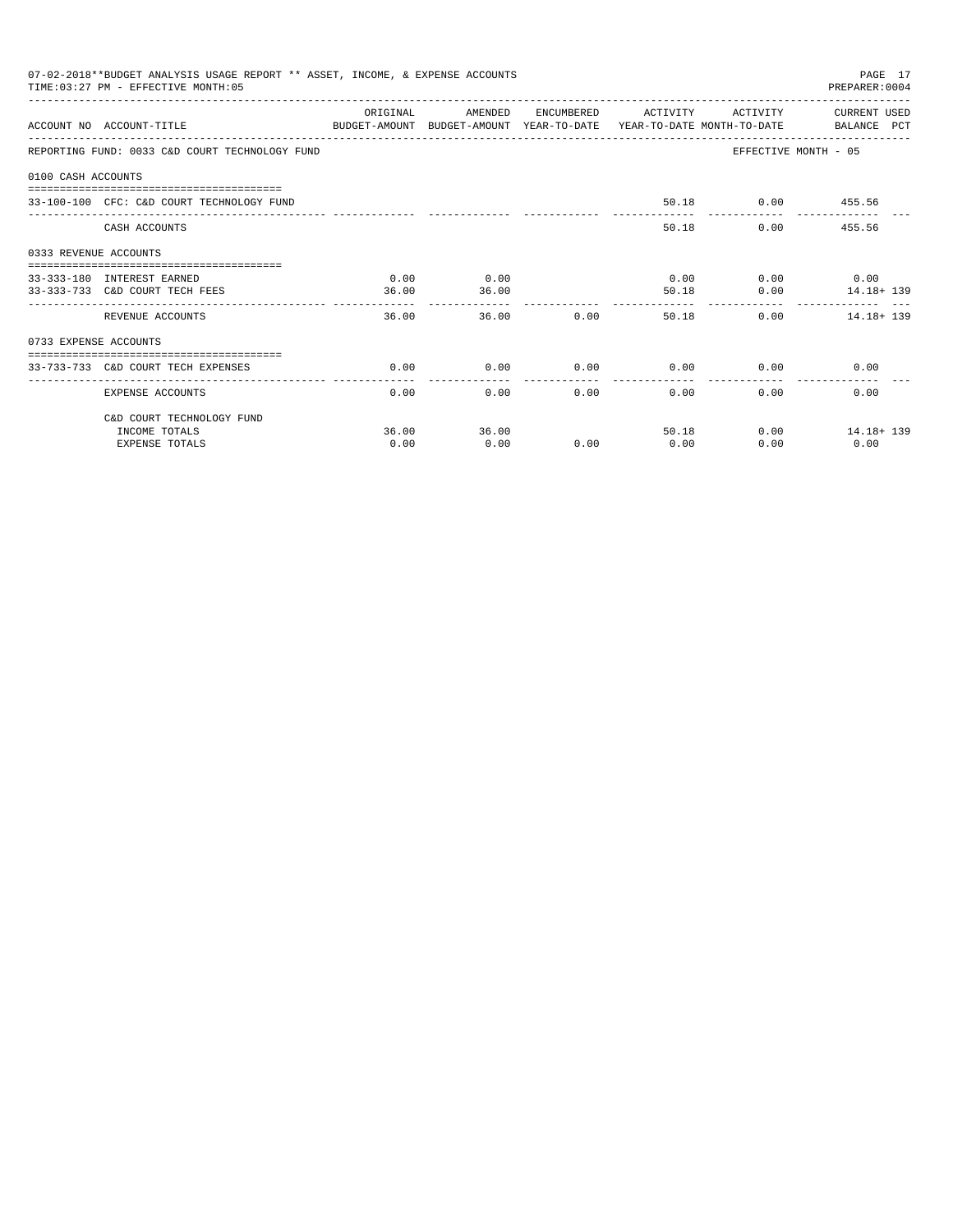07-02-2018**BUDGET ANALYSIS USAGE REPORT ** ASSET, INCOME, & EXPENSE ACCOUNTS
TIME:03:27 PM - EFFECTIVE MONTH:05

PREPARER:0004

| ACCOUNT NO | ACCOUNT-TITLE | ORIGINAL BUDGET-AMOUNT | AMENDED BUDGET-AMOUNT | ENCUMBERED YEAR-TO-DATE | ACTIVITY YEAR-TO-DATE | ACTIVITY MONTH-TO-DATE | CURRENT USED BALANCE PCT |
|---|---|---|---|---|---|---|---|
| REPORTING FUND: 0033 C&D COURT TECHNOLOGY FUND | | | | | | | EFFECTIVE MONTH - 05 |
| 0100 CASH ACCOUNTS | | | | | | | |
| 33-100-100 | CFC: C&D COURT TECHNOLOGY FUND | | | | 50.18 | 0.00 | 455.56 |
| | CASH ACCOUNTS | | | | 50.18 | 0.00 | 455.56 |
| 0333 REVENUE ACCOUNTS | | | | | | | |
| 33-333-180 | INTEREST EARNED | 0.00 | 0.00 | | 0.00 | 0.00 | 0.00 |
| 33-333-733 | C&D COURT TECH FEES | 36.00 | 36.00 | | 50.18 | 0.00 | 14.18+ 139 |
| | REVENUE ACCOUNTS | 36.00 | 36.00 | 0.00 | 50.18 | 0.00 | 14.18+ 139 |
| 0733 EXPENSE ACCOUNTS | | | | | | | |
| 33-733-733 | C&D COURT TECH EXPENSES | 0.00 | 0.00 | 0.00 | 0.00 | 0.00 | 0.00 |
| | EXPENSE ACCOUNTS | 0.00 | 0.00 | 0.00 | 0.00 | 0.00 | 0.00 |
| | C&D COURT TECHNOLOGY FUND | | | | | | |
| | INCOME TOTALS | 36.00 | 36.00 | | 50.18 | 0.00 | 14.18+ 139 |
| | EXPENSE TOTALS | 0.00 | 0.00 | 0.00 | 0.00 | 0.00 | 0.00 |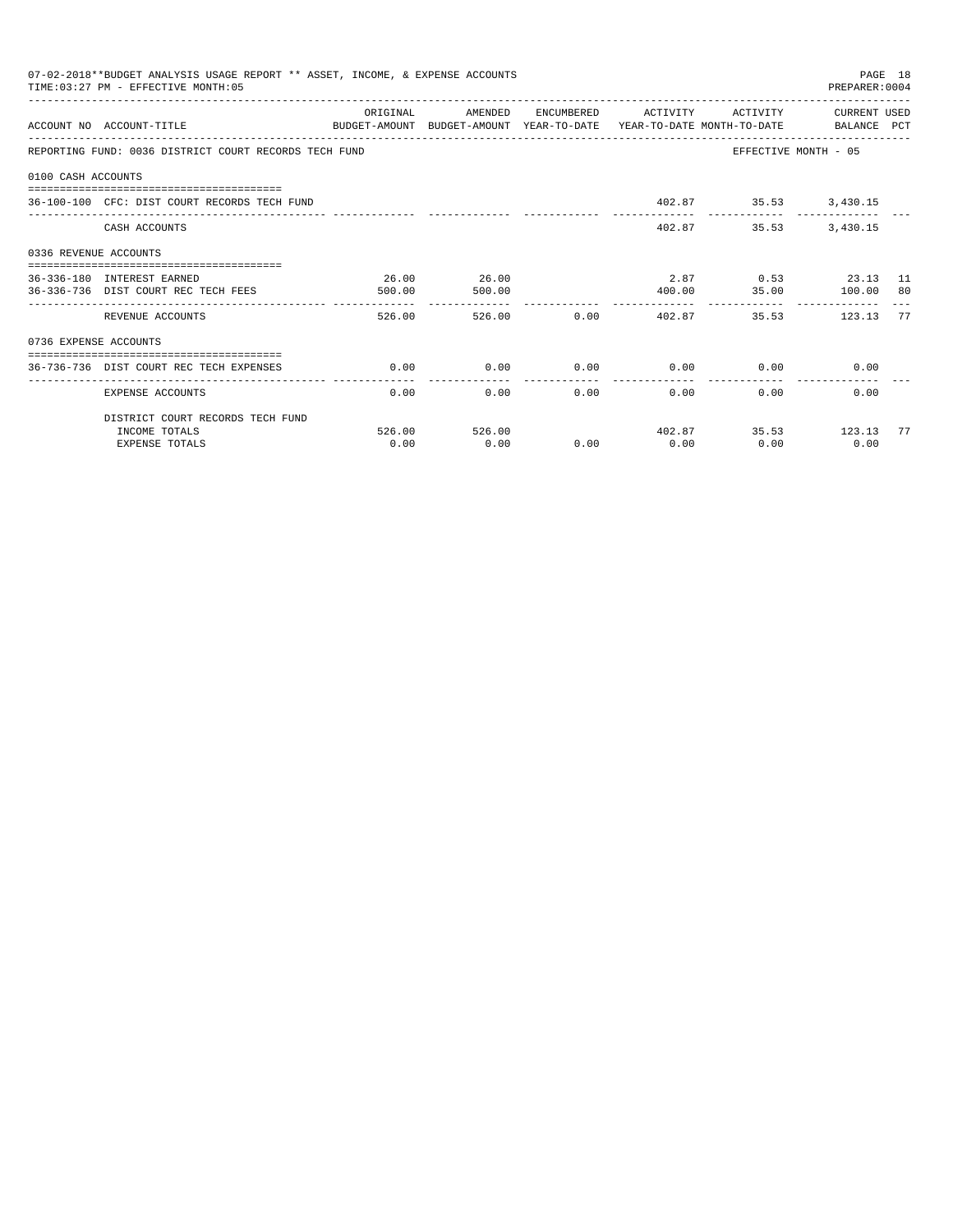07-02-2018**BUDGET ANALYSIS USAGE REPORT ** ASSET, INCOME, & EXPENSE ACCOUNTS
TIME:03:27 PM - EFFECTIVE MONTH:05

PREPARER:0004

| ACCOUNT NO | ACCOUNT-TITLE | ORIGINAL BUDGET-AMOUNT | AMENDED BUDGET-AMOUNT | ENCUMBERED YEAR-TO-DATE | ACTIVITY YEAR-TO-DATE | ACTIVITY MONTH-TO-DATE | CURRENT BALANCE | USED PCT |
|---|---|---|---|---|---|---|---|---|
| REPORTING FUND: 0036 DISTRICT COURT RECORDS TECH FUND | | | | | | EFFECTIVE MONTH - 05 | | |
| 0100 CASH ACCOUNTS | | | | | | | | |
| 36-100-100 | CFC: DIST COURT RECORDS TECH FUND | | | | 402.87 | 35.53 | 3,430.15 | |
| | CASH ACCOUNTS | | | | 402.87 | 35.53 | 3,430.15 | |
| 0336 REVENUE ACCOUNTS | | | | | | | | |
| 36-336-180 | INTEREST EARNED | 26.00 | 26.00 | | 2.87 | 0.53 | 23.13 | 11 |
| 36-336-736 | DIST COURT REC TECH FEES | 500.00 | 500.00 | | 400.00 | 35.00 | 100.00 | 80 |
| | REVENUE ACCOUNTS | 526.00 | 526.00 | 0.00 | 402.87 | 35.53 | 123.13 | 77 |
| 0736 EXPENSE ACCOUNTS | | | | | | | | |
| 36-736-736 | DIST COURT REC TECH EXPENSES | 0.00 | 0.00 | 0.00 | 0.00 | 0.00 | 0.00 | |
| | EXPENSE ACCOUNTS | 0.00 | 0.00 | 0.00 | 0.00 | 0.00 | 0.00 | |
| | DISTRICT COURT RECORDS TECH FUND | | | | | | | |
| | INCOME TOTALS | 526.00 | 526.00 | | 402.87 | 35.53 | 123.13 | 77 |
| | EXPENSE TOTALS | 0.00 | 0.00 | 0.00 | 0.00 | 0.00 | 0.00 | |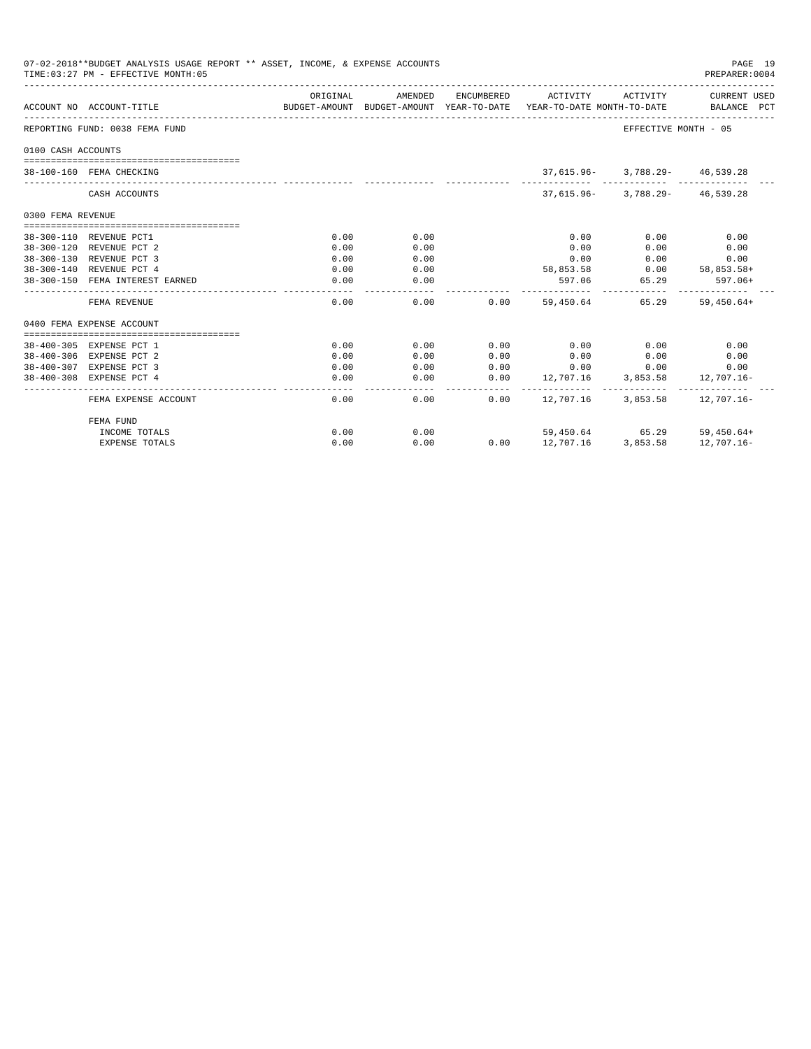07-02-2018**BUDGET ANALYSIS USAGE REPORT ** ASSET, INCOME, & EXPENSE ACCOUNTS
TIME:03:27 PM - EFFECTIVE MONTH:05

PREPARER:0004

| ACCOUNT NO | ACCOUNT-TITLE | ORIGINAL BUDGET-AMOUNT | AMENDED BUDGET-AMOUNT | ENCUMBERED YEAR-TO-DATE | ACTIVITY YEAR-TO-DATE | ACTIVITY MONTH-TO-DATE | CURRENT USED BALANCE | PCT |
|---|---|---|---|---|---|---|---|---|
| REPORTING FUND: 0038 FEMA FUND | | | | | | EFFECTIVE MONTH - 05 | | |
| 0100 CASH ACCOUNTS | | | | | | | | |
| 38-100-160 | FEMA CHECKING | | | | 37,615.96- | 3,788.29- | 46,539.28 | |
| | CASH ACCOUNTS | | | | 37,615.96- | 3,788.29- | 46,539.28 | |
| 0300 FEMA REVENUE | | | | | | | | |
| 38-300-110 | REVENUE PCT1 | 0.00 | 0.00 | | 0.00 | 0.00 | 0.00 | |
| 38-300-120 | REVENUE PCT 2 | 0.00 | 0.00 | | 0.00 | 0.00 | 0.00 | |
| 38-300-130 | REVENUE PCT 3 | 0.00 | 0.00 | | 0.00 | 0.00 | 0.00 | |
| 38-300-140 | REVENUE PCT 4 | 0.00 | 0.00 | | 58,853.58 | 0.00 | 58,853.58+ | |
| 38-300-150 | FEMA INTEREST EARNED | 0.00 | 0.00 | | 597.06 | 65.29 | 597.06+ | |
| | FEMA REVENUE | 0.00 | 0.00 | 0.00 | 59,450.64 | 65.29 | 59,450.64+ | |
| 0400 FEMA EXPENSE ACCOUNT | | | | | | | | |
| 38-400-305 | EXPENSE PCT 1 | 0.00 | 0.00 | 0.00 | 0.00 | 0.00 | 0.00 | |
| 38-400-306 | EXPENSE PCT 2 | 0.00 | 0.00 | 0.00 | 0.00 | 0.00 | 0.00 | |
| 38-400-307 | EXPENSE PCT 3 | 0.00 | 0.00 | 0.00 | 0.00 | 0.00 | 0.00 | |
| 38-400-308 | EXPENSE PCT 4 | 0.00 | 0.00 | 0.00 | 12,707.16 | 3,853.58 | 12,707.16- | |
| | FEMA EXPENSE ACCOUNT | 0.00 | 0.00 | 0.00 | 12,707.16 | 3,853.58 | 12,707.16- | |
| | FEMA FUND | | | | | | | |
| | INCOME TOTALS | 0.00 | 0.00 | | 59,450.64 | 65.29 | 59,450.64+ | |
| | EXPENSE TOTALS | 0.00 | 0.00 | 0.00 | 12,707.16 | 3,853.58 | 12,707.16- | |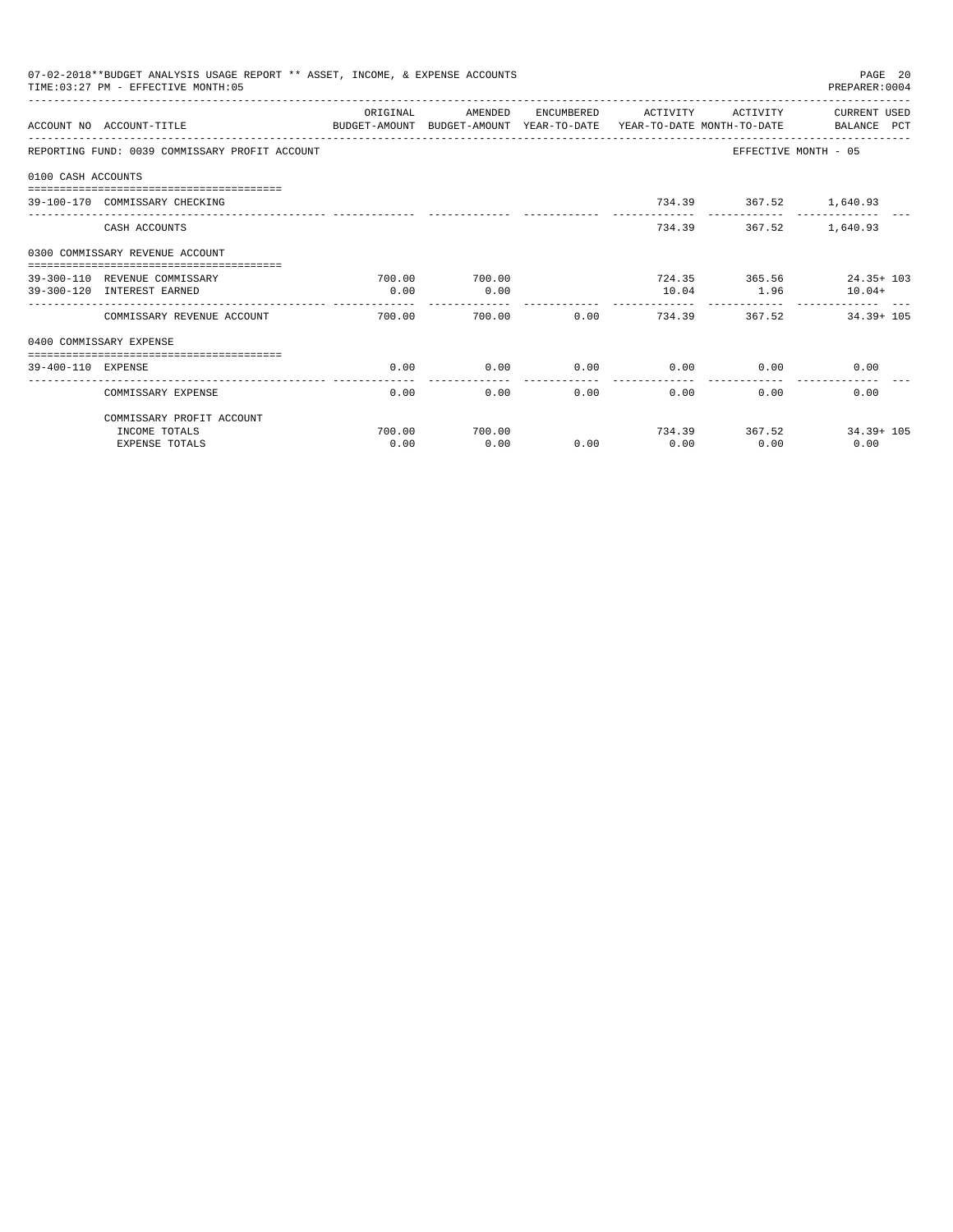07-02-2018**BUDGET ANALYSIS USAGE REPORT ** ASSET, INCOME, & EXPENSE ACCOUNTS
TIME:03:27 PM - EFFECTIVE MONTH:05

PREPARER:0004

REPORTING FUND: 0039 COMMISSARY PROFIT ACCOUNT — EFFECTIVE MONTH - 05

| ACCOUNT NO | ACCOUNT-TITLE | ORIGINAL BUDGET-AMOUNT | AMENDED BUDGET-AMOUNT | ENCUMBERED YEAR-TO-DATE | ACTIVITY YEAR-TO-DATE | ACTIVITY MONTH-TO-DATE | CURRENT USED BALANCE | PCT |
|---|---|---|---|---|---|---|---|---|
| **0100 CASH ACCOUNTS** | | | | | | | | |
| 39-100-170 | COMMISSARY CHECKING | | | | 734.39 | 367.52 | 1,640.93 | |
| | CASH ACCOUNTS | | | | 734.39 | 367.52 | 1,640.93 | |
| **0300 COMMISSARY REVENUE ACCOUNT** | | | | | | | | |
| 39-300-110 | REVENUE COMMISSARY | 700.00 | 700.00 | | 724.35 | 365.56 | 24.35+ | 103 |
| 39-300-120 | INTEREST EARNED | 0.00 | 0.00 | | 10.04 | 1.96 | 10.04+ | |
| | COMMISSARY REVENUE ACCOUNT | 700.00 | 700.00 | 0.00 | 734.39 | 367.52 | 34.39+ | 105 |
| **0400 COMMISSARY EXPENSE** | | | | | | | | |
| 39-400-110 | EXPENSE | 0.00 | 0.00 | 0.00 | 0.00 | 0.00 | 0.00 | |
| | COMMISSARY EXPENSE | 0.00 | 0.00 | 0.00 | 0.00 | 0.00 | 0.00 | |
| | COMMISSARY PROFIT ACCOUNT | | | | | | | |
| | INCOME TOTALS | 700.00 | 700.00 | | 734.39 | 367.52 | 34.39+ | 105 |
| | EXPENSE TOTALS | 0.00 | 0.00 | 0.00 | 0.00 | 0.00 | 0.00 | |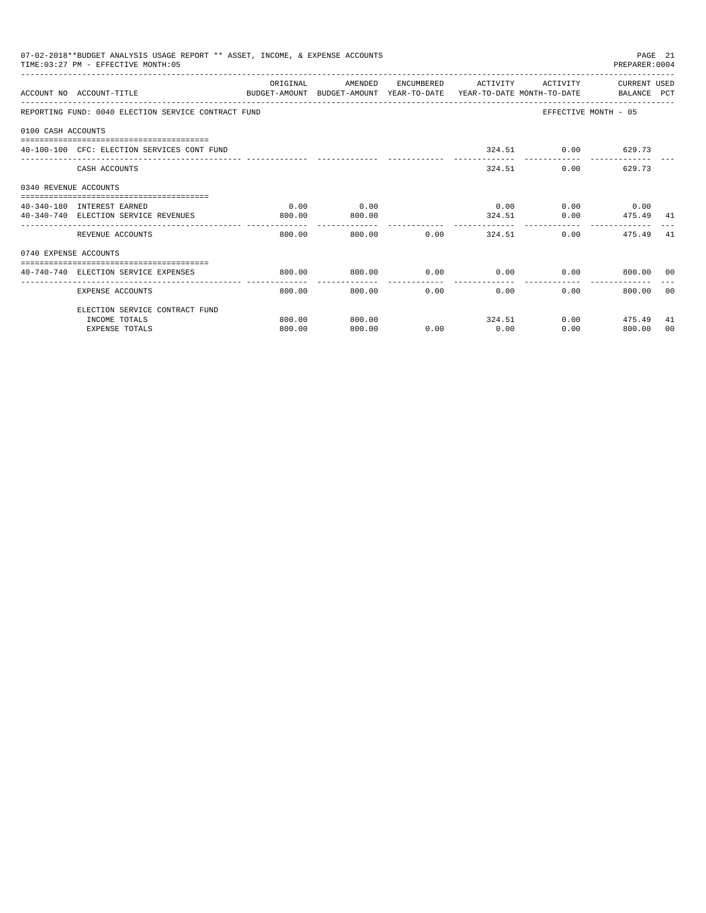07-02-2018**BUDGET ANALYSIS USAGE REPORT ** ASSET, INCOME, & EXPENSE ACCOUNTS

TIME:03:27 PM - EFFECTIVE MONTH:05

PREPARER:0004

| ACCOUNT NO | ACCOUNT-TITLE | ORIGINAL BUDGET-AMOUNT | AMENDED BUDGET-AMOUNT | ENCUMBERED YEAR-TO-DATE | ACTIVITY YEAR-TO-DATE | ACTIVITY MONTH-TO-DATE | CURRENT BALANCE | USED PCT |
|---|---|---|---|---|---|---|---|---|
| REPORTING FUND: 0040 ELECTION SERVICE CONTRACT FUND | | | | | | EFFECTIVE MONTH - 05 | | |
| 0100 CASH ACCOUNTS | | | | | | | | |
| 40-100-100 | CFC: ELECTION SERVICES CONT FUND | | | | 324.51 | 0.00 | 629.73 | |
| | CASH ACCOUNTS | | | | 324.51 | 0.00 | 629.73 | |
| 0340 REVENUE ACCOUNTS | | | | | | | | |
| 40-340-180 | INTEREST EARNED | 0.00 | 0.00 | | 0.00 | 0.00 | 0.00 | |
| 40-340-740 | ELECTION SERVICE REVENUES | 800.00 | 800.00 | | 324.51 | 0.00 | 475.49 | 41 |
| | REVENUE ACCOUNTS | 800.00 | 800.00 | 0.00 | 324.51 | 0.00 | 475.49 | 41 |
| 0740 EXPENSE ACCOUNTS | | | | | | | | |
| 40-740-740 | ELECTION SERVICE EXPENSES | 800.00 | 800.00 | 0.00 | 0.00 | 0.00 | 800.00 | 00 |
| | EXPENSE ACCOUNTS | 800.00 | 800.00 | 0.00 | 0.00 | 0.00 | 800.00 | 00 |
| | ELECTION SERVICE CONTRACT FUND | | | | | | | |
| | INCOME TOTALS | 800.00 | 800.00 | | 324.51 | 0.00 | 475.49 | 41 |
| | EXPENSE TOTALS | 800.00 | 800.00 | 0.00 | 0.00 | 0.00 | 800.00 | 00 |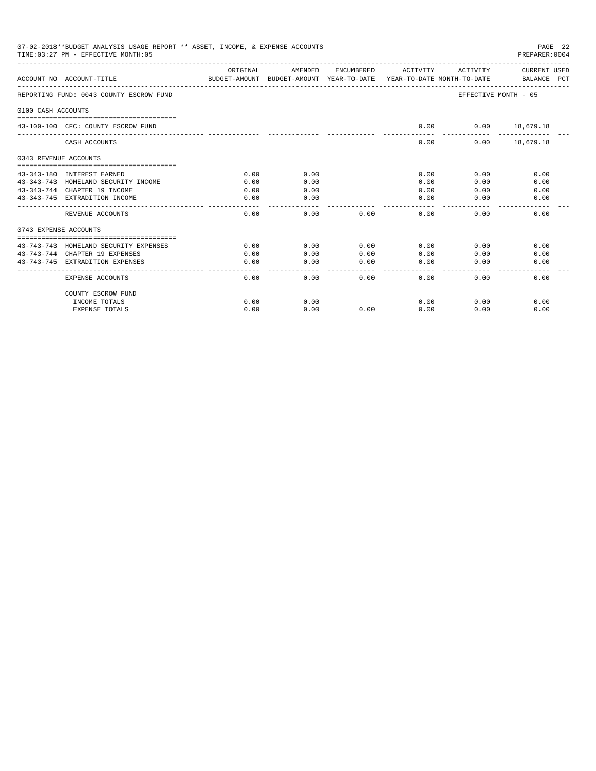07-02-2018**BUDGET ANALYSIS USAGE REPORT ** ASSET, INCOME, & EXPENSE ACCOUNTS
TIME:03:27 PM - EFFECTIVE MONTH:05

PREPARER:0004

| ACCOUNT NO | ACCOUNT-TITLE | ORIGINAL BUDGET-AMOUNT | AMENDED BUDGET-AMOUNT | ENCUMBERED YEAR-TO-DATE | ACTIVITY YEAR-TO-DATE | ACTIVITY MONTH-TO-DATE | CURRENT USED BALANCE | PCT |
|---|---|---|---|---|---|---|---|---|
| REPORTING FUND: 0043 COUNTY ESCROW FUND | | | | | | EFFECTIVE MONTH - 05 | | |
| 0100 CASH ACCOUNTS | | | | | | | | |
| 43-100-100 | CFC: COUNTY ESCROW FUND | | | | 0.00 | 0.00 | 18,679.18 | |
| | CASH ACCOUNTS | | | | 0.00 | 0.00 | 18,679.18 | |
| 0343 REVENUE ACCOUNTS | | | | | | | | |
| 43-343-180 | INTEREST EARNED | 0.00 | 0.00 | | 0.00 | 0.00 | 0.00 | |
| 43-343-743 | HOMELAND SECURITY INCOME | 0.00 | 0.00 | | 0.00 | 0.00 | 0.00 | |
| 43-343-744 | CHAPTER 19 INCOME | 0.00 | 0.00 | | 0.00 | 0.00 | 0.00 | |
| 43-343-745 | EXTRADITION INCOME | 0.00 | 0.00 | | 0.00 | 0.00 | 0.00 | |
| | REVENUE ACCOUNTS | 0.00 | 0.00 | 0.00 | 0.00 | 0.00 | 0.00 | |
| 0743 EXPENSE ACCOUNTS | | | | | | | | |
| 43-743-743 | HOMELAND SECURITY EXPENSES | 0.00 | 0.00 | 0.00 | 0.00 | 0.00 | 0.00 | |
| 43-743-744 | CHAPTER 19 EXPENSES | 0.00 | 0.00 | 0.00 | 0.00 | 0.00 | 0.00 | |
| 43-743-745 | EXTRADITION EXPENSES | 0.00 | 0.00 | 0.00 | 0.00 | 0.00 | 0.00 | |
| | EXPENSE ACCOUNTS | 0.00 | 0.00 | 0.00 | 0.00 | 0.00 | 0.00 | |
| | COUNTY ESCROW FUND | | | | | | | |
| | INCOME TOTALS | 0.00 | 0.00 | | 0.00 | 0.00 | 0.00 | |
| | EXPENSE TOTALS | 0.00 | 0.00 | 0.00 | 0.00 | 0.00 | 0.00 | |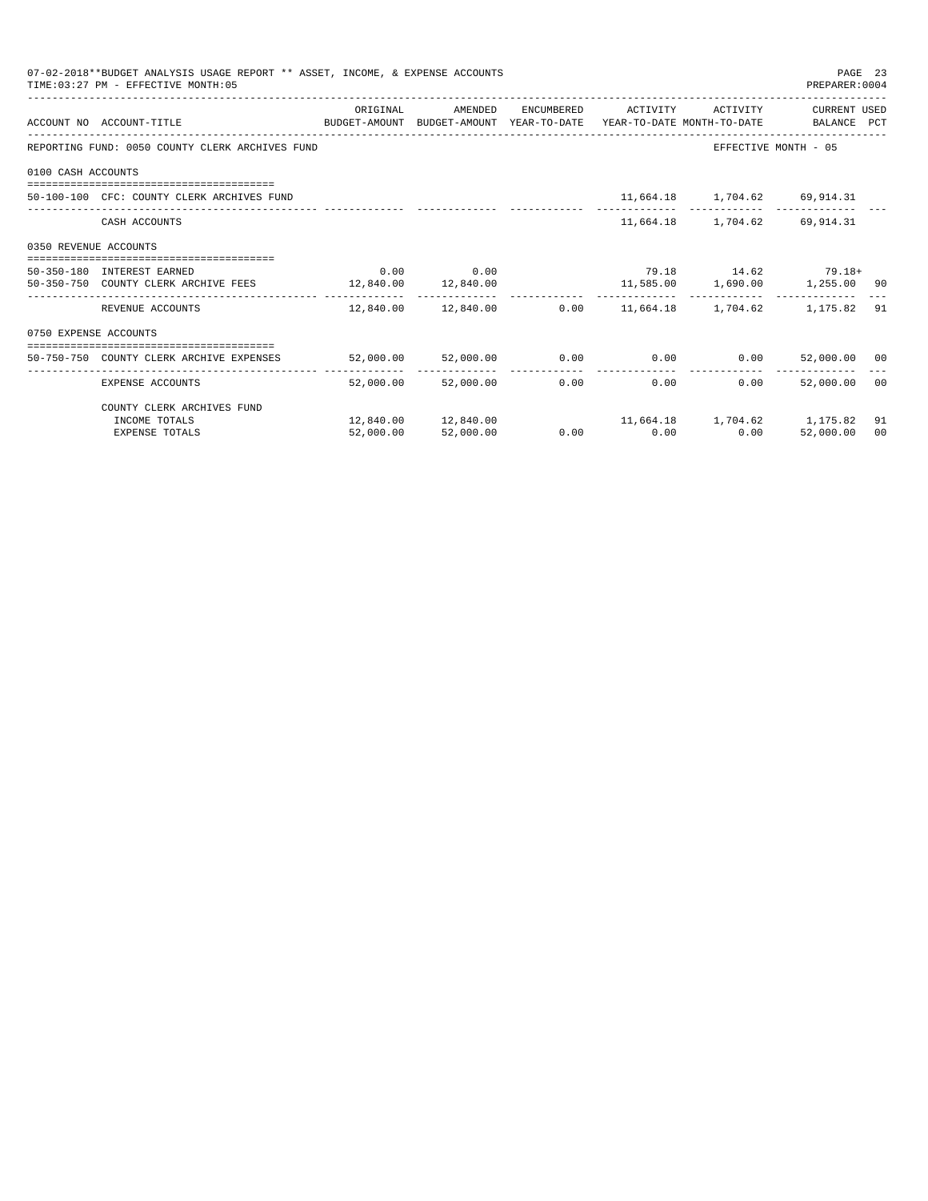07-02-2018**BUDGET ANALYSIS USAGE REPORT ** ASSET, INCOME, & EXPENSE ACCOUNTS
TIME:03:27 PM - EFFECTIVE MONTH:05

PREPARER:0004

| ACCOUNT NO | ACCOUNT-TITLE | ORIGINAL BUDGET-AMOUNT | AMENDED BUDGET-AMOUNT | ENCUMBERED YEAR-TO-DATE | ACTIVITY YEAR-TO-DATE | ACTIVITY MONTH-TO-DATE | CURRENT USED BALANCE | PCT |
|---|---|---|---|---|---|---|---|---|
| REPORTING FUND: 0050 COUNTY CLERK ARCHIVES FUND | | | | | | | EFFECTIVE MONTH - 05 | |
| 0100 CASH ACCOUNTS | | | | | | | | |
| 50-100-100 | CFC: COUNTY CLERK ARCHIVES FUND | | | | 11,664.18 | 1,704.62 | 69,914.31 | |
| | CASH ACCOUNTS | | | | 11,664.18 | 1,704.62 | 69,914.31 | |
| 0350 REVENUE ACCOUNTS | | | | | | | | |
| 50-350-180 | INTEREST EARNED | 0.00 | 0.00 | | 79.18 | 14.62 | 79.18+ | |
| 50-350-750 | COUNTY CLERK ARCHIVE FEES | 12,840.00 | 12,840.00 | | 11,585.00 | 1,690.00 | 1,255.00 | 90 |
| | REVENUE ACCOUNTS | 12,840.00 | 12,840.00 | 0.00 | 11,664.18 | 1,704.62 | 1,175.82 | 91 |
| 0750 EXPENSE ACCOUNTS | | | | | | | | |
| 50-750-750 | COUNTY CLERK ARCHIVE EXPENSES | 52,000.00 | 52,000.00 | 0.00 | 0.00 | 0.00 | 52,000.00 | 00 |
| | EXPENSE ACCOUNTS | 52,000.00 | 52,000.00 | 0.00 | 0.00 | 0.00 | 52,000.00 | 00 |
| | COUNTY CLERK ARCHIVES FUND | | | | | | | |
| | INCOME TOTALS | 12,840.00 | 12,840.00 | | 11,664.18 | 1,704.62 | 1,175.82 | 91 |
| | EXPENSE TOTALS | 52,000.00 | 52,000.00 | 0.00 | 0.00 | 0.00 | 52,000.00 | 00 |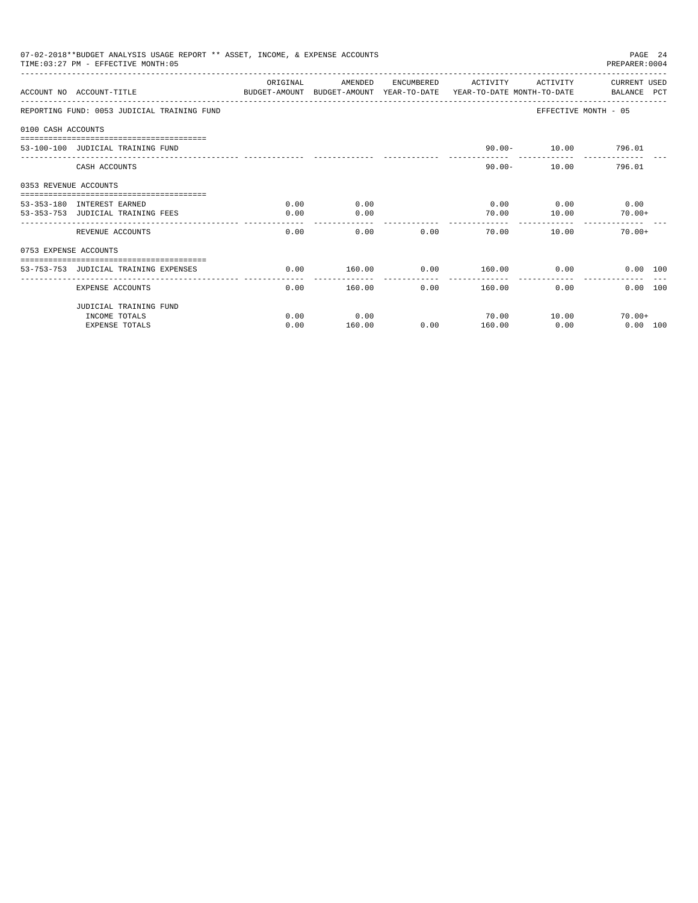07-02-2018**BUDGET ANALYSIS USAGE REPORT ** ASSET, INCOME, & EXPENSE ACCOUNTS

TIME:03:27 PM - EFFECTIVE MONTH:05

PREPARER:0004

| ACCOUNT NO | ACCOUNT-TITLE | ORIGINAL BUDGET-AMOUNT | AMENDED BUDGET-AMOUNT | ENCUMBERED YEAR-TO-DATE | ACTIVITY YEAR-TO-DATE | ACTIVITY MONTH-TO-DATE | CURRENT BALANCE | USED PCT |
|---|---|---|---|---|---|---|---|---|
| REPORTING FUND: 0053 JUDICIAL TRAINING FUND | | | | | | EFFECTIVE MONTH - 05 | | |
| 0100 CASH ACCOUNTS | | | | | | | | |
| 53-100-100 | JUDICIAL TRAINING FUND | | | | 90.00- | 10.00 | 796.01 | |
| | CASH ACCOUNTS | | | | 90.00- | 10.00 | 796.01 | |
| 0353 REVENUE ACCOUNTS | | | | | | | | |
| 53-353-180 | INTEREST EARNED | 0.00 | 0.00 | | 0.00 | 0.00 | 0.00 | |
| 53-353-753 | JUDICIAL TRAINING FEES | 0.00 | 0.00 | | 70.00 | 10.00 | 70.00+ | |
| | REVENUE ACCOUNTS | 0.00 | 0.00 | 0.00 | 70.00 | 10.00 | 70.00+ | |
| 0753 EXPENSE ACCOUNTS | | | | | | | | |
| 53-753-753 | JUDICIAL TRAINING EXPENSES | 0.00 | 160.00 | 0.00 | 160.00 | 0.00 | 0.00 | 100 |
| | EXPENSE ACCOUNTS | 0.00 | 160.00 | 0.00 | 160.00 | 0.00 | 0.00 | 100 |
| | JUDICIAL TRAINING FUND | | | | | | | |
| | INCOME TOTALS | 0.00 | 0.00 | | 70.00 | 10.00 | 70.00+ | |
| | EXPENSE TOTALS | 0.00 | 160.00 | 0.00 | 160.00 | 0.00 | 0.00 | 100 |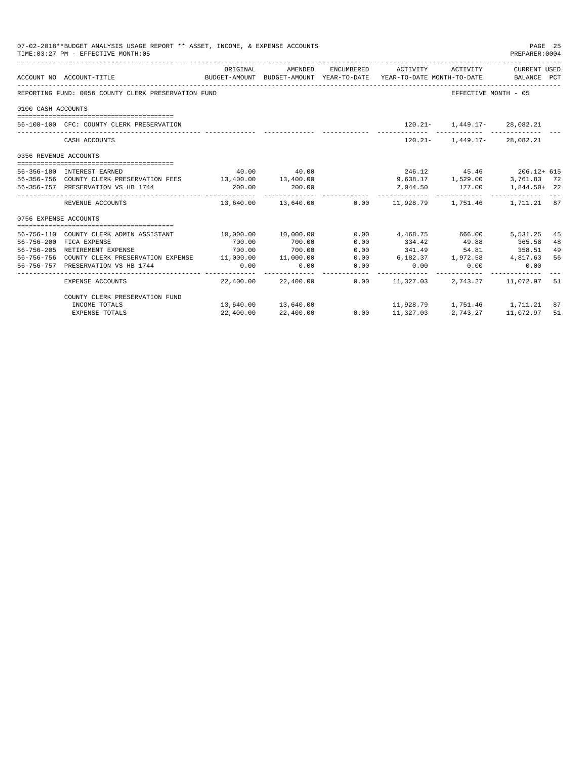07-02-2018**BUDGET ANALYSIS USAGE REPORT ** ASSET, INCOME, & EXPENSE ACCOUNTS
TIME:03:27 PM - EFFECTIVE MONTH:05

PREPARER:0004

| ACCOUNT NO | ACCOUNT-TITLE | ORIGINAL BUDGET-AMOUNT | AMENDED BUDGET-AMOUNT | ENCUMBERED YEAR-TO-DATE | ACTIVITY YEAR-TO-DATE | ACTIVITY MONTH-TO-DATE | CURRENT USED BALANCE | PCT |
|---|---|---|---|---|---|---|---|---|
| REPORTING FUND: 0056 COUNTY CLERK PRESERVATION FUND | | | | | | | EFFECTIVE MONTH - 05 | |
| 0100 CASH ACCOUNTS | | | | | | | | |
| 56-100-100 | CFC: COUNTY CLERK PRESERVATION | | | | 120.21- | 1,449.17- | 28,082.21 | |
| | CASH ACCOUNTS | | | | 120.21- | 1,449.17- | 28,082.21 | |
| 0356 REVENUE ACCOUNTS | | | | | | | | |
| 56-356-180 | INTEREST EARNED | 40.00 | 40.00 | | 246.12 | 45.46 | 206.12+ | 615 |
| 56-356-756 | COUNTY CLERK PRESERVATION FEES | 13,400.00 | 13,400.00 | | 9,638.17 | 1,529.00 | 3,761.83 | 72 |
| 56-356-757 | PRESERVATION VS HB 1744 | 200.00 | 200.00 | | 2,044.50 | 177.00 | 1,844.50+ | 22 |
| | REVENUE ACCOUNTS | 13,640.00 | 13,640.00 | 0.00 | 11,928.79 | 1,751.46 | 1,711.21 | 87 |
| 0756 EXPENSE ACCOUNTS | | | | | | | | |
| 56-756-110 | COUNTY CLERK ADMIN ASSISTANT | 10,000.00 | 10,000.00 | 0.00 | 4,468.75 | 666.00 | 5,531.25 | 45 |
| 56-756-200 | FICA EXPENSE | 700.00 | 700.00 | 0.00 | 334.42 | 49.88 | 365.58 | 48 |
| 56-756-205 | RETIREMENT EXPENSE | 700.00 | 700.00 | 0.00 | 341.49 | 54.81 | 358.51 | 49 |
| 56-756-756 | COUNTY CLERK PRESERVATION EXPENSE | 11,000.00 | 11,000.00 | 0.00 | 6,182.37 | 1,972.58 | 4,817.63 | 56 |
| 56-756-757 | PRESERVATION VS HB 1744 | 0.00 | 0.00 | 0.00 | 0.00 | 0.00 | 0.00 | |
| | EXPENSE ACCOUNTS | 22,400.00 | 22,400.00 | 0.00 | 11,327.03 | 2,743.27 | 11,072.97 | 51 |
| | COUNTY CLERK PRESERVATION FUND | | | | | | | |
| | INCOME TOTALS | 13,640.00 | 13,640.00 | | 11,928.79 | 1,751.46 | 1,711.21 | 87 |
| | EXPENSE TOTALS | 22,400.00 | 22,400.00 | 0.00 | 11,327.03 | 2,743.27 | 11,072.97 | 51 |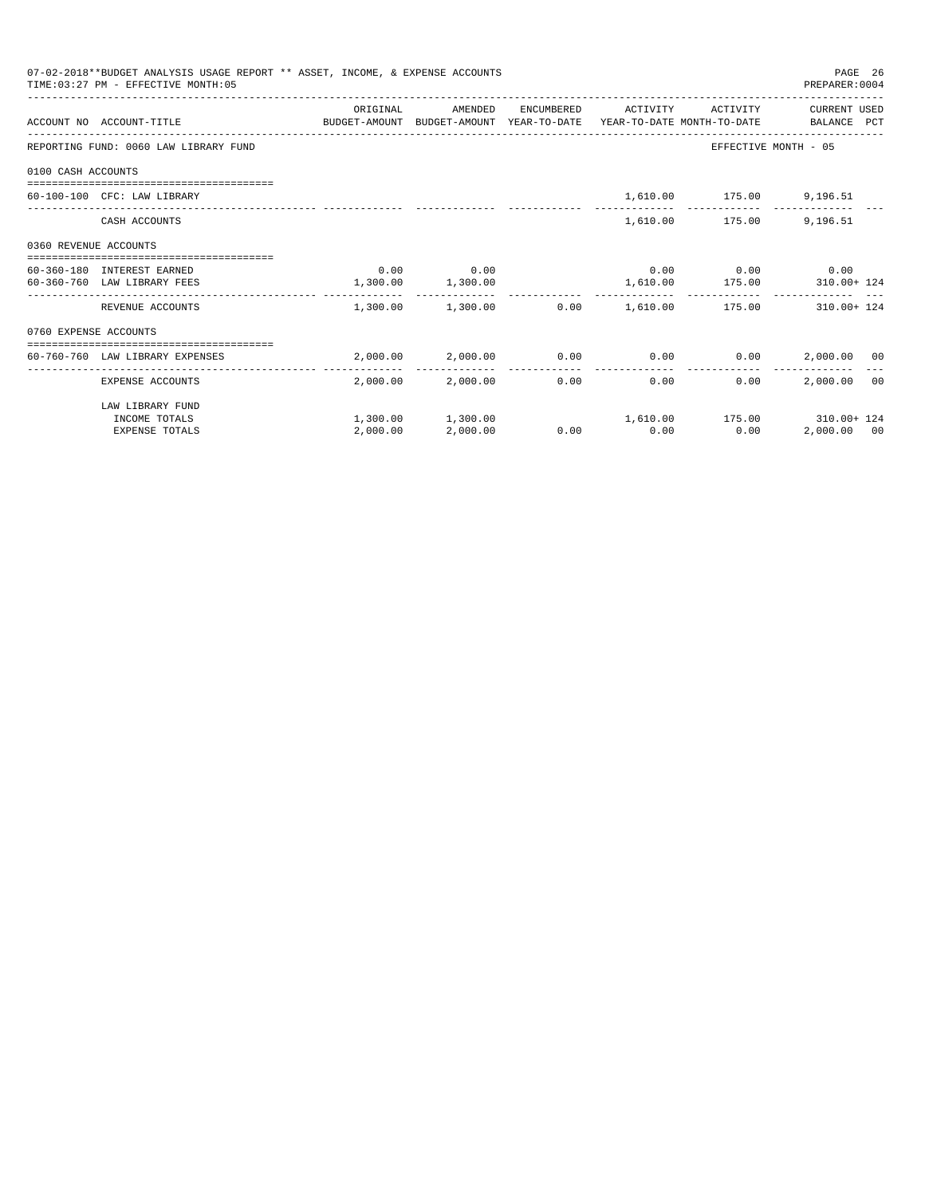07-02-2018**BUDGET ANALYSIS USAGE REPORT ** ASSET, INCOME, & EXPENSE ACCOUNTS
TIME:03:27 PM - EFFECTIVE MONTH:05

PREPARER:0004

| ACCOUNT NO | ACCOUNT-TITLE | ORIGINAL BUDGET-AMOUNT | AMENDED BUDGET-AMOUNT | ENCUMBERED YEAR-TO-DATE | ACTIVITY YEAR-TO-DATE | ACTIVITY MONTH-TO-DATE | CURRENT USED BALANCE | PCT |
|---|---|---|---|---|---|---|---|---|
| REPORTING FUND: 0060 LAW LIBRARY FUND | | | | | | EFFECTIVE MONTH - 05 | | |
| 0100 CASH ACCOUNTS | | | | | | | | |
| 60-100-100 | CFC: LAW LIBRARY | | | | 1,610.00 | 175.00 | 9,196.51 | |
| | CASH ACCOUNTS | | | | 1,610.00 | 175.00 | 9,196.51 | |
| 0360 REVENUE ACCOUNTS | | | | | | | | |
| 60-360-180 | INTEREST EARNED | 0.00 | 0.00 | | 0.00 | 0.00 | 0.00 | |
| 60-360-760 | LAW LIBRARY FEES | 1,300.00 | 1,300.00 | | 1,610.00 | 175.00 | 310.00+ | 124 |
| | REVENUE ACCOUNTS | 1,300.00 | 1,300.00 | 0.00 | 1,610.00 | 175.00 | 310.00+ | 124 |
| 0760 EXPENSE ACCOUNTS | | | | | | | | |
| 60-760-760 | LAW LIBRARY EXPENSES | 2,000.00 | 2,000.00 | 0.00 | 0.00 | 0.00 | 2,000.00 | 00 |
| | EXPENSE ACCOUNTS | 2,000.00 | 2,000.00 | 0.00 | 0.00 | 0.00 | 2,000.00 | 00 |
| | LAW LIBRARY FUND | | | | | | | |
| | INCOME TOTALS | 1,300.00 | 1,300.00 | | 1,610.00 | 175.00 | 310.00+ | 124 |
| | EXPENSE TOTALS | 2,000.00 | 2,000.00 | 0.00 | 0.00 | 0.00 | 2,000.00 | 00 |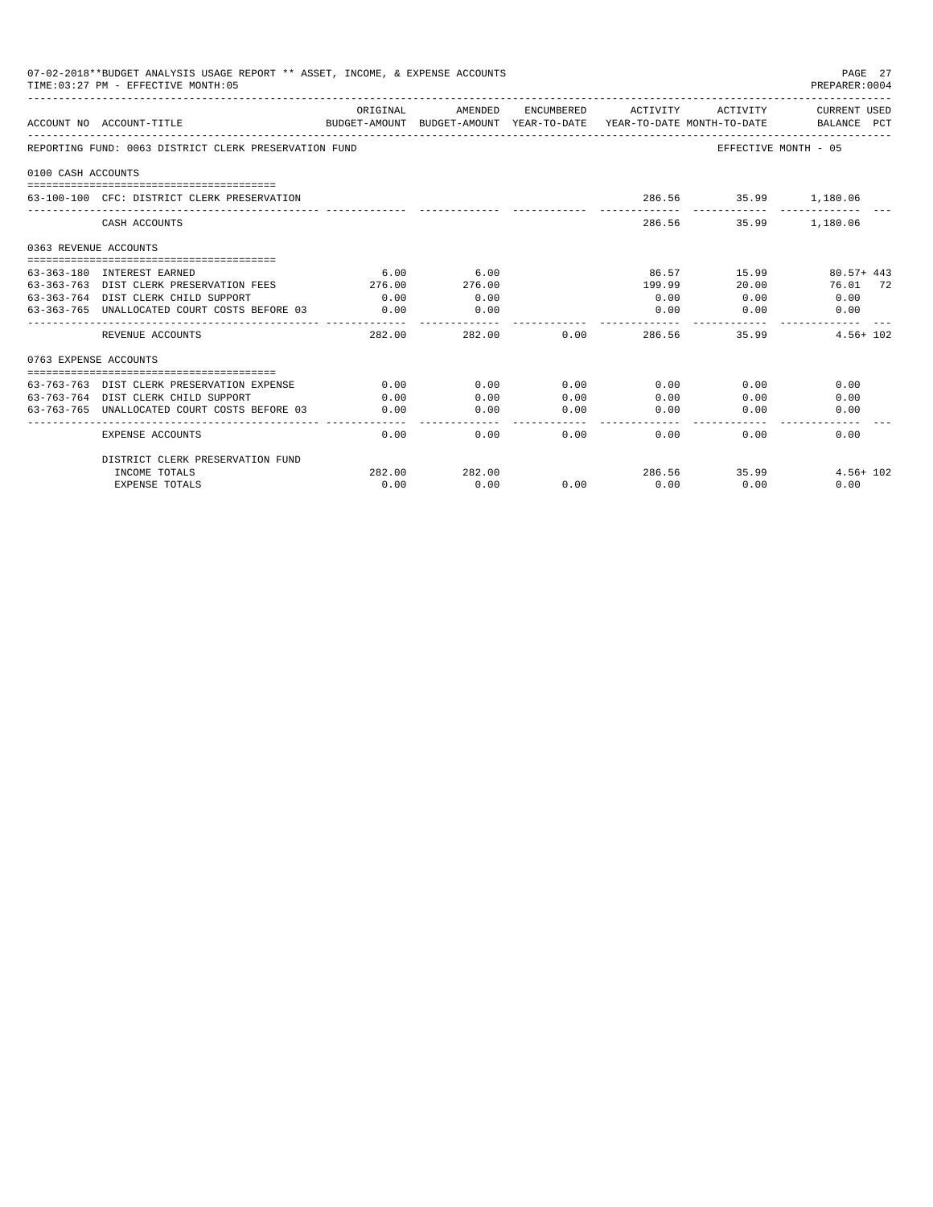07-02-2018**BUDGET ANALYSIS USAGE REPORT ** ASSET, INCOME, & EXPENSE ACCOUNTS

TIME:03:27 PM - EFFECTIVE MONTH:05

REPORTING FUND: 0063 DISTRICT CLERK PRESERVATION FUND — EFFECTIVE MONTH - 05

| ACCOUNT NO | ACCOUNT-TITLE | ORIGINAL BUDGET-AMOUNT | AMENDED BUDGET-AMOUNT | ENCUMBERED YEAR-TO-DATE | ACTIVITY YEAR-TO-DATE | ACTIVITY MONTH-TO-DATE | CURRENT USED BALANCE | PCT |
|---|---|---|---|---|---|---|---|---|
| **0100 CASH ACCOUNTS** | | | | | | | | |
| 63-100-100 | CFC: DISTRICT CLERK PRESERVATION | | | | 286.56 | 35.99 | 1,180.06 | |
| | CASH ACCOUNTS | | | | 286.56 | 35.99 | 1,180.06 | |
| **0363 REVENUE ACCOUNTS** | | | | | | | | |
| 63-363-180 | INTEREST EARNED | 6.00 | 6.00 | | 86.57 | 15.99 | 80.57+ | 443 |
| 63-363-763 | DIST CLERK PRESERVATION FEES | 276.00 | 276.00 | | 199.99 | 20.00 | 76.01 | 72 |
| 63-363-764 | DIST CLERK CHILD SUPPORT | 0.00 | 0.00 | | 0.00 | 0.00 | 0.00 | |
| 63-363-765 | UNALLOCATED COURT COSTS BEFORE 03 | 0.00 | 0.00 | | 0.00 | 0.00 | 0.00 | |
| | REVENUE ACCOUNTS | 282.00 | 282.00 | 0.00 | 286.56 | 35.99 | 4.56+ | 102 |
| **0763 EXPENSE ACCOUNTS** | | | | | | | | |
| 63-763-763 | DIST CLERK PRESERVATION EXPENSE | 0.00 | 0.00 | 0.00 | 0.00 | 0.00 | 0.00 | |
| 63-763-764 | DIST CLERK CHILD SUPPORT | 0.00 | 0.00 | 0.00 | 0.00 | 0.00 | 0.00 | |
| 63-763-765 | UNALLOCATED COURT COSTS BEFORE 03 | 0.00 | 0.00 | 0.00 | 0.00 | 0.00 | 0.00 | |
| | EXPENSE ACCOUNTS | 0.00 | 0.00 | 0.00 | 0.00 | 0.00 | 0.00 | |
| | DISTRICT CLERK PRESERVATION FUND | | | | | | | |
| | INCOME TOTALS | 282.00 | 282.00 | | 286.56 | 35.99 | 4.56+ | 102 |
| | EXPENSE TOTALS | 0.00 | 0.00 | 0.00 | 0.00 | 0.00 | 0.00 | |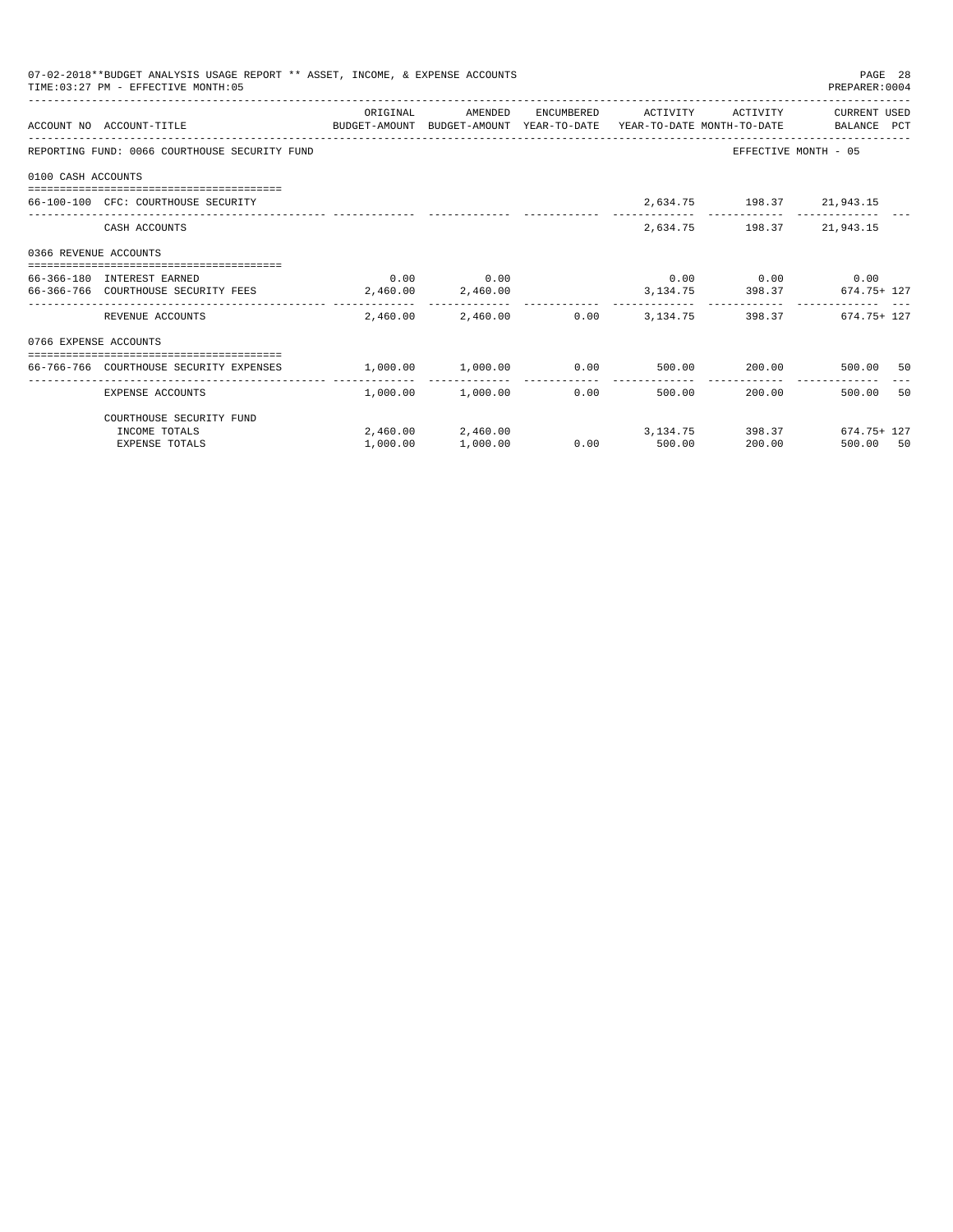07-02-2018**BUDGET ANALYSIS USAGE REPORT ** ASSET, INCOME, & EXPENSE ACCOUNTS

TIME:03:27 PM - EFFECTIVE MONTH:05

PREPARER:0004

| ACCOUNT NO | ACCOUNT-TITLE | ORIGINAL BUDGET-AMOUNT | AMENDED BUDGET-AMOUNT | ENCUMBERED YEAR-TO-DATE | ACTIVITY YEAR-TO-DATE | ACTIVITY MONTH-TO-DATE | CURRENT USED BALANCE | PCT |
|---|---|---|---|---|---|---|---|---|
| REPORTING FUND: 0066 COURTHOUSE SECURITY FUND | | | | | | | EFFECTIVE MONTH - 05 | |
| 0100 CASH ACCOUNTS | | | | | | | | |
| 66-100-100 | CFC: COURTHOUSE SECURITY | | | | 2,634.75 | 198.37 | 21,943.15 | |
| | CASH ACCOUNTS | | | | 2,634.75 | 198.37 | 21,943.15 | |
| 0366 REVENUE ACCOUNTS | | | | | | | | |
| 66-366-180 | INTEREST EARNED | 0.00 | 0.00 | | 0.00 | 0.00 | 0.00 | |
| 66-366-766 | COURTHOUSE SECURITY FEES | 2,460.00 | 2,460.00 | | 3,134.75 | 398.37 | 674.75+ | 127 |
| | REVENUE ACCOUNTS | 2,460.00 | 2,460.00 | 0.00 | 3,134.75 | 398.37 | 674.75+ | 127 |
| 0766 EXPENSE ACCOUNTS | | | | | | | | |
| 66-766-766 | COURTHOUSE SECURITY EXPENSES | 1,000.00 | 1,000.00 | 0.00 | 500.00 | 200.00 | 500.00 | 50 |
| | EXPENSE ACCOUNTS | 1,000.00 | 1,000.00 | 0.00 | 500.00 | 200.00 | 500.00 | 50 |
| | COURTHOUSE SECURITY FUND | | | | | | | |
| | INCOME TOTALS | 2,460.00 | 2,460.00 | | 3,134.75 | 398.37 | 674.75+ | 127 |
| | EXPENSE TOTALS | 1,000.00 | 1,000.00 | 0.00 | 500.00 | 200.00 | 500.00 | 50 |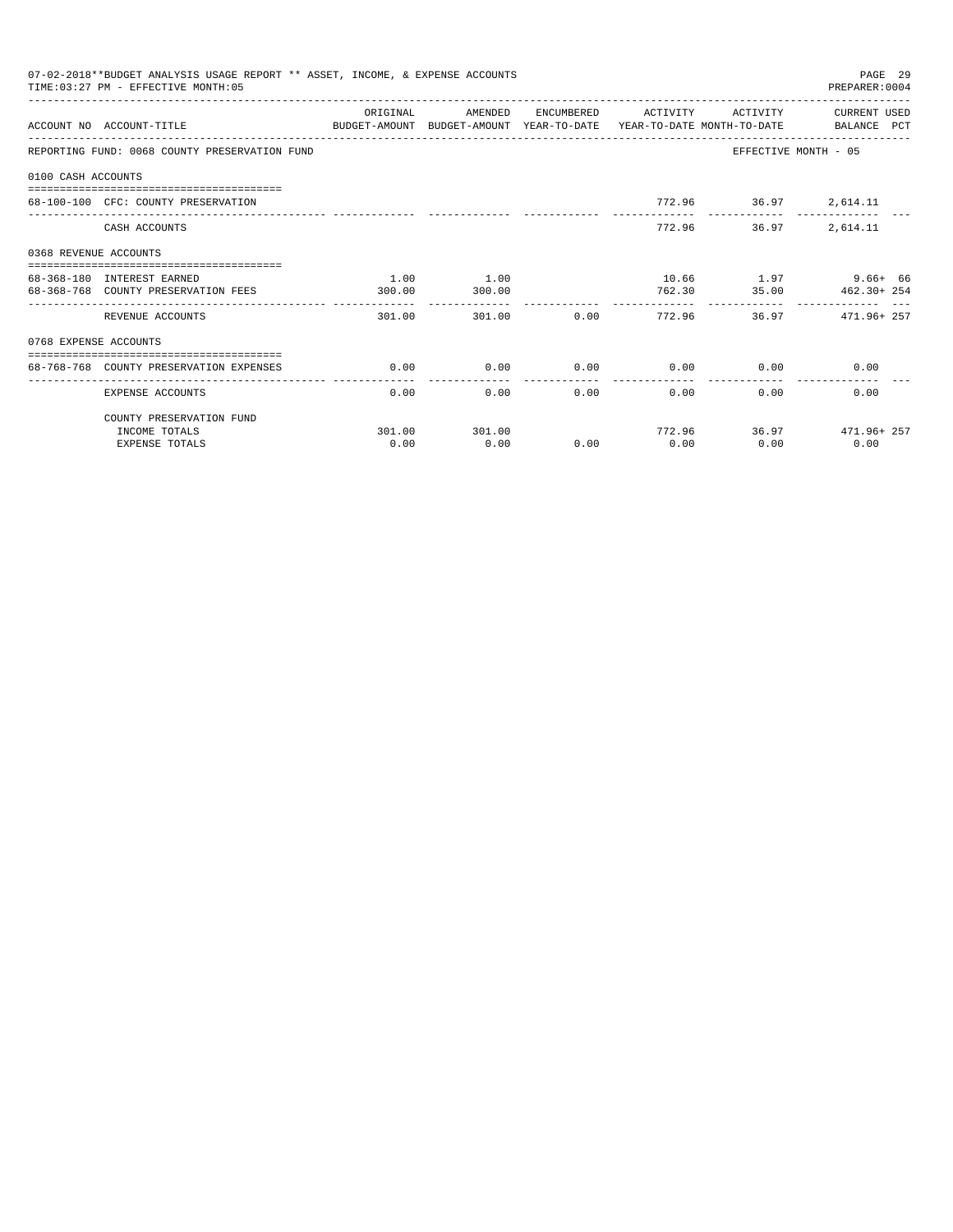07-02-2018**BUDGET ANALYSIS USAGE REPORT ** ASSET, INCOME, & EXPENSE ACCOUNTS
TIME:03:27 PM - EFFECTIVE MONTH:05

PREPARER:0004

| ACCOUNT NO | ACCOUNT-TITLE | ORIGINAL BUDGET-AMOUNT | AMENDED BUDGET-AMOUNT | ENCUMBERED YEAR-TO-DATE | ACTIVITY YEAR-TO-DATE | ACTIVITY MONTH-TO-DATE | CURRENT USED BALANCE | PCT |
|---|---|---|---|---|---|---|---|---|
| REPORTING FUND: 0068 COUNTY PRESERVATION FUND | | | | | | EFFECTIVE MONTH - 05 | | |
| 0100 CASH ACCOUNTS | | | | | | | | |
| 68-100-100 | CFC: COUNTY PRESERVATION | | | | 772.96 | 36.97 | 2,614.11 | |
| | CASH ACCOUNTS | | | | 772.96 | 36.97 | 2,614.11 | |
| 0368 REVENUE ACCOUNTS | | | | | | | | |
| 68-368-180 | INTEREST EARNED | 1.00 | 1.00 | | 10.66 | 1.97 | 9.66+ | 66 |
| 68-368-768 | COUNTY PRESERVATION FEES | 300.00 | 300.00 | | 762.30 | 35.00 | 462.30+ | 254 |
| | REVENUE ACCOUNTS | 301.00 | 301.00 | 0.00 | 772.96 | 36.97 | 471.96+ | 257 |
| 0768 EXPENSE ACCOUNTS | | | | | | | | |
| 68-768-768 | COUNTY PRESERVATION EXPENSES | 0.00 | 0.00 | 0.00 | 0.00 | 0.00 | 0.00 | |
| | EXPENSE ACCOUNTS | 0.00 | 0.00 | 0.00 | 0.00 | 0.00 | 0.00 | |
| | COUNTY PRESERVATION FUND | | | | | | | |
| | INCOME TOTALS | 301.00 | 301.00 | | 772.96 | 36.97 | 471.96+ | 257 |
| | EXPENSE TOTALS | 0.00 | 0.00 | 0.00 | 0.00 | 0.00 | 0.00 | |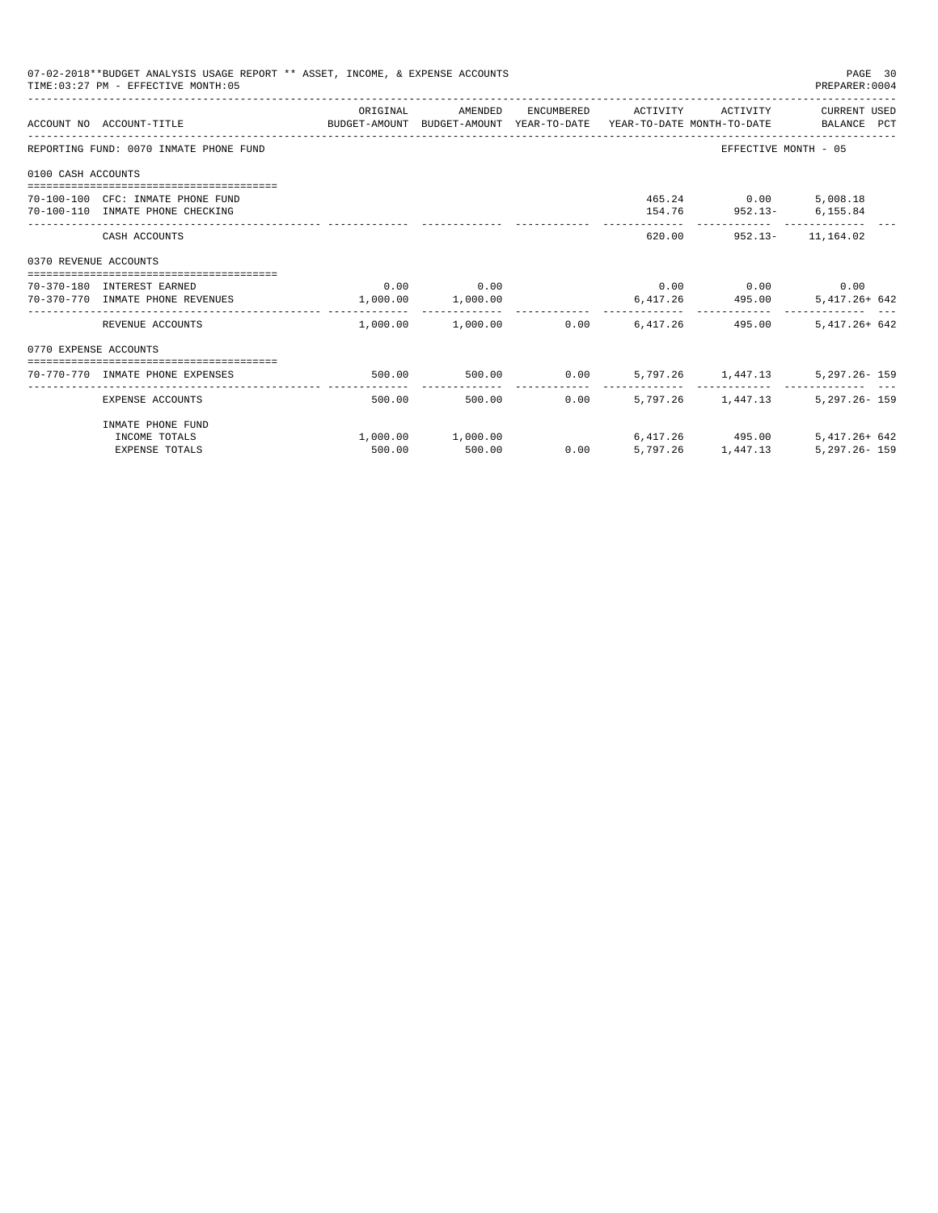07-02-2018**BUDGET ANALYSIS USAGE REPORT ** ASSET, INCOME, & EXPENSE ACCOUNTS
TIME:03:27 PM - EFFECTIVE MONTH:05

PREPARER:0004

| ACCOUNT NO | ACCOUNT-TITLE | ORIGINAL BUDGET-AMOUNT | AMENDED BUDGET-AMOUNT | ENCUMBERED YEAR-TO-DATE | ACTIVITY YEAR-TO-DATE | ACTIVITY MONTH-TO-DATE | CURRENT USED BALANCE | PCT |
|---|---|---|---|---|---|---|---|---|
| REPORTING FUND: 0070 INMATE PHONE FUND | | | | | | EFFECTIVE MONTH - 05 | | |
| 0100 CASH ACCOUNTS | | | | | | | | |
| 70-100-100 | CFC: INMATE PHONE FUND | | | | 465.24 | 0.00 | 5,008.18 | |
| 70-100-110 | INMATE PHONE CHECKING | | | | 154.76 | 952.13- | 6,155.84 | |
| | CASH ACCOUNTS | | | | 620.00 | 952.13- | 11,164.02 | |
| 0370 REVENUE ACCOUNTS | | | | | | | | |
| 70-370-180 | INTEREST EARNED | 0.00 | 0.00 | | 0.00 | 0.00 | 0.00 | |
| 70-370-770 | INMATE PHONE REVENUES | 1,000.00 | 1,000.00 | | 6,417.26 | 495.00 | 5,417.26+ | 642 |
| | REVENUE ACCOUNTS | 1,000.00 | 1,000.00 | 0.00 | 6,417.26 | 495.00 | 5,417.26+ | 642 |
| 0770 EXPENSE ACCOUNTS | | | | | | | | |
| 70-770-770 | INMATE PHONE EXPENSES | 500.00 | 500.00 | 0.00 | 5,797.26 | 1,447.13 | 5,297.26- | 159 |
| | EXPENSE ACCOUNTS | 500.00 | 500.00 | 0.00 | 5,797.26 | 1,447.13 | 5,297.26- | 159 |
| | INMATE PHONE FUND | | | | | | | |
| | INCOME TOTALS | 1,000.00 | 1,000.00 | | 6,417.26 | 495.00 | 5,417.26+ | 642 |
| | EXPENSE TOTALS | 500.00 | 500.00 | 0.00 | 5,797.26 | 1,447.13 | 5,297.26- | 159 |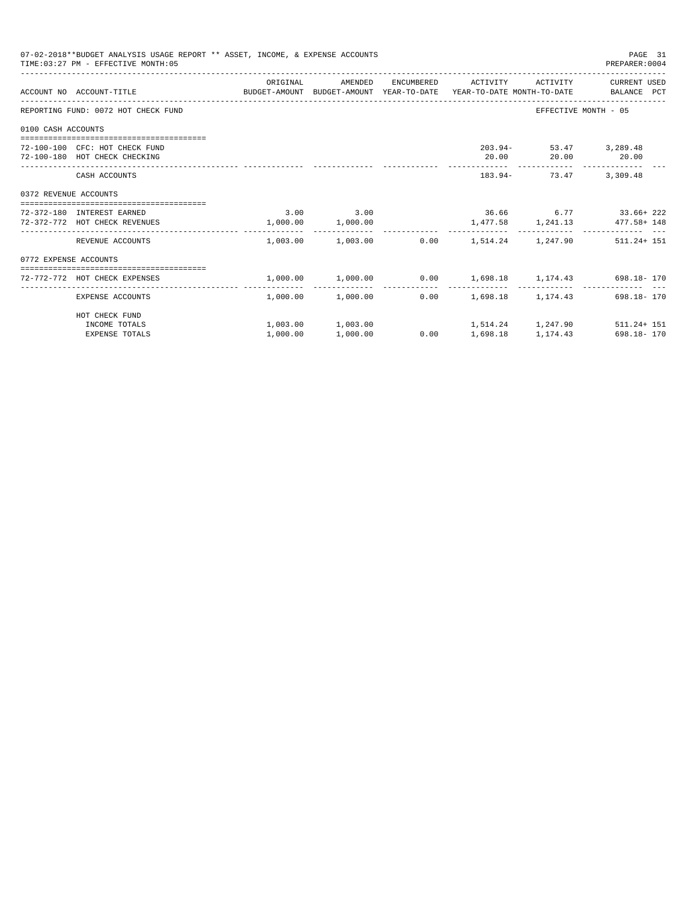07-02-2018**BUDGET ANALYSIS USAGE REPORT ** ASSET, INCOME, & EXPENSE ACCOUNTS

TIME:03:27 PM - EFFECTIVE MONTH:05

PREPARER:0004

| ACCOUNT NO | ACCOUNT-TITLE | ORIGINAL BUDGET-AMOUNT | AMENDED BUDGET-AMOUNT | ENCUMBERED YEAR-TO-DATE | ACTIVITY YEAR-TO-DATE | ACTIVITY MONTH-TO-DATE | CURRENT USED BALANCE | PCT |
|---|---|---|---|---|---|---|---|---|
| REPORTING FUND: 0072 HOT CHECK FUND | | | | | | | EFFECTIVE MONTH - 05 | |
| 0100 CASH ACCOUNTS | | | | | | | | |
| 72-100-100 | CFC: HOT CHECK FUND | | | | 203.94- | 53.47 | 3,289.48 | |
| 72-100-180 | HOT CHECK CHECKING | | | | 20.00 | 20.00 | 20.00 | |
| | CASH ACCOUNTS | | | | 183.94- | 73.47 | 3,309.48 | |
| 0372 REVENUE ACCOUNTS | | | | | | | | |
| 72-372-180 | INTEREST EARNED | 3.00 | 3.00 | | 36.66 | 6.77 | 33.66+ | 222 |
| 72-372-772 | HOT CHECK REVENUES | 1,000.00 | 1,000.00 | | 1,477.58 | 1,241.13 | 477.58+ | 148 |
| | REVENUE ACCOUNTS | 1,003.00 | 1,003.00 | 0.00 | 1,514.24 | 1,247.90 | 511.24+ | 151 |
| 0772 EXPENSE ACCOUNTS | | | | | | | | |
| 72-772-772 | HOT CHECK EXPENSES | 1,000.00 | 1,000.00 | 0.00 | 1,698.18 | 1,174.43 | 698.18- | 170 |
| | EXPENSE ACCOUNTS | 1,000.00 | 1,000.00 | 0.00 | 1,698.18 | 1,174.43 | 698.18- | 170 |
| | HOT CHECK FUND | | | | | | | |
| | INCOME TOTALS | 1,003.00 | 1,003.00 | | 1,514.24 | 1,247.90 | 511.24+ | 151 |
| | EXPENSE TOTALS | 1,000.00 | 1,000.00 | 0.00 | 1,698.18 | 1,174.43 | 698.18- | 170 |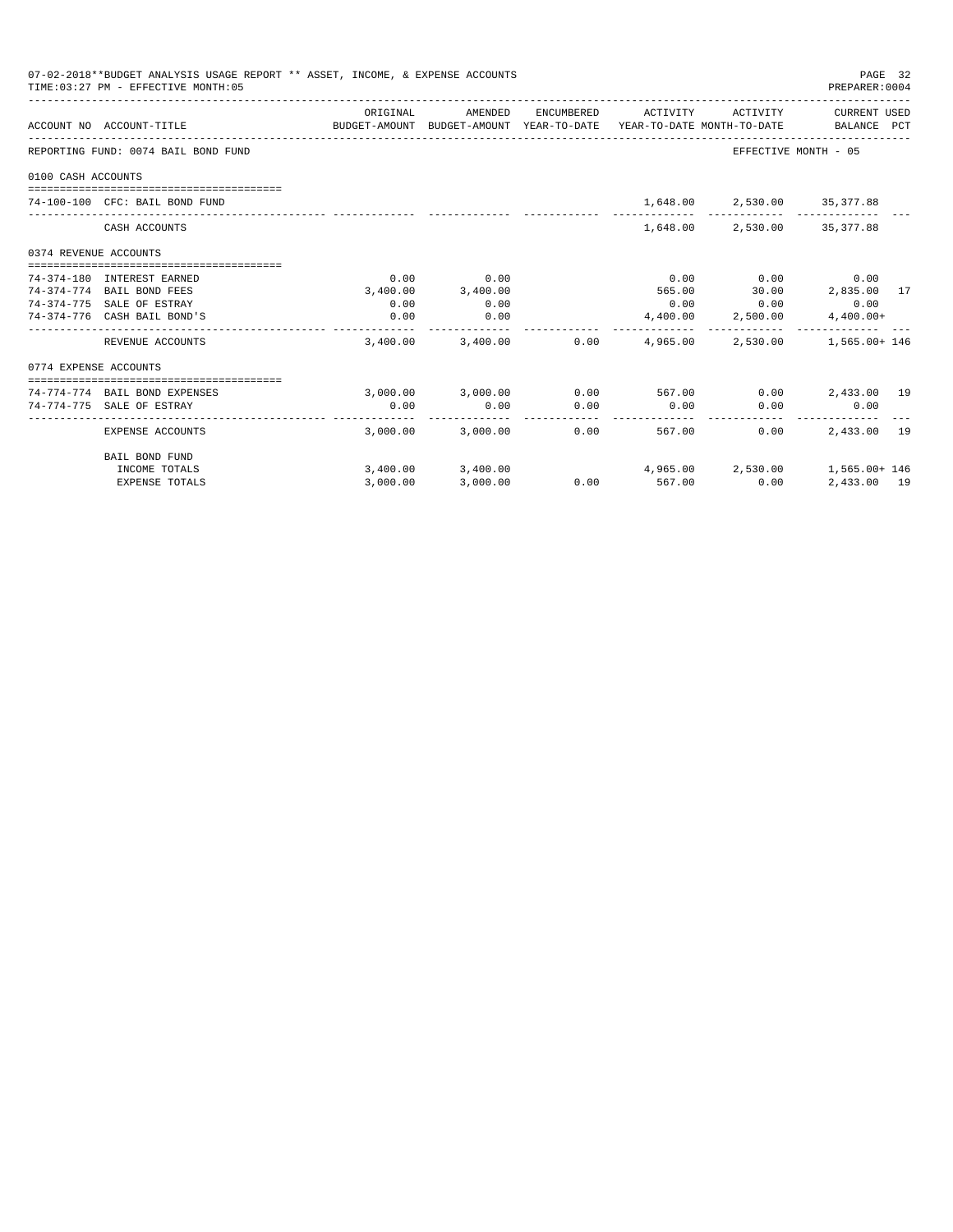07-02-2018**BUDGET ANALYSIS USAGE REPORT ** ASSET, INCOME, & EXPENSE ACCOUNTS

TIME:03:27 PM - EFFECTIVE MONTH:05

PREPARER:0004

| ACCOUNT NO | ACCOUNT-TITLE | ORIGINAL BUDGET-AMOUNT | AMENDED BUDGET-AMOUNT | ENCUMBERED YEAR-TO-DATE | ACTIVITY YEAR-TO-DATE | ACTIVITY MONTH-TO-DATE | CURRENT USED BALANCE | PCT |
|---|---|---|---|---|---|---|---|---|
| REPORTING FUND: 0074 BAIL BOND FUND | | | | | | EFFECTIVE MONTH - 05 | | |
| 0100 CASH ACCOUNTS | | | | | | | | |
| 74-100-100 | CFC: BAIL BOND FUND | | | | 1,648.00 | 2,530.00 | 35,377.88 | |
| | CASH ACCOUNTS | | | | 1,648.00 | 2,530.00 | 35,377.88 | |
| 0374 REVENUE ACCOUNTS | | | | | | | | |
| 74-374-180 | INTEREST EARNED | 0.00 | 0.00 | | 0.00 | 0.00 | 0.00 | |
| 74-374-774 | BAIL BOND FEES | 3,400.00 | 3,400.00 | | 565.00 | 30.00 | 2,835.00 | 17 |
| 74-374-775 | SALE OF ESTRAY | 0.00 | 0.00 | | 0.00 | 0.00 | 0.00 | |
| 74-374-776 | CASH BAIL BOND'S | 0.00 | 0.00 | | 4,400.00 | 2,500.00 | 4,400.00+ | |
| | REVENUE ACCOUNTS | 3,400.00 | 3,400.00 | 0.00 | 4,965.00 | 2,530.00 | 1,565.00+ | 146 |
| 0774 EXPENSE ACCOUNTS | | | | | | | | |
| 74-774-774 | BAIL BOND EXPENSES | 3,000.00 | 3,000.00 | 0.00 | 567.00 | 0.00 | 2,433.00 | 19 |
| 74-774-775 | SALE OF ESTRAY | 0.00 | 0.00 | 0.00 | 0.00 | 0.00 | 0.00 | |
| | EXPENSE ACCOUNTS | 3,000.00 | 3,000.00 | 0.00 | 567.00 | 0.00 | 2,433.00 | 19 |
| | BAIL BOND FUND | | | | | | | |
| | INCOME TOTALS | 3,400.00 | 3,400.00 | | 4,965.00 | 2,530.00 | 1,565.00+ | 146 |
| | EXPENSE TOTALS | 3,000.00 | 3,000.00 | 0.00 | 567.00 | 0.00 | 2,433.00 | 19 |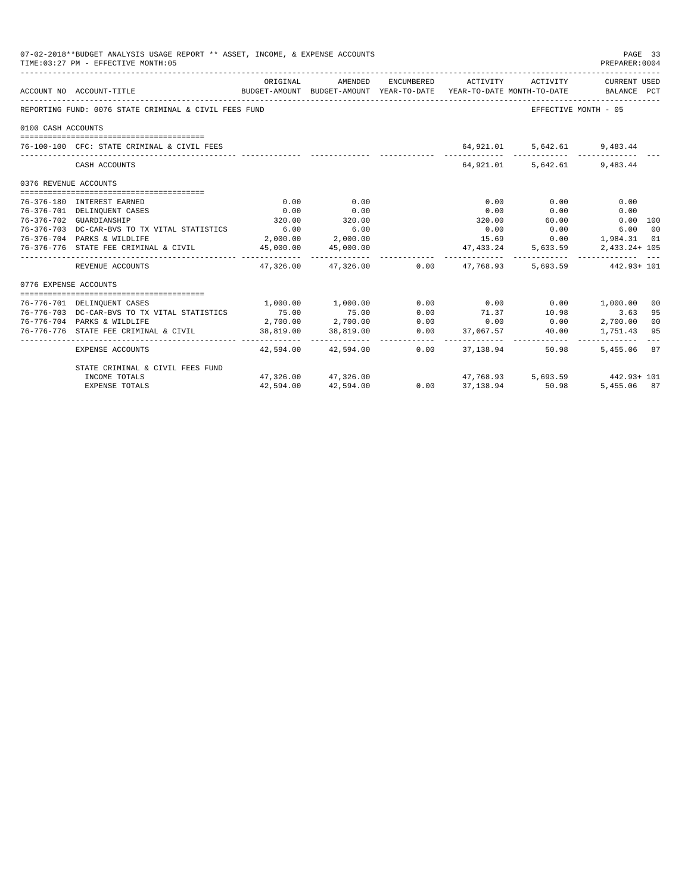07-02-2018**BUDGET ANALYSIS USAGE REPORT ** ASSET, INCOME, & EXPENSE ACCOUNTS
TIME:03:27 PM - EFFECTIVE MONTH:05

PREPARER:0004

| ACCOUNT NO | ACCOUNT-TITLE | ORIGINAL BUDGET-AMOUNT | AMENDED BUDGET-AMOUNT | ENCUMBERED YEAR-TO-DATE | ACTIVITY YEAR-TO-DATE | ACTIVITY MONTH-TO-DATE | CURRENT USED BALANCE | PCT |
|---|---|---|---|---|---|---|---|---|
| REPORTING FUND: 0076 STATE CRIMINAL & CIVIL FEES FUND | | | | | | EFFECTIVE MONTH - 05 | | |
| 0100 CASH ACCOUNTS | | | | | | | | |
| 76-100-100 | CFC: STATE CRIMINAL & CIVIL FEES | | | | 64,921.01 | 5,642.61 | 9,483.44 | |
| | CASH ACCOUNTS | | | | 64,921.01 | 5,642.61 | 9,483.44 | |
| 0376 REVENUE ACCOUNTS | | | | | | | | |
| 76-376-180 | INTEREST EARNED | 0.00 | 0.00 | | 0.00 | 0.00 | 0.00 | |
| 76-376-701 | DELINQUENT CASES | 0.00 | 0.00 | | 0.00 | 0.00 | 0.00 | |
| 76-376-702 | GUARDIANSHIP | 320.00 | 320.00 | | 320.00 | 60.00 | 0.00 | 100 |
| 76-376-703 | DC-CAR-BVS TO TX VITAL STATISTICS | 6.00 | 6.00 | | 0.00 | 0.00 | 6.00 | 00 |
| 76-376-704 | PARKS & WILDLIFE | 2,000.00 | 2,000.00 | | 15.69 | 0.00 | 1,984.31 | 01 |
| 76-376-776 | STATE FEE CRIMINAL & CIVIL | 45,000.00 | 45,000.00 | | 47,433.24 | 5,633.59 | 2,433.24+ | 105 |
| | REVENUE ACCOUNTS | 47,326.00 | 47,326.00 | 0.00 | 47,768.93 | 5,693.59 | 442.93+ | 101 |
| 0776 EXPENSE ACCOUNTS | | | | | | | | |
| 76-776-701 | DELINQUENT CASES | 1,000.00 | 1,000.00 | 0.00 | 0.00 | 0.00 | 1,000.00 | 00 |
| 76-776-703 | DC-CAR-BVS TO TX VITAL STATISTICS | 75.00 | 75.00 | 0.00 | 71.37 | 10.98 | 3.63 | 95 |
| 76-776-704 | PARKS & WILDLIFE | 2,700.00 | 2,700.00 | 0.00 | 0.00 | 0.00 | 2,700.00 | 00 |
| 76-776-776 | STATE FEE CRIMINAL & CIVIL | 38,819.00 | 38,819.00 | 0.00 | 37,067.57 | 40.00 | 1,751.43 | 95 |
| | EXPENSE ACCOUNTS | 42,594.00 | 42,594.00 | 0.00 | 37,138.94 | 50.98 | 5,455.06 | 87 |
| | STATE CRIMINAL & CIVIL FEES FUND | | | | | | | |
| | INCOME TOTALS | 47,326.00 | 47,326.00 | | 47,768.93 | 5,693.59 | 442.93+ | 101 |
| | EXPENSE TOTALS | 42,594.00 | 42,594.00 | 0.00 | 37,138.94 | 50.98 | 5,455.06 | 87 |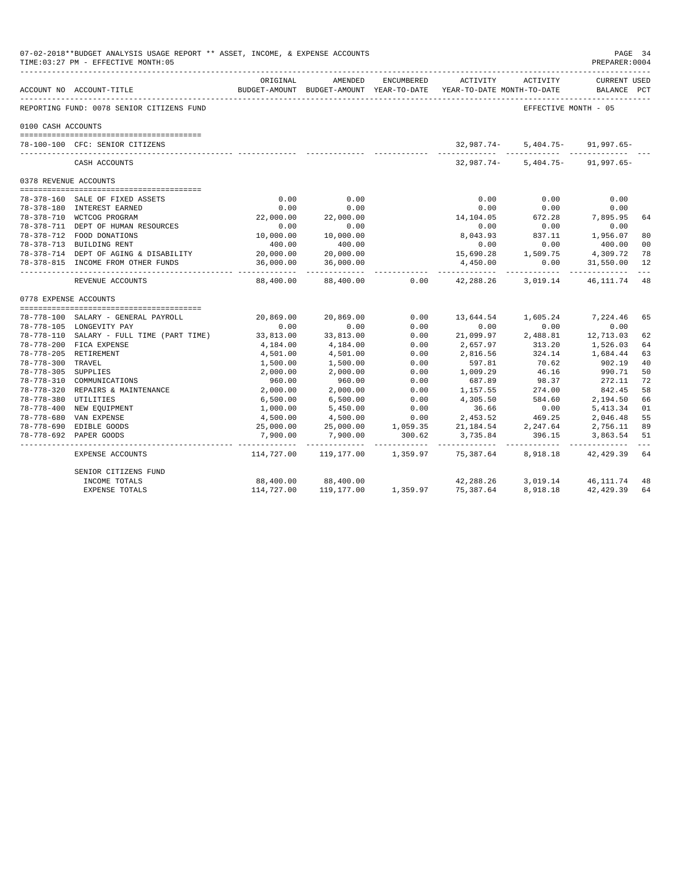07-02-2018**BUDGET ANALYSIS USAGE REPORT ** ASSET, INCOME, & EXPENSE ACCOUNTS
TIME:03:27 PM - EFFECTIVE MONTH:05

PREPARER:0004

| ACCOUNT NO | ACCOUNT-TITLE | ORIGINAL BUDGET-AMOUNT | AMENDED BUDGET-AMOUNT | ENCUMBERED YEAR-TO-DATE | ACTIVITY YEAR-TO-DATE | ACTIVITY MONTH-TO-DATE | CURRENT USED BALANCE | PCT |
|---|---|---|---|---|---|---|---|---|
| REPORTING FUND: 0078 SENIOR CITIZENS FUND | | | | | | | EFFECTIVE MONTH - 05 | |
| 0100 CASH ACCOUNTS | | | | | | | | |
| 78-100-100 | CFC: SENIOR CITIZENS | | | | 32,987.74- | 5,404.75- | 91,997.65- | |
| | CASH ACCOUNTS | | | | 32,987.74- | 5,404.75- | 91,997.65- | |
| 0378 REVENUE ACCOUNTS | | | | | | | | |
| 78-378-160 | SALE OF FIXED ASSETS | 0.00 | 0.00 | | 0.00 | 0.00 | 0.00 | |
| 78-378-180 | INTEREST EARNED | 0.00 | 0.00 | | 0.00 | 0.00 | 0.00 | |
| 78-378-710 | WCTCOG PROGRAM | 22,000.00 | 22,000.00 | | 14,104.05 | 672.28 | 7,895.95 | 64 |
| 78-378-711 | DEPT OF HUMAN RESOURCES | 0.00 | 0.00 | | 0.00 | 0.00 | 0.00 | |
| 78-378-712 | FOOD DONATIONS | 10,000.00 | 10,000.00 | | 8,043.93 | 837.11 | 1,956.07 | 80 |
| 78-378-713 | BUILDING RENT | 400.00 | 400.00 | | 0.00 | 0.00 | 400.00 | 00 |
| 78-378-714 | DEPT OF AGING & DISABILITY | 20,000.00 | 20,000.00 | | 15,690.28 | 1,509.75 | 4,309.72 | 78 |
| 78-378-815 | INCOME FROM OTHER FUNDS | 36,000.00 | 36,000.00 | | 4,450.00 | 0.00 | 31,550.00 | 12 |
| | REVENUE ACCOUNTS | 88,400.00 | 88,400.00 | 0.00 | 42,288.26 | 3,019.14 | 46,111.74 | 48 |
| 0778 EXPENSE ACCOUNTS | | | | | | | | |
| 78-778-100 | SALARY - GENERAL PAYROLL | 20,869.00 | 20,869.00 | 0.00 | 13,644.54 | 1,605.24 | 7,224.46 | 65 |
| 78-778-105 | LONGEVITY PAY | 0.00 | 0.00 | 0.00 | 0.00 | 0.00 | 0.00 | |
| 78-778-110 | SALARY - FULL TIME (PART TIME) | 33,813.00 | 33,813.00 | 0.00 | 21,099.97 | 2,488.81 | 12,713.03 | 62 |
| 78-778-200 | FICA EXPENSE | 4,184.00 | 4,184.00 | 0.00 | 2,657.97 | 313.20 | 1,526.03 | 64 |
| 78-778-205 | RETIREMENT | 4,501.00 | 4,501.00 | 0.00 | 2,816.56 | 324.14 | 1,684.44 | 63 |
| 78-778-300 | TRAVEL | 1,500.00 | 1,500.00 | 0.00 | 597.81 | 70.62 | 902.19 | 40 |
| 78-778-305 | SUPPLIES | 2,000.00 | 2,000.00 | 0.00 | 1,009.29 | 46.16 | 990.71 | 50 |
| 78-778-310 | COMMUNICATIONS | 960.00 | 960.00 | 0.00 | 687.89 | 98.37 | 272.11 | 72 |
| 78-778-320 | REPAIRS & MAINTENANCE | 2,000.00 | 2,000.00 | 0.00 | 1,157.55 | 274.00 | 842.45 | 58 |
| 78-778-380 | UTILITIES | 6,500.00 | 6,500.00 | 0.00 | 4,305.50 | 584.60 | 2,194.50 | 66 |
| 78-778-400 | NEW EQUIPMENT | 1,000.00 | 5,450.00 | 0.00 | 36.66 | 0.00 | 5,413.34 | 01 |
| 78-778-680 | VAN EXPENSE | 4,500.00 | 4,500.00 | 0.00 | 2,453.52 | 469.25 | 2,046.48 | 55 |
| 78-778-690 | EDIBLE GOODS | 25,000.00 | 25,000.00 | 1,059.35 | 21,184.54 | 2,247.64 | 2,756.11 | 89 |
| 78-778-692 | PAPER GOODS | 7,900.00 | 7,900.00 | 300.62 | 3,735.84 | 396.15 | 3,863.54 | 51 |
| | EXPENSE ACCOUNTS | 114,727.00 | 119,177.00 | 1,359.97 | 75,387.64 | 8,918.18 | 42,429.39 | 64 |
| | SENIOR CITIZENS FUND | | | | | | | |
| | INCOME TOTALS | 88,400.00 | 88,400.00 | | 42,288.26 | 3,019.14 | 46,111.74 | 48 |
| | EXPENSE TOTALS | 114,727.00 | 119,177.00 | 1,359.97 | 75,387.64 | 8,918.18 | 42,429.39 | 64 |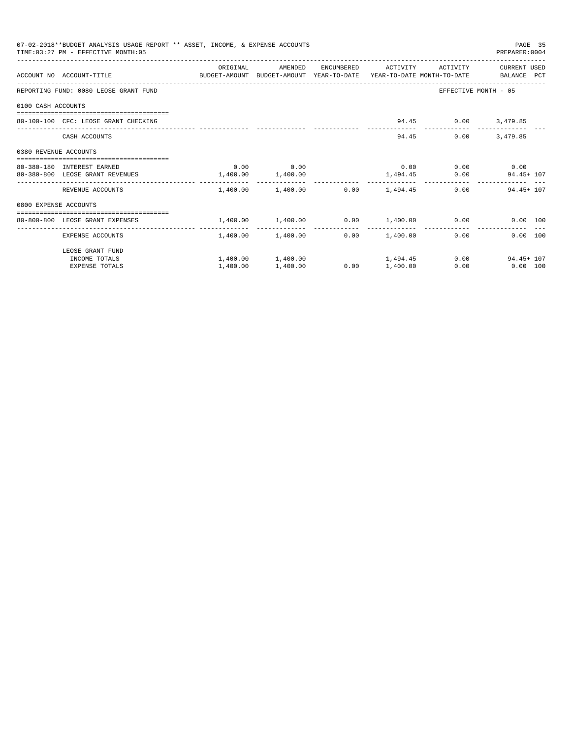07-02-2018**BUDGET ANALYSIS USAGE REPORT ** ASSET, INCOME, & EXPENSE ACCOUNTS

TIME:03:27 PM - EFFECTIVE MONTH:05

PREPARER:0004

| ACCOUNT NO | ACCOUNT-TITLE | ORIGINAL BUDGET-AMOUNT | AMENDED BUDGET-AMOUNT | ENCUMBERED YEAR-TO-DATE | ACTIVITY YEAR-TO-DATE | ACTIVITY MONTH-TO-DATE | CURRENT USED BALANCE | PCT |
|---|---|---|---|---|---|---|---|---|
| REPORTING FUND: 0080 LEOSE GRANT FUND | | | | | | EFFECTIVE MONTH - 05 | | |
| 0100 CASH ACCOUNTS | | | | | | | | |
| 80-100-100 | CFC: LEOSE GRANT CHECKING | | | | 94.45 | 0.00 | 3,479.85 | |
| | CASH ACCOUNTS | | | | 94.45 | 0.00 | 3,479.85 | |
| 0380 REVENUE ACCOUNTS | | | | | | | | |
| 80-380-180 | INTEREST EARNED | 0.00 | 0.00 | | 0.00 | 0.00 | 0.00 | |
| 80-380-800 | LEOSE GRANT REVENUES | 1,400.00 | 1,400.00 | | 1,494.45 | 0.00 | 94.45+ | 107 |
| | REVENUE ACCOUNTS | 1,400.00 | 1,400.00 | 0.00 | 1,494.45 | 0.00 | 94.45+ | 107 |
| 0800 EXPENSE ACCOUNTS | | | | | | | | |
| 80-800-800 | LEOSE GRANT EXPENSES | 1,400.00 | 1,400.00 | 0.00 | 1,400.00 | 0.00 | 0.00 | 100 |
| | EXPENSE ACCOUNTS | 1,400.00 | 1,400.00 | 0.00 | 1,400.00 | 0.00 | 0.00 | 100 |
| | LEOSE GRANT FUND | | | | | | | |
| | INCOME TOTALS | 1,400.00 | 1,400.00 | | 1,494.45 | 0.00 | 94.45+ | 107 |
| | EXPENSE TOTALS | 1,400.00 | 1,400.00 | 0.00 | 1,400.00 | 0.00 | 0.00 | 100 |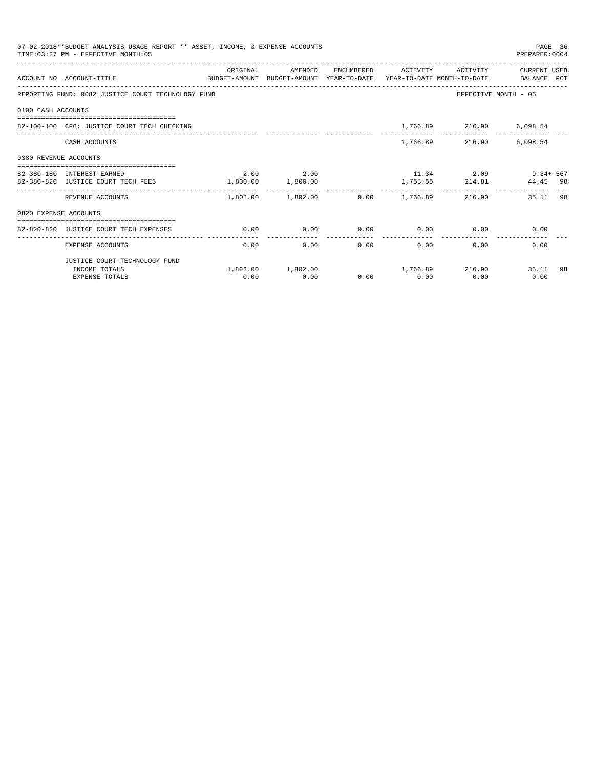07-02-2018**BUDGET ANALYSIS USAGE REPORT ** ASSET, INCOME, & EXPENSE ACCOUNTS
TIME:03:27 PM - EFFECTIVE MONTH:05

PREPARER:0004

| ACCOUNT NO | ACCOUNT-TITLE | ORIGINAL BUDGET-AMOUNT | AMENDED BUDGET-AMOUNT | ENCUMBERED YEAR-TO-DATE | ACTIVITY YEAR-TO-DATE | ACTIVITY MONTH-TO-DATE | CURRENT BALANCE | USED PCT |
|---|---|---|---|---|---|---|---|---|
| REPORTING FUND: 0082 JUSTICE COURT TECHNOLOGY FUND | | | | | | | EFFECTIVE MONTH - 05 | |
| 0100 CASH ACCOUNTS | | | | | | | | |
| 82-100-100 | CFC: JUSTICE COURT TECH CHECKING | | | | 1,766.89 | 216.90 | 6,098.54 | |
| | CASH ACCOUNTS | | | | 1,766.89 | 216.90 | 6,098.54 | |
| 0380 REVENUE ACCOUNTS | | | | | | | | |
| 82-380-180 | INTEREST EARNED | 2.00 | 2.00 | | 11.34 | 2.09 | 9.34+ | 567 |
| 82-380-820 | JUSTICE COURT TECH FEES | 1,800.00 | 1,800.00 | | 1,755.55 | 214.81 | 44.45 | 98 |
| | REVENUE ACCOUNTS | 1,802.00 | 1,802.00 | 0.00 | 1,766.89 | 216.90 | 35.11 | 98 |
| 0820 EXPENSE ACCOUNTS | | | | | | | | |
| 82-820-820 | JUSTICE COURT TECH EXPENSES | 0.00 | 0.00 | 0.00 | 0.00 | 0.00 | 0.00 | |
| | EXPENSE ACCOUNTS | 0.00 | 0.00 | 0.00 | 0.00 | 0.00 | 0.00 | |
| | JUSTICE COURT TECHNOLOGY FUND | | | | | | | |
| | INCOME TOTALS | 1,802.00 | 1,802.00 | | 1,766.89 | 216.90 | 35.11 | 98 |
| | EXPENSE TOTALS | 0.00 | 0.00 | 0.00 | 0.00 | 0.00 | 0.00 | |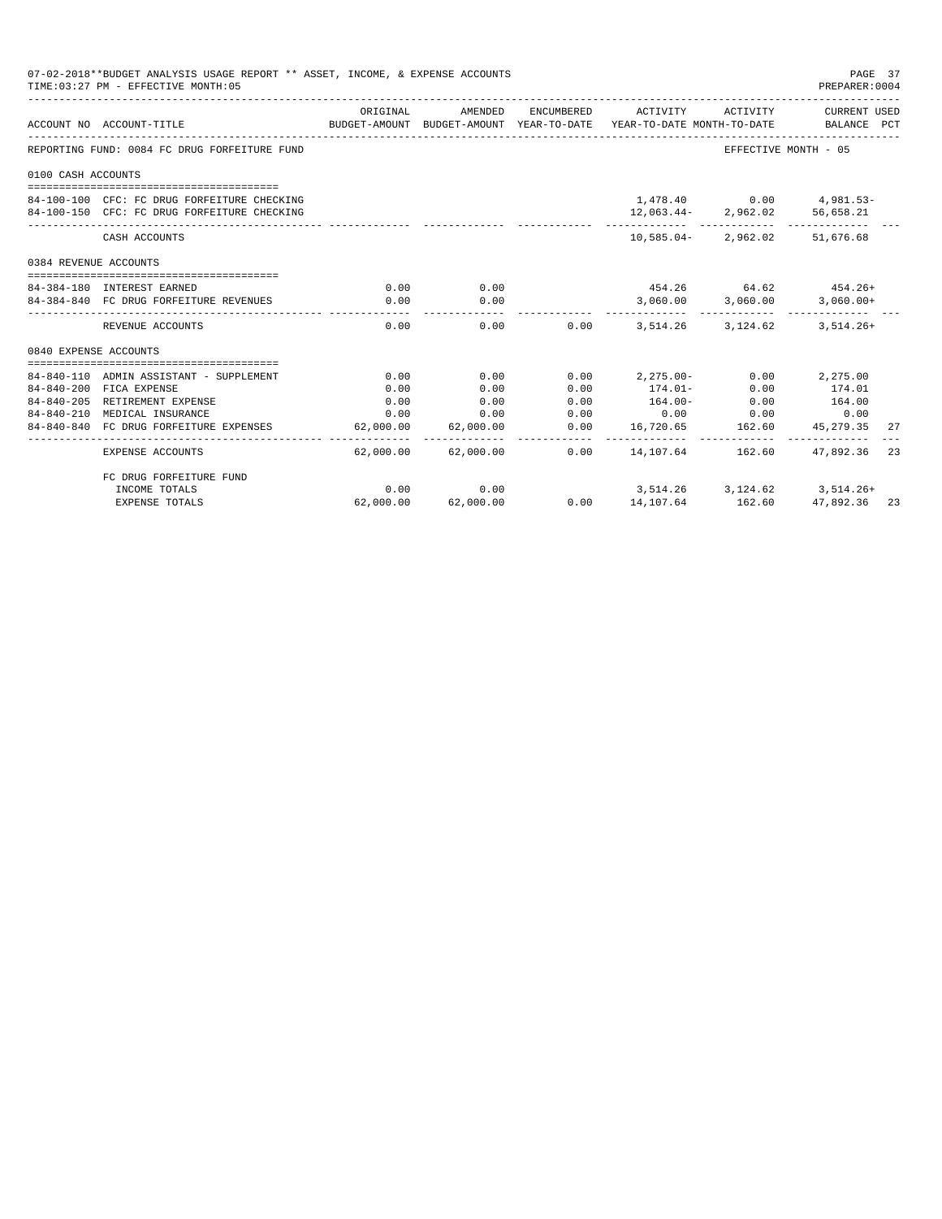07-02-2018**BUDGET ANALYSIS USAGE REPORT ** ASSET, INCOME, & EXPENSE ACCOUNTS
TIME:03:27 PM - EFFECTIVE MONTH:05

PREPARER:0004

| ACCOUNT NO | ACCOUNT-TITLE | ORIGINAL BUDGET-AMOUNT | AMENDED BUDGET-AMOUNT | ENCUMBERED YEAR-TO-DATE | ACTIVITY YEAR-TO-DATE | ACTIVITY MONTH-TO-DATE | CURRENT USED BALANCE | PCT |
|---|---|---|---|---|---|---|---|---|
| REPORTING FUND: 0084 FC DRUG FORFEITURE FUND | | | | | | EFFECTIVE MONTH - 05 | | |
| 0100 CASH ACCOUNTS | | | | | | | | |
| 84-100-100 | CFC: FC DRUG FORFEITURE CHECKING | | | | 1,478.40 | 0.00 | 4,981.53- | |
| 84-100-150 | CFC: FC DRUG FORFEITURE CHECKING | | | | 12,063.44- | 2,962.02 | 56,658.21 | |
| | CASH ACCOUNTS | | | | 10,585.04- | 2,962.02 | 51,676.68 | |
| 0384 REVENUE ACCOUNTS | | | | | | | | |
| 84-384-180 | INTEREST EARNED | 0.00 | 0.00 | | 454.26 | 64.62 | 454.26+ | |
| 84-384-840 | FC DRUG FORFEITURE REVENUES | 0.00 | 0.00 | | 3,060.00 | 3,060.00 | 3,060.00+ | |
| | REVENUE ACCOUNTS | 0.00 | 0.00 | 0.00 | 3,514.26 | 3,124.62 | 3,514.26+ | |
| 0840 EXPENSE ACCOUNTS | | | | | | | | |
| 84-840-110 | ADMIN ASSISTANT - SUPPLEMENT | 0.00 | 0.00 | 0.00 | 2,275.00- | 0.00 | 2,275.00 | |
| 84-840-200 | FICA EXPENSE | 0.00 | 0.00 | 0.00 | 174.01- | 0.00 | 174.01 | |
| 84-840-205 | RETIREMENT EXPENSE | 0.00 | 0.00 | 0.00 | 164.00- | 0.00 | 164.00 | |
| 84-840-210 | MEDICAL INSURANCE | 0.00 | 0.00 | 0.00 | 0.00 | 0.00 | 0.00 | |
| 84-840-840 | FC DRUG FORFEITURE EXPENSES | 62,000.00 | 62,000.00 | 0.00 | 16,720.65 | 162.60 | 45,279.35 | 27 |
| | EXPENSE ACCOUNTS | 62,000.00 | 62,000.00 | 0.00 | 14,107.64 | 162.60 | 47,892.36 | 23 |
| | FC DRUG FORFEITURE FUND | | | | | | | |
| | INCOME TOTALS | 0.00 | 0.00 | | 3,514.26 | 3,124.62 | 3,514.26+ | |
| | EXPENSE TOTALS | 62,000.00 | 62,000.00 | 0.00 | 14,107.64 | 162.60 | 47,892.36 | 23 |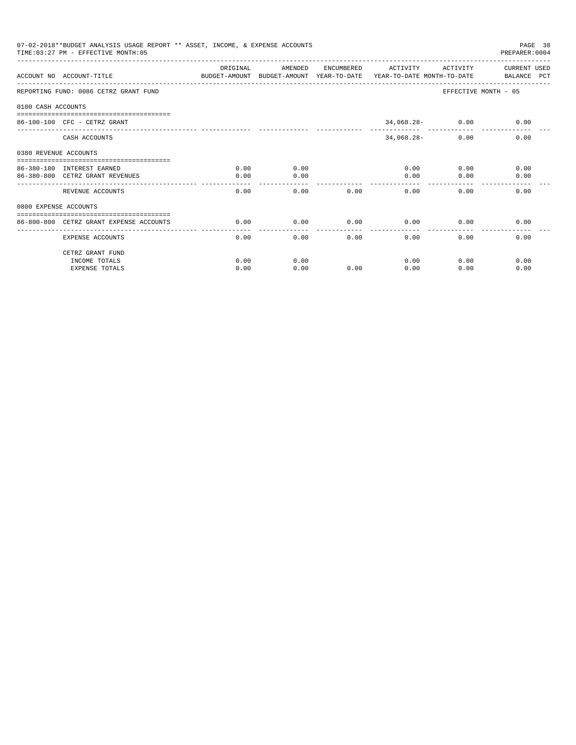07-02-2018**BUDGET ANALYSIS USAGE REPORT ** ASSET, INCOME, & EXPENSE ACCOUNTS
TIME:03:27 PM - EFFECTIVE MONTH:05

PREPARER:0004

| ACCOUNT NO | ACCOUNT-TITLE | ORIGINAL BUDGET-AMOUNT | AMENDED BUDGET-AMOUNT | ENCUMBERED YEAR-TO-DATE | ACTIVITY YEAR-TO-DATE | ACTIVITY MONTH-TO-DATE | CURRENT USED BALANCE | PCT |
|---|---|---|---|---|---|---|---|---|
| REPORTING FUND: 0086 CETRZ GRANT FUND | | | | | | EFFECTIVE MONTH - 05 | | |
| 0100 CASH ACCOUNTS | | | | | | | | |
| 86-100-100 | CFC - CETRZ GRANT | | | | 34,068.28- | 0.00 | 0.00 | |
| | CASH ACCOUNTS | | | | 34,068.28- | 0.00 | 0.00 | |
| 0380 REVENUE ACCOUNTS | | | | | | | | |
| 86-380-180 | INTEREST EARNED | 0.00 | 0.00 | | 0.00 | 0.00 | 0.00 | |
| 86-380-800 | CETRZ GRANT REVENUES | 0.00 | 0.00 | | 0.00 | 0.00 | 0.00 | |
| | REVENUE ACCOUNTS | 0.00 | 0.00 | 0.00 | 0.00 | 0.00 | 0.00 | |
| 0800 EXPENSE ACCOUNTS | | | | | | | | |
| 86-800-800 | CETRZ GRANT EXPENSE ACCOUNTS | 0.00 | 0.00 | 0.00 | 0.00 | 0.00 | 0.00 | |
| | EXPENSE ACCOUNTS | 0.00 | 0.00 | 0.00 | 0.00 | 0.00 | 0.00 | |
| | CETRZ GRANT FUND | | | | | | | |
| | INCOME TOTALS | 0.00 | 0.00 | | 0.00 | 0.00 | 0.00 | |
| | EXPENSE TOTALS | 0.00 | 0.00 | 0.00 | 0.00 | 0.00 | 0.00 | |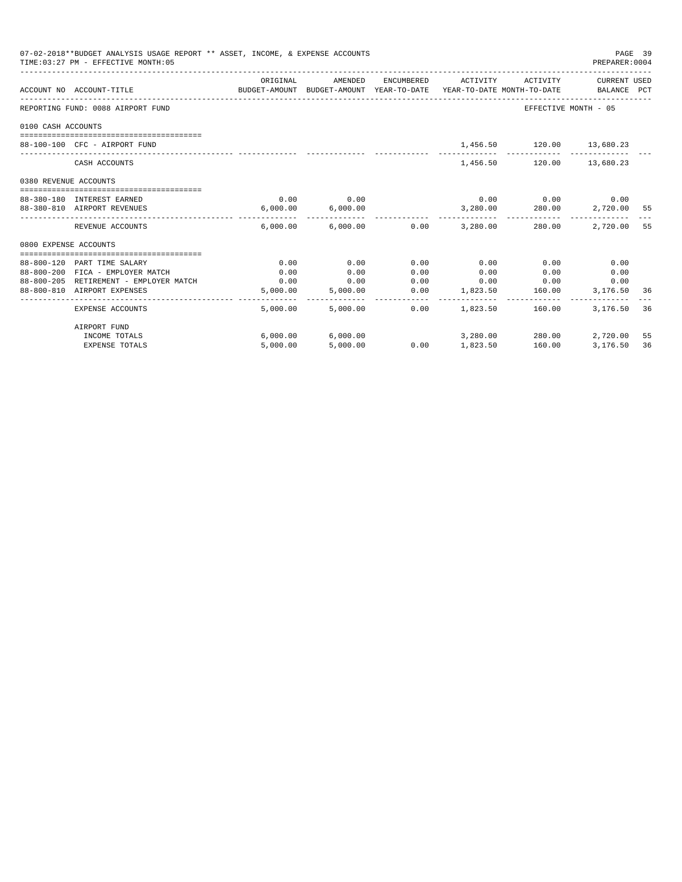07-02-2018**BUDGET ANALYSIS USAGE REPORT ** ASSET, INCOME, & EXPENSE ACCOUNTS

TIME:03:27 PM - EFFECTIVE MONTH:05

PREPARER:0004

| ACCOUNT NO | ACCOUNT-TITLE | ORIGINAL BUDGET-AMOUNT | AMENDED BUDGET-AMOUNT | ENCUMBERED YEAR-TO-DATE | ACTIVITY YEAR-TO-DATE | ACTIVITY MONTH-TO-DATE | CURRENT USED BALANCE | PCT |
|---|---|---|---|---|---|---|---|---|
| REPORTING FUND: 0088 AIRPORT FUND | | | | | | | EFFECTIVE MONTH - 05 | |
| 0100 CASH ACCOUNTS | | | | | | | | |
| 88-100-100 | CFC - AIRPORT FUND | | | | 1,456.50 | 120.00 | 13,680.23 | |
| | CASH ACCOUNTS | | | | 1,456.50 | 120.00 | 13,680.23 | |
| 0380 REVENUE ACCOUNTS | | | | | | | | |
| 88-380-180 | INTEREST EARNED | 0.00 | 0.00 | | 0.00 | 0.00 | 0.00 | |
| 88-380-810 | AIRPORT REVENUES | 6,000.00 | 6,000.00 | | 3,280.00 | 280.00 | 2,720.00 | 55 |
| | REVENUE ACCOUNTS | 6,000.00 | 6,000.00 | 0.00 | 3,280.00 | 280.00 | 2,720.00 | 55 |
| 0800 EXPENSE ACCOUNTS | | | | | | | | |
| 88-800-120 | PART TIME SALARY | 0.00 | 0.00 | 0.00 | 0.00 | 0.00 | 0.00 | |
| 88-800-200 | FICA - EMPLOYER MATCH | 0.00 | 0.00 | 0.00 | 0.00 | 0.00 | 0.00 | |
| 88-800-205 | RETIREMENT - EMPLOYER MATCH | 0.00 | 0.00 | 0.00 | 0.00 | 0.00 | 0.00 | |
| 88-800-810 | AIRPORT EXPENSES | 5,000.00 | 5,000.00 | 0.00 | 1,823.50 | 160.00 | 3,176.50 | 36 |
| | EXPENSE ACCOUNTS | 5,000.00 | 5,000.00 | 0.00 | 1,823.50 | 160.00 | 3,176.50 | 36 |
| | AIRPORT FUND | | | | | | | |
| | INCOME TOTALS | 6,000.00 | 6,000.00 | | 3,280.00 | 280.00 | 2,720.00 | 55 |
| | EXPENSE TOTALS | 5,000.00 | 5,000.00 | 0.00 | 1,823.50 | 160.00 | 3,176.50 | 36 |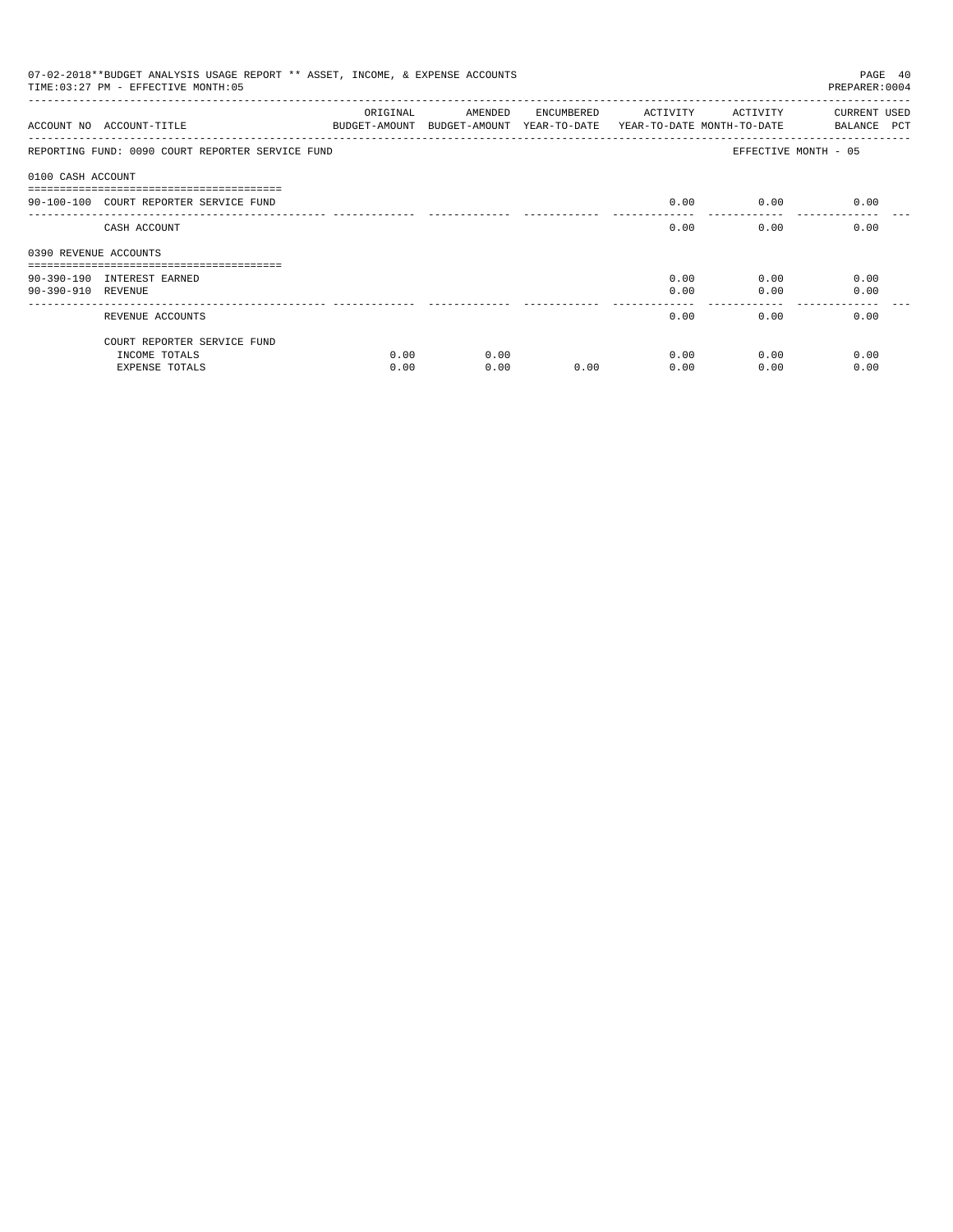07-02-2018**BUDGET ANALYSIS USAGE REPORT ** ASSET, INCOME, & EXPENSE ACCOUNTS

TIME:03:27 PM - EFFECTIVE MONTH:05

PREPARER:0004

| ACCOUNT NO | ACCOUNT-TITLE | ORIGINAL BUDGET-AMOUNT | AMENDED BUDGET-AMOUNT | ENCUMBERED YEAR-TO-DATE | ACTIVITY YEAR-TO-DATE | ACTIVITY MONTH-TO-DATE | CURRENT USED BALANCE PCT |
|---|---|---|---|---|---|---|---|
| REPORTING FUND: 0090 COURT REPORTER SERVICE FUND | | | | | | EFFECTIVE MONTH - 05 | |
| 0100 CASH ACCOUNT | | | | | | | |
| 90-100-100 | COURT REPORTER SERVICE FUND | | | | 0.00 | 0.00 | 0.00 |
| | CASH ACCOUNT | | | | 0.00 | 0.00 | 0.00 |
| 0390 REVENUE ACCOUNTS | | | | | | | |
| 90-390-190 | INTEREST EARNED | | | | 0.00 | 0.00 | 0.00 |
| 90-390-910 | REVENUE | | | | 0.00 | 0.00 | 0.00 |
| | REVENUE ACCOUNTS | | | | 0.00 | 0.00 | 0.00 |
| | COURT REPORTER SERVICE FUND | | | | | | |
| | INCOME TOTALS | 0.00 | 0.00 | | 0.00 | 0.00 | 0.00 |
| | EXPENSE TOTALS | 0.00 | 0.00 | 0.00 | 0.00 | 0.00 | 0.00 |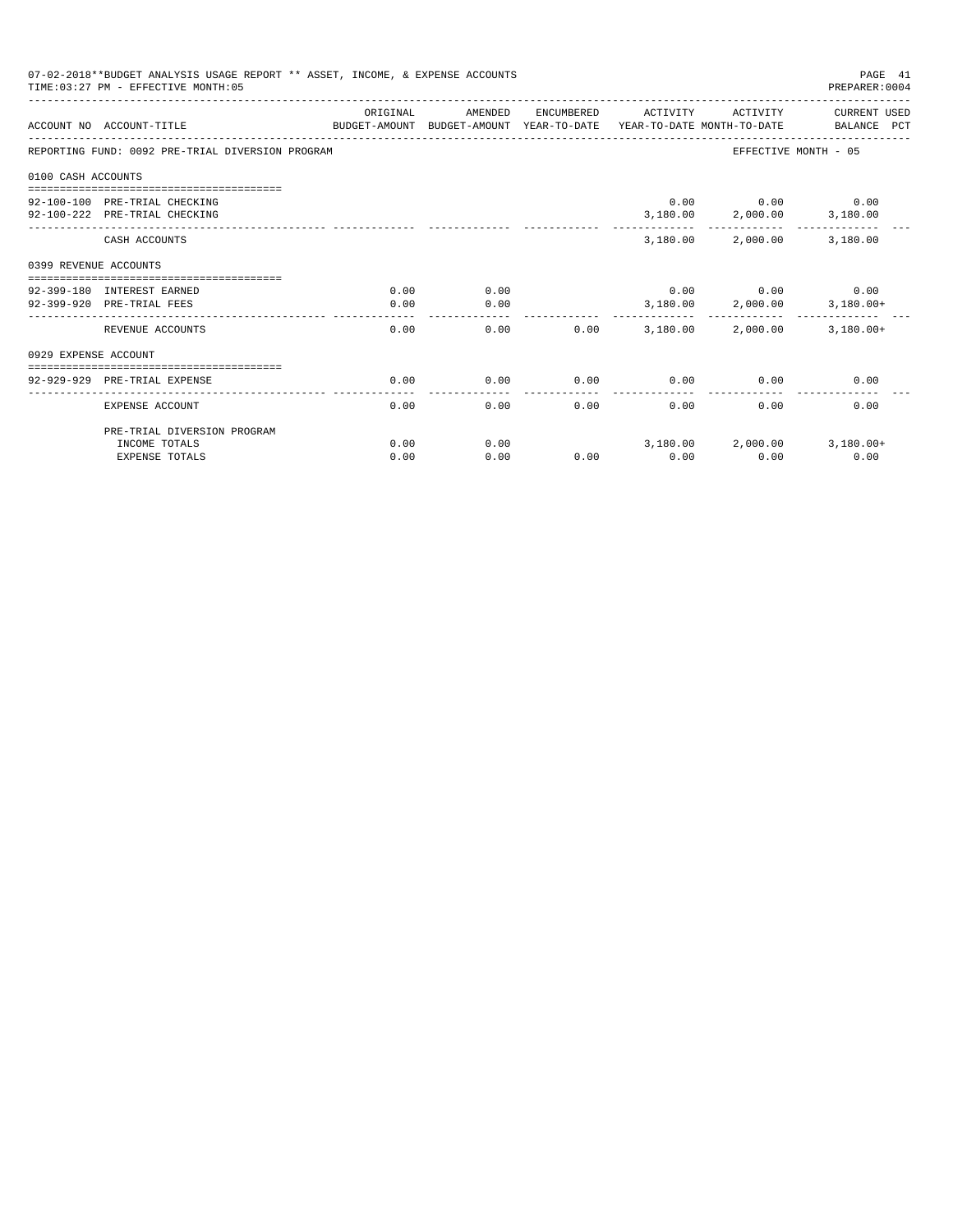07-02-2018**BUDGET ANALYSIS USAGE REPORT ** ASSET, INCOME, & EXPENSE ACCOUNTS

TIME:03:27 PM - EFFECTIVE MONTH:05

PREPARER:0004

| ACCOUNT NO | ACCOUNT-TITLE | ORIGINAL BUDGET-AMOUNT | AMENDED BUDGET-AMOUNT | ENCUMBERED YEAR-TO-DATE | ACTIVITY YEAR-TO-DATE | ACTIVITY MONTH-TO-DATE | CURRENT USED BALANCE PCT |
|---|---|---|---|---|---|---|---|
| REPORTING FUND: 0092 PRE-TRIAL DIVERSION PROGRAM | | | | | | | EFFECTIVE MONTH - 05 |
| 0100 CASH ACCOUNTS | | | | | | | |
| 92-100-100 | PRE-TRIAL CHECKING | | | | 0.00 | 0.00 | 0.00 |
| 92-100-222 | PRE-TRIAL CHECKING | | | | 3,180.00 | 2,000.00 | 3,180.00 |
| | CASH ACCOUNTS | | | | 3,180.00 | 2,000.00 | 3,180.00 |
| 0399 REVENUE ACCOUNTS | | | | | | | |
| 92-399-180 | INTEREST EARNED | 0.00 | 0.00 | | 0.00 | 0.00 | 0.00 |
| 92-399-920 | PRE-TRIAL FEES | 0.00 | 0.00 | | 3,180.00 | 2,000.00 | 3,180.00+ |
| | REVENUE ACCOUNTS | 0.00 | 0.00 | 0.00 | 3,180.00 | 2,000.00 | 3,180.00+ |
| 0929 EXPENSE ACCOUNT | | | | | | | |
| 92-929-929 | PRE-TRIAL EXPENSE | 0.00 | 0.00 | 0.00 | 0.00 | 0.00 | 0.00 |
| | EXPENSE ACCOUNT | 0.00 | 0.00 | 0.00 | 0.00 | 0.00 | 0.00 |
| | PRE-TRIAL DIVERSION PROGRAM | | | | | | |
| | INCOME TOTALS | 0.00 | 0.00 | | 3,180.00 | 2,000.00 | 3,180.00+ |
| | EXPENSE TOTALS | 0.00 | 0.00 | 0.00 | 0.00 | 0.00 | 0.00 |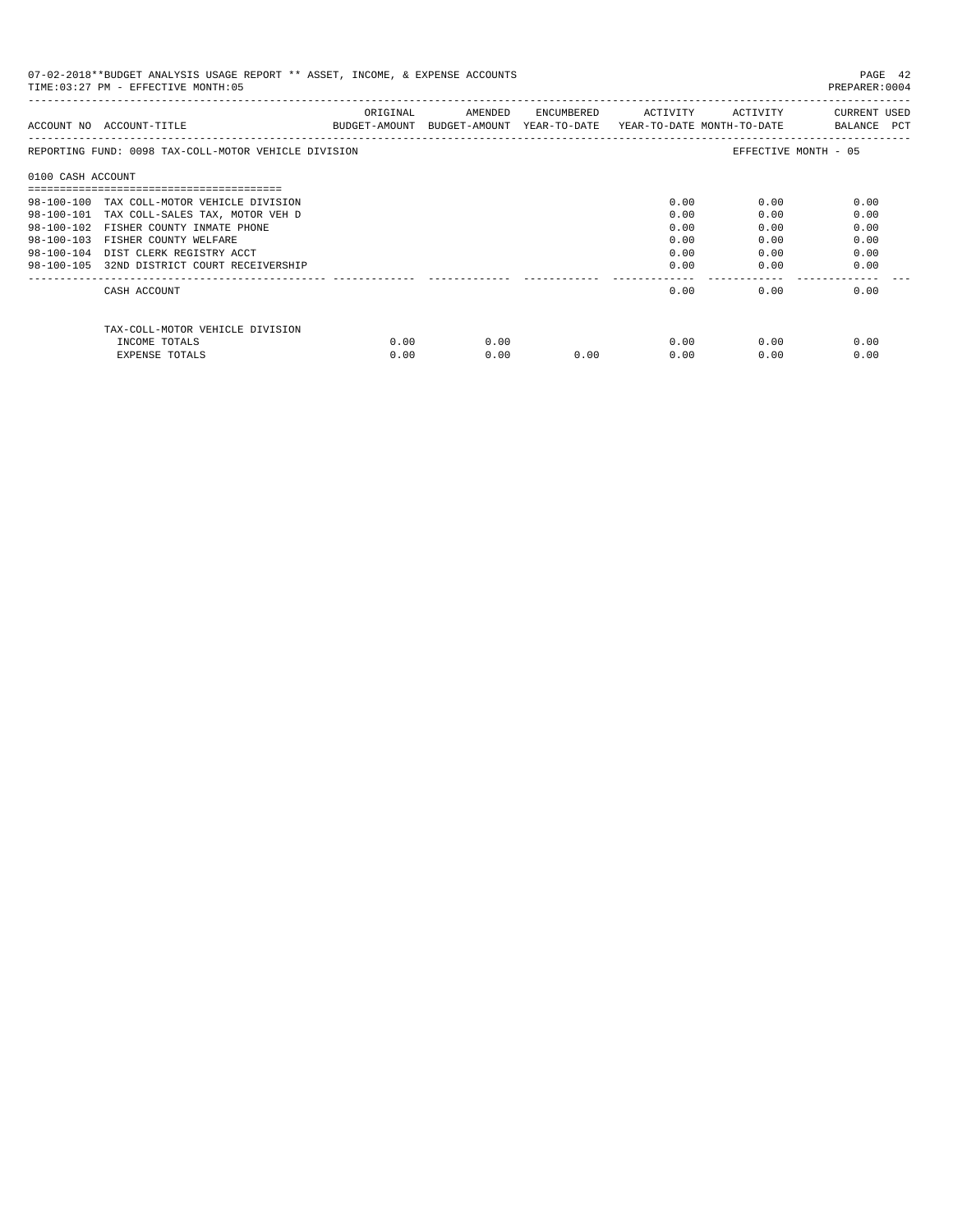07-02-2018**BUDGET ANALYSIS USAGE REPORT ** ASSET, INCOME, & EXPENSE ACCOUNTS

TIME:03:27 PM - EFFECTIVE MONTH:05

PREPARER:0004

| ACCOUNT NO | ACCOUNT-TITLE | ORIGINAL BUDGET-AMOUNT | AMENDED BUDGET-AMOUNT | ENCUMBERED YEAR-TO-DATE | ACTIVITY YEAR-TO-DATE | ACTIVITY MONTH-TO-DATE | CURRENT USED BALANCE PCT |
|---|---|---|---|---|---|---|---|
| REPORTING FUND: 0098 TAX-COLL-MOTOR VEHICLE DIVISION | | | | | | EFFECTIVE MONTH - 05 | |
| 0100 CASH ACCOUNT | | | | | | | |
| 98-100-100 | TAX COLL-MOTOR VEHICLE DIVISION | | | | 0.00 | 0.00 | 0.00 |
| 98-100-101 | TAX COLL-SALES TAX, MOTOR VEH D | | | | 0.00 | 0.00 | 0.00 |
| 98-100-102 | FISHER COUNTY INMATE PHONE | | | | 0.00 | 0.00 | 0.00 |
| 98-100-103 | FISHER COUNTY WELFARE | | | | 0.00 | 0.00 | 0.00 |
| 98-100-104 | DIST CLERK REGISTRY ACCT | | | | 0.00 | 0.00 | 0.00 |
| 98-100-105 | 32ND DISTRICT COURT RECEIVERSHIP | | | | 0.00 | 0.00 | 0.00 |
| | CASH ACCOUNT | | | | 0.00 | 0.00 | 0.00 |
| | TAX-COLL-MOTOR VEHICLE DIVISION | | | | | | |
| | INCOME TOTALS | 0.00 | 0.00 | | 0.00 | 0.00 | 0.00 |
| | EXPENSE TOTALS | 0.00 | 0.00 | 0.00 | 0.00 | 0.00 | 0.00 |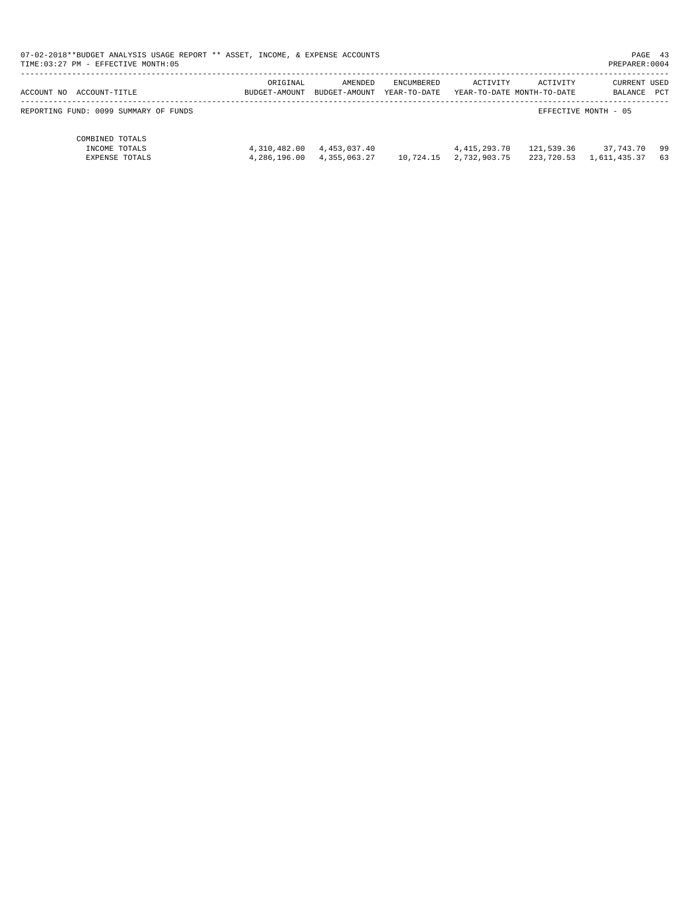07-02-2018**BUDGET ANALYSIS USAGE REPORT ** ASSET, INCOME, & EXPENSE ACCOUNTS

TIME:03:27 PM - EFFECTIVE MONTH:05

PREPARER:0004

| ACCOUNT NO ACCOUNT-TITLE | ORIGINAL BUDGET-AMOUNT | AMENDED BUDGET-AMOUNT | ENCUMBERED YEAR-TO-DATE | ACTIVITY YEAR-TO-DATE | ACTIVITY MONTH-TO-DATE | CURRENT BALANCE | USED PCT |
|---|---|---|---|---|---|---|---|
| REPORTING FUND: 0099 SUMMARY OF FUNDS | | | | | | EFFECTIVE MONTH - 05 | |
| COMBINED TOTALS | | | | | | | |
| INCOME TOTALS | 4,310,482.00 | 4,453,037.40 | | 4,415,293.70 | 121,539.36 | 37,743.70 | 99 |
| EXPENSE TOTALS | 4,286,196.00 | 4,355,063.27 | 10,724.15 | 2,732,903.75 | 223,720.53 | 1,611,435.37 | 63 |